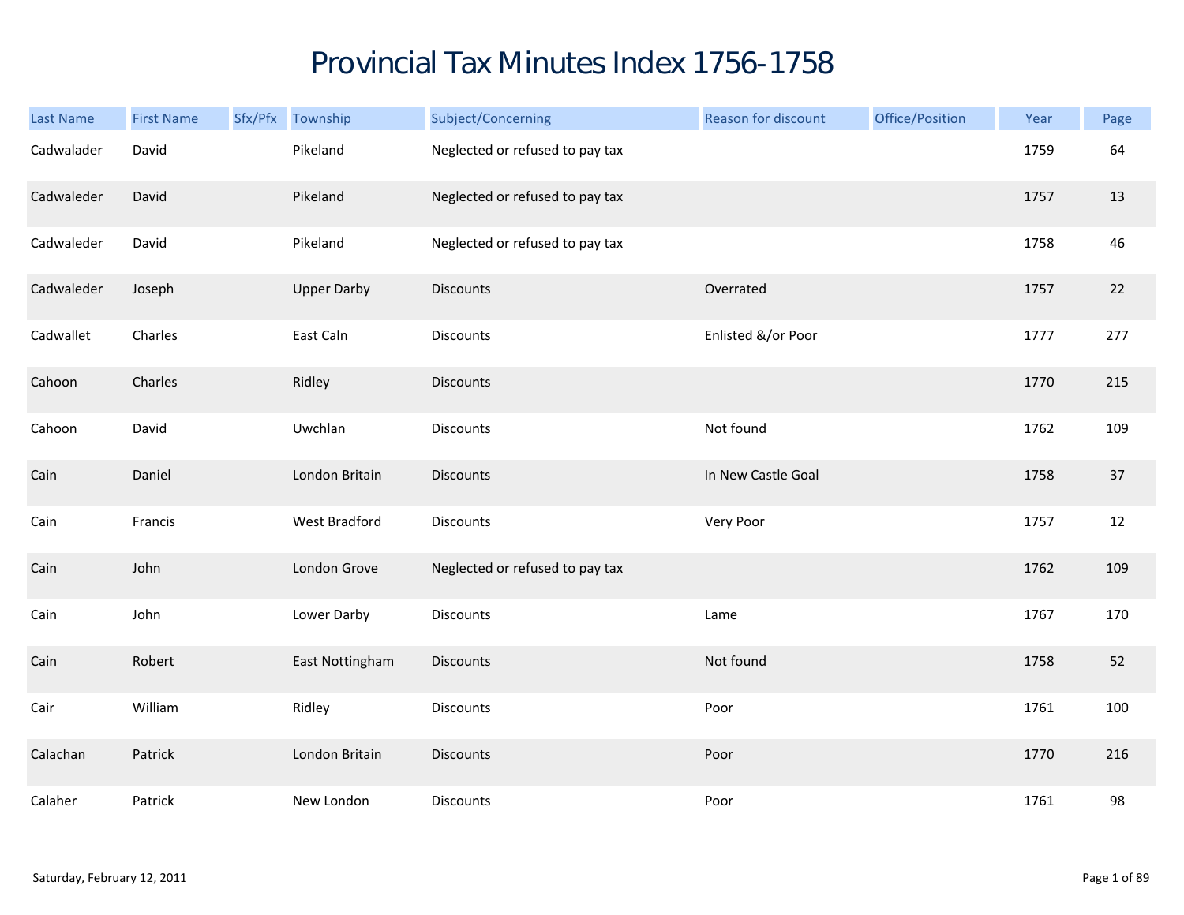# Provincial Tax Minutes Index 1756-1758

| Last Name | First Name | Sfx/Pfx | Township | Subject/Concerning | Reason for discount | Office/Position | Year | Page |
|---|---|---|---|---|---|---|---|---|
| Cadwalader | David | | Pikeland | Neglected or refused to pay tax | | | 1759 | 64 |
| Cadwaleder | David | | Pikeland | Neglected or refused to pay tax | | | 1757 | 13 |
| Cadwaleder | David | | Pikeland | Neglected or refused to pay tax | | | 1758 | 46 |
| Cadwaleder | Joseph | | Upper Darby | Discounts | Overrated | | 1757 | 22 |
| Cadwallet | Charles | | East Caln | Discounts | Enlisted &/or Poor | | 1777 | 277 |
| Cahoon | Charles | | Ridley | Discounts | | | 1770 | 215 |
| Cahoon | David | | Uwchlan | Discounts | Not found | | 1762 | 109 |
| Cain | Daniel | | London Britain | Discounts | In New Castle Goal | | 1758 | 37 |
| Cain | Francis | | West Bradford | Discounts | Very Poor | | 1757 | 12 |
| Cain | John | | London Grove | Neglected or refused to pay tax | | | 1762 | 109 |
| Cain | John | | Lower Darby | Discounts | Lame | | 1767 | 170 |
| Cain | Robert | | East Nottingham | Discounts | Not found | | 1758 | 52 |
| Cair | William | | Ridley | Discounts | Poor | | 1761 | 100 |
| Calachan | Patrick | | London Britain | Discounts | Poor | | 1770 | 216 |
| Calaher | Patrick | | New London | Discounts | Poor | | 1761 | 98 |

Saturday, February 12, 2011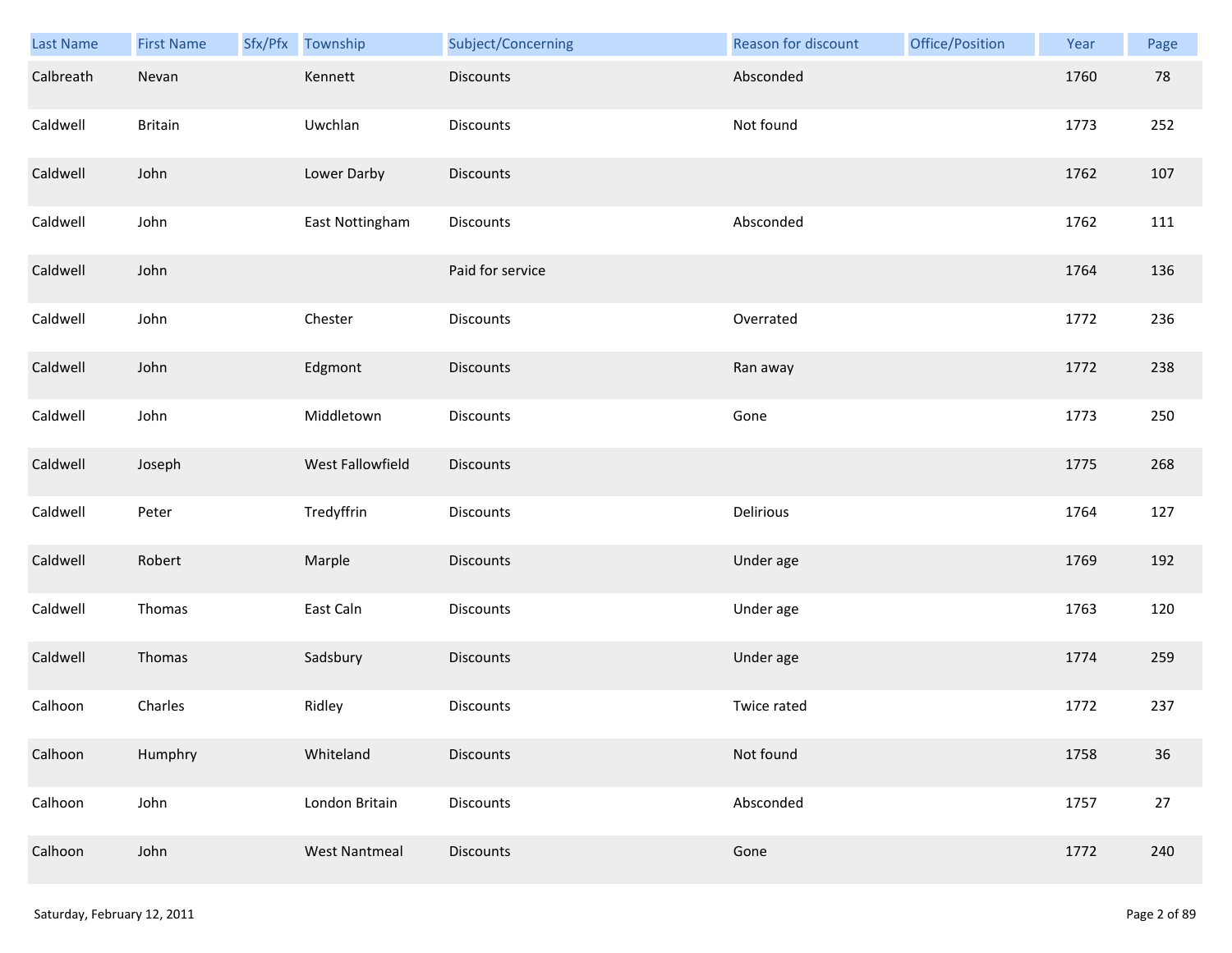| Last Name | First Name | Sfx/Pfx | Township | Subject/Concerning | Reason for discount | Office/Position | Year | Page |
|---|---|---|---|---|---|---|---|---|
| Calbreath | Nevan | | Kennett | Discounts | Absconded | | 1760 | 78 |
| Caldwell | Britain | | Uwchlan | Discounts | Not found | | 1773 | 252 |
| Caldwell | John | | Lower Darby | Discounts | | | 1762 | 107 |
| Caldwell | John | | East Nottingham | Discounts | Absconded | | 1762 | 111 |
| Caldwell | John | | | Paid for service | | | 1764 | 136 |
| Caldwell | John | | Chester | Discounts | Overrated | | 1772 | 236 |
| Caldwell | John | | Edgmont | Discounts | Ran away | | 1772 | 238 |
| Caldwell | John | | Middletown | Discounts | Gone | | 1773 | 250 |
| Caldwell | Joseph | | West Fallowfield | Discounts | | | 1775 | 268 |
| Caldwell | Peter | | Tredyffrin | Discounts | Delirious | | 1764 | 127 |
| Caldwell | Robert | | Marple | Discounts | Under age | | 1769 | 192 |
| Caldwell | Thomas | | East Caln | Discounts | Under age | | 1763 | 120 |
| Caldwell | Thomas | | Sadsbury | Discounts | Under age | | 1774 | 259 |
| Calhoon | Charles | | Ridley | Discounts | Twice rated | | 1772 | 237 |
| Calhoon | Humphry | | Whiteland | Discounts | Not found | | 1758 | 36 |
| Calhoon | John | | London Britain | Discounts | Absconded | | 1757 | 27 |
| Calhoon | John | | West Nantmeal | Discounts | Gone | | 1772 | 240 |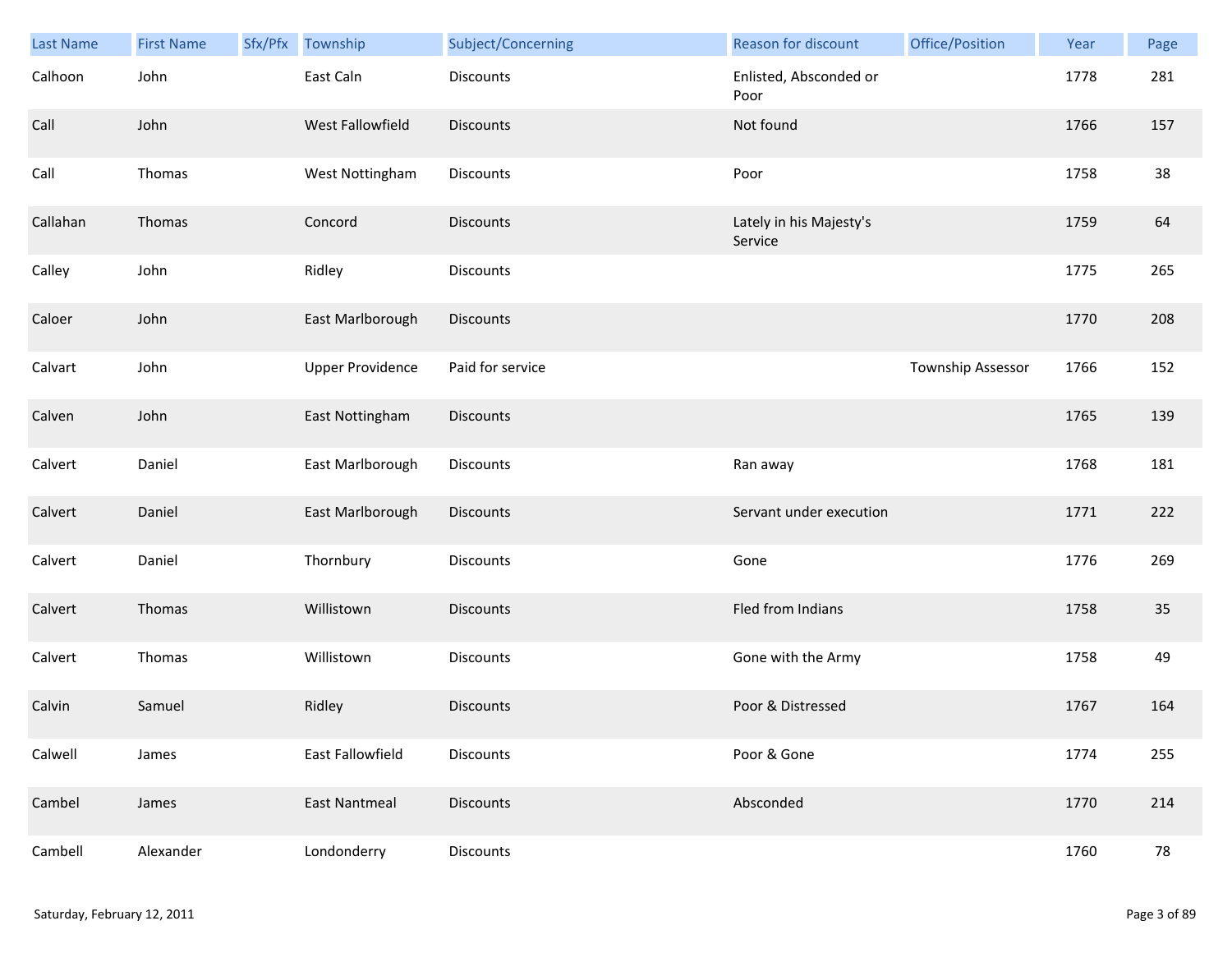| Last Name | First Name | Sfx/Pfx | Township | Subject/Concerning | Reason for discount | Office/Position | Year | Page |
|---|---|---|---|---|---|---|---|---|
| Calhoon | John | | East Caln | Discounts | Enlisted, Absconded or Poor | | 1778 | 281 |
| Call | John | | West Fallowfield | Discounts | Not found | | 1766 | 157 |
| Call | Thomas | | West Nottingham | Discounts | Poor | | 1758 | 38 |
| Callahan | Thomas | | Concord | Discounts | Lately in his Majesty's Service | | 1759 | 64 |
| Calley | John | | Ridley | Discounts | | | 1775 | 265 |
| Caloer | John | | East Marlborough | Discounts | | | 1770 | 208 |
| Calvart | John | | Upper Providence | Paid for service | | Township Assessor | 1766 | 152 |
| Calven | John | | East Nottingham | Discounts | | | 1765 | 139 |
| Calvert | Daniel | | East Marlborough | Discounts | Ran away | | 1768 | 181 |
| Calvert | Daniel | | East Marlborough | Discounts | Servant under execution | | 1771 | 222 |
| Calvert | Daniel | | Thornbury | Discounts | Gone | | 1776 | 269 |
| Calvert | Thomas | | Willistown | Discounts | Fled from Indians | | 1758 | 35 |
| Calvert | Thomas | | Willistown | Discounts | Gone with the Army | | 1758 | 49 |
| Calvin | Samuel | | Ridley | Discounts | Poor & Distressed | | 1767 | 164 |
| Calwell | James | | East Fallowfield | Discounts | Poor & Gone | | 1774 | 255 |
| Cambel | James | | East Nantmeal | Discounts | Absconded | | 1770 | 214 |
| Cambell | Alexander | | Londonderry | Discounts | | | 1760 | 78 |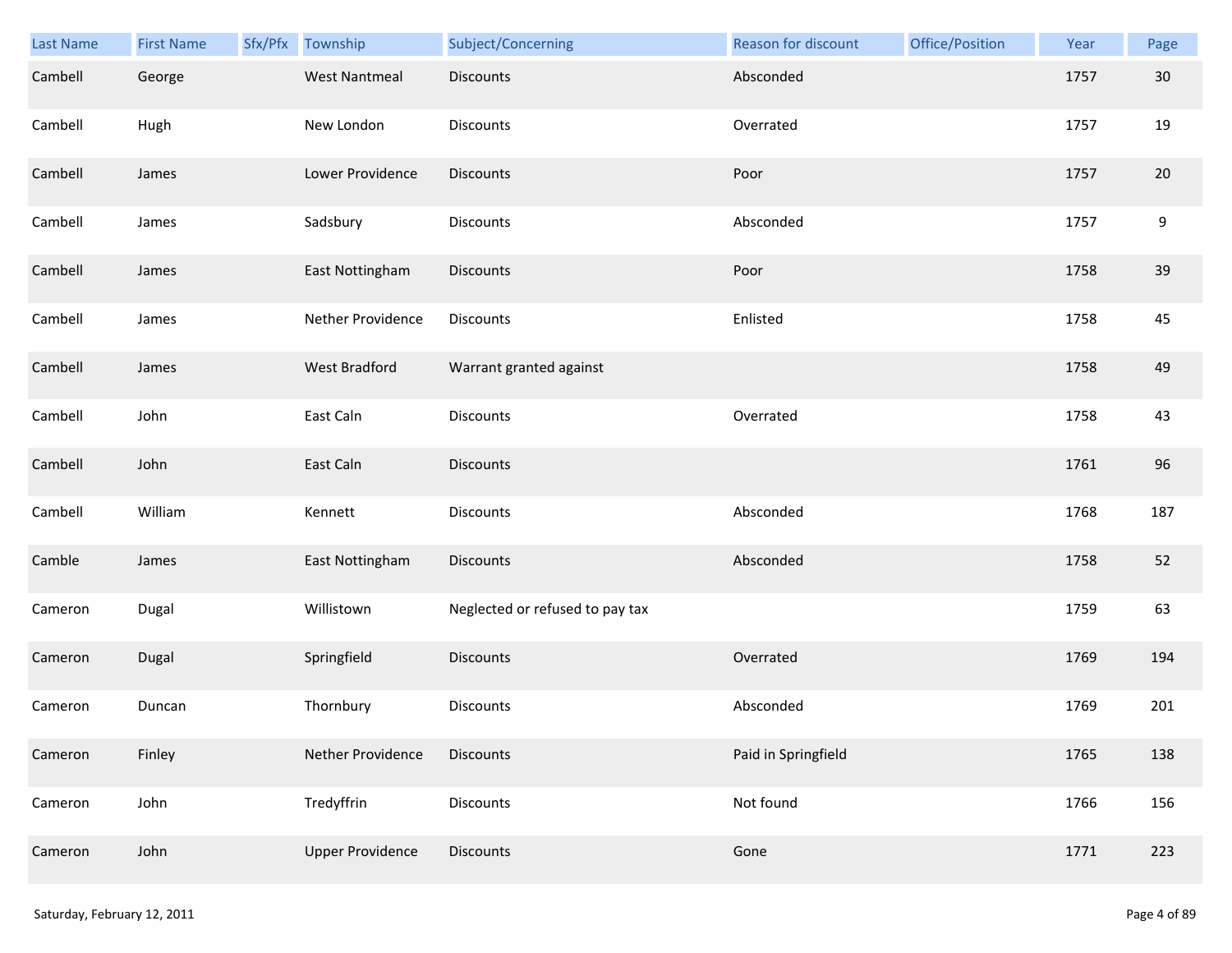| Last Name | First Name | Sfx/Pfx | Township | Subject/Concerning | Reason for discount | Office/Position | Year | Page |
|---|---|---|---|---|---|---|---|---|
| Cambell | George | | West Nantmeal | Discounts | Absconded | | 1757 | 30 |
| Cambell | Hugh | | New London | Discounts | Overrated | | 1757 | 19 |
| Cambell | James | | Lower Providence | Discounts | Poor | | 1757 | 20 |
| Cambell | James | | Sadsbury | Discounts | Absconded | | 1757 | 9 |
| Cambell | James | | East Nottingham | Discounts | Poor | | 1758 | 39 |
| Cambell | James | | Nether Providence | Discounts | Enlisted | | 1758 | 45 |
| Cambell | James | | West Bradford | Warrant granted against | | | 1758 | 49 |
| Cambell | John | | East Caln | Discounts | Overrated | | 1758 | 43 |
| Cambell | John | | East Caln | Discounts | | | 1761 | 96 |
| Cambell | William | | Kennett | Discounts | Absconded | | 1768 | 187 |
| Camble | James | | East Nottingham | Discounts | Absconded | | 1758 | 52 |
| Cameron | Dugal | | Willistown | Neglected or refused to pay tax | | | 1759 | 63 |
| Cameron | Dugal | | Springfield | Discounts | Overrated | | 1769 | 194 |
| Cameron | Duncan | | Thornbury | Discounts | Absconded | | 1769 | 201 |
| Cameron | Finley | | Nether Providence | Discounts | Paid in Springfield | | 1765 | 138 |
| Cameron | John | | Tredyffrin | Discounts | Not found | | 1766 | 156 |
| Cameron | John | | Upper Providence | Discounts | Gone | | 1771 | 223 |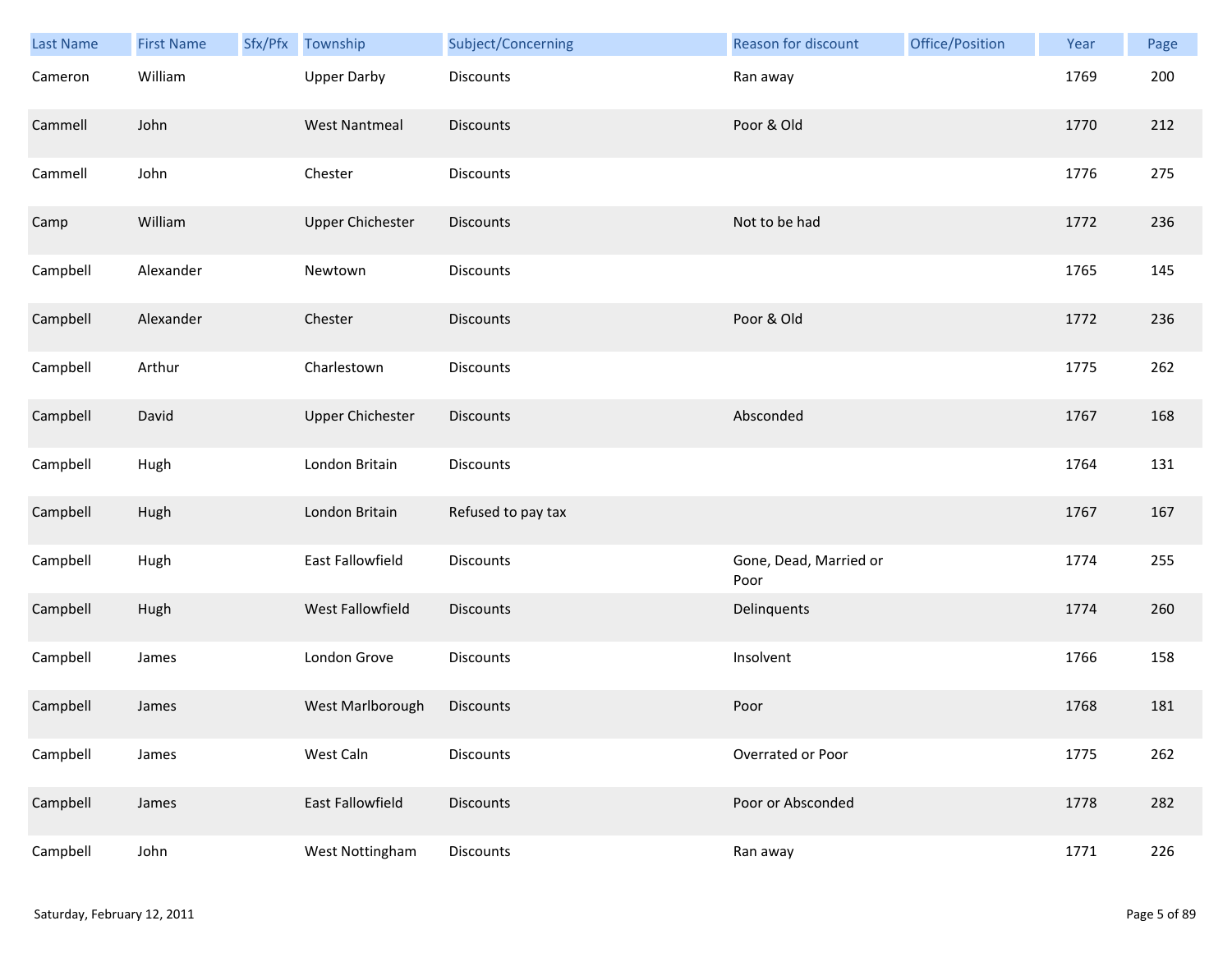| Last Name | First Name | Sfx/Pfx | Township | Subject/Concerning | Reason for discount | Office/Position | Year | Page |
|---|---|---|---|---|---|---|---|---|
| Cameron | William | | Upper Darby | Discounts | Ran away | | 1769 | 200 |
| Cammell | John | | West Nantmeal | Discounts | Poor & Old | | 1770 | 212 |
| Cammell | John | | Chester | Discounts | | | 1776 | 275 |
| Camp | William | | Upper Chichester | Discounts | Not to be had | | 1772 | 236 |
| Campbell | Alexander | | Newtown | Discounts | | | 1765 | 145 |
| Campbell | Alexander | | Chester | Discounts | Poor & Old | | 1772 | 236 |
| Campbell | Arthur | | Charlestown | Discounts | | | 1775 | 262 |
| Campbell | David | | Upper Chichester | Discounts | Absconded | | 1767 | 168 |
| Campbell | Hugh | | London Britain | Discounts | | | 1764 | 131 |
| Campbell | Hugh | | London Britain | Refused to pay tax | | | 1767 | 167 |
| Campbell | Hugh | | East Fallowfield | Discounts | Gone, Dead, Married or Poor | | 1774 | 255 |
| Campbell | Hugh | | West Fallowfield | Discounts | Delinquents | | 1774 | 260 |
| Campbell | James | | London Grove | Discounts | Insolvent | | 1766 | 158 |
| Campbell | James | | West Marlborough | Discounts | Poor | | 1768 | 181 |
| Campbell | James | | West Caln | Discounts | Overrated or Poor | | 1775 | 262 |
| Campbell | James | | East Fallowfield | Discounts | Poor or Absconded | | 1778 | 282 |
| Campbell | John | | West Nottingham | Discounts | Ran away | | 1771 | 226 |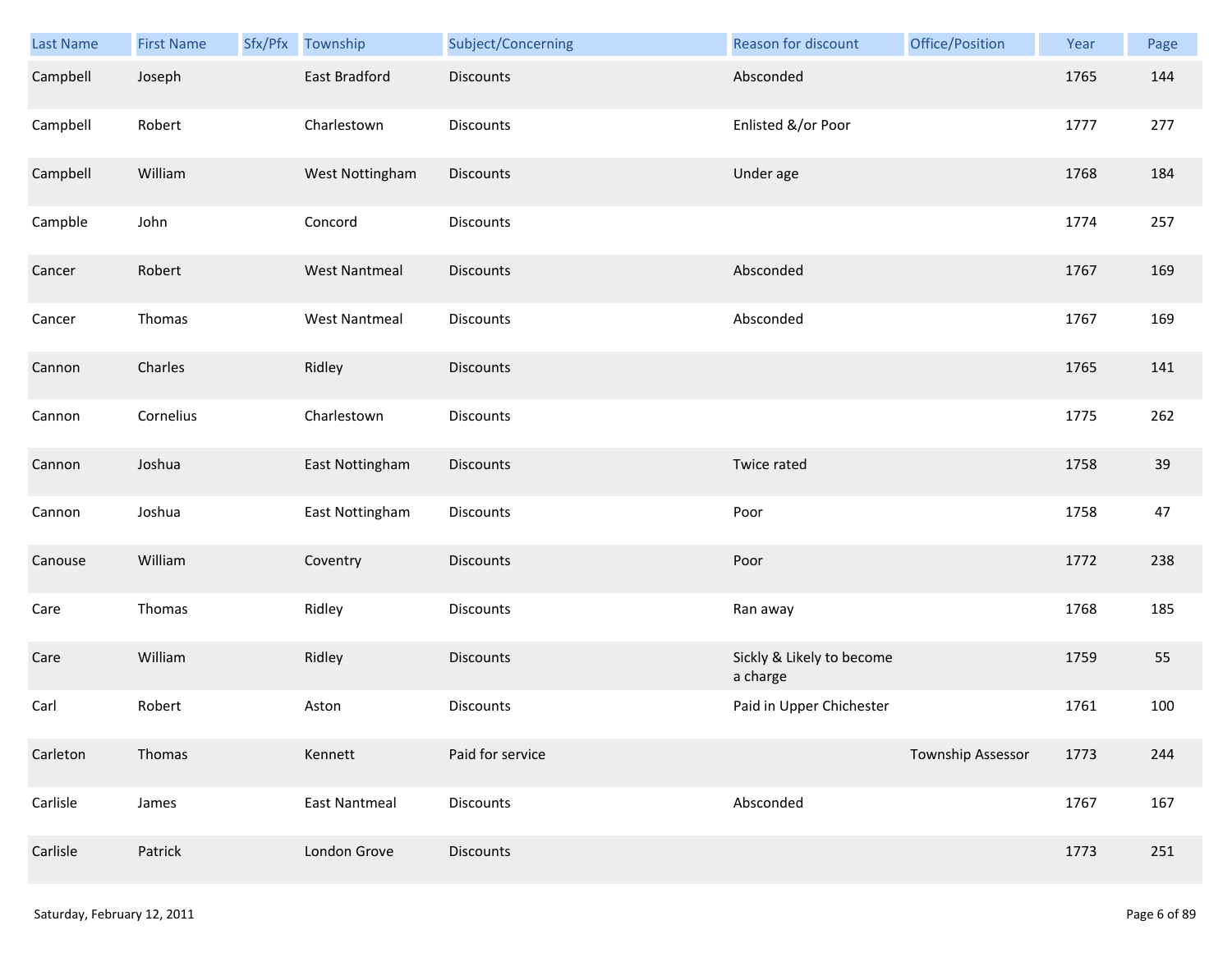| Last Name | First Name | Sfx/Pfx | Township | Subject/Concerning | Reason for discount | Office/Position | Year | Page |
|---|---|---|---|---|---|---|---|---|
| Campbell | Joseph | | East Bradford | Discounts | Absconded | | 1765 | 144 |
| Campbell | Robert | | Charlestown | Discounts | Enlisted &/or Poor | | 1777 | 277 |
| Campbell | William | | West Nottingham | Discounts | Under age | | 1768 | 184 |
| Campble | John | | Concord | Discounts | | | 1774 | 257 |
| Cancer | Robert | | West Nantmeal | Discounts | Absconded | | 1767 | 169 |
| Cancer | Thomas | | West Nantmeal | Discounts | Absconded | | 1767 | 169 |
| Cannon | Charles | | Ridley | Discounts | | | 1765 | 141 |
| Cannon | Cornelius | | Charlestown | Discounts | | | 1775 | 262 |
| Cannon | Joshua | | East Nottingham | Discounts | Twice rated | | 1758 | 39 |
| Cannon | Joshua | | East Nottingham | Discounts | Poor | | 1758 | 47 |
| Canouse | William | | Coventry | Discounts | Poor | | 1772 | 238 |
| Care | Thomas | | Ridley | Discounts | Ran away | | 1768 | 185 |
| Care | William | | Ridley | Discounts | Sickly & Likely to become a charge | | 1759 | 55 |
| Carl | Robert | | Aston | Discounts | Paid in Upper Chichester | | 1761 | 100 |
| Carleton | Thomas | | Kennett | Paid for service | | Township Assessor | 1773 | 244 |
| Carlisle | James | | East Nantmeal | Discounts | Absconded | | 1767 | 167 |
| Carlisle | Patrick | | London Grove | Discounts | | | 1773 | 251 |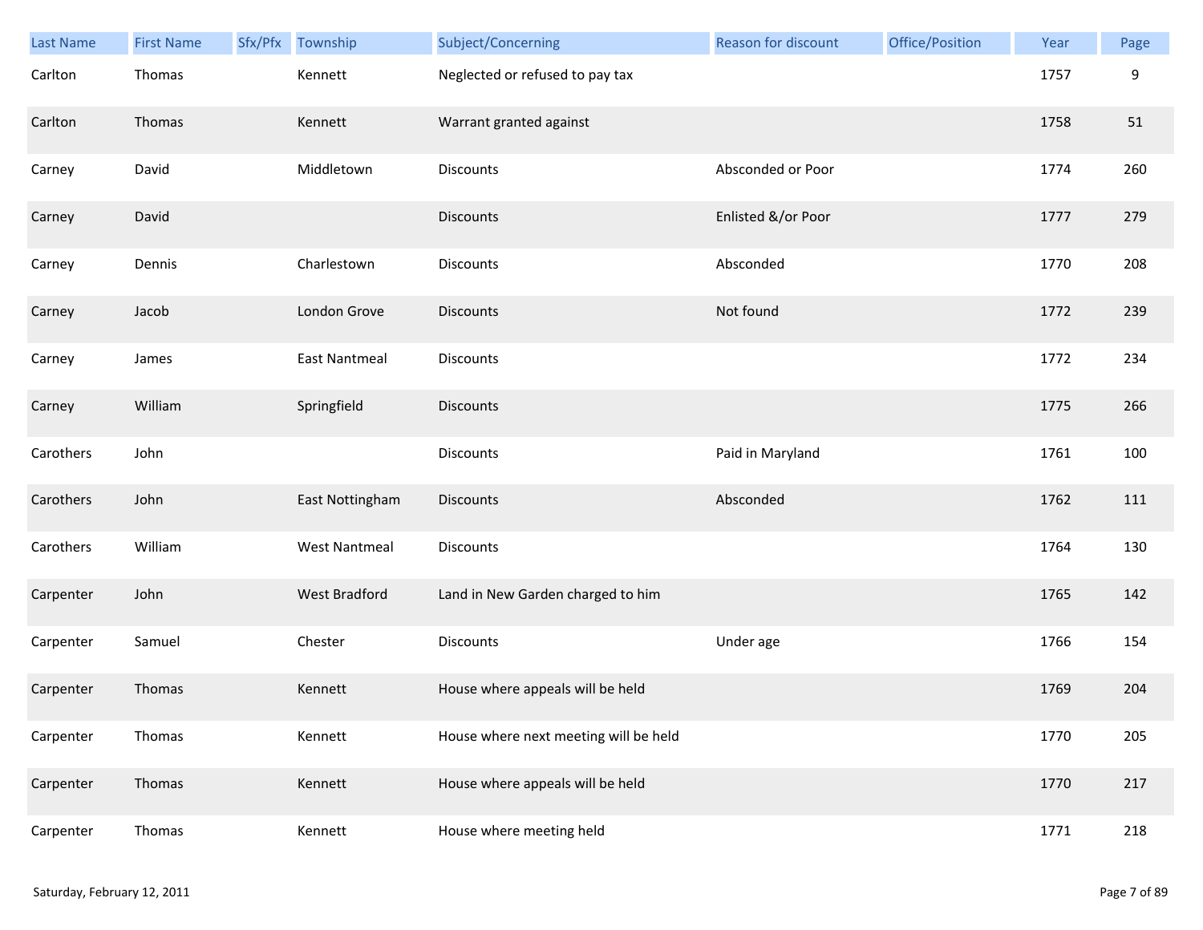| Last Name | First Name | Sfx/Pfx | Township | Subject/Concerning | Reason for discount | Office/Position | Year | Page |
|---|---|---|---|---|---|---|---|---|
| Carlton | Thomas | | Kennett | Neglected or refused to pay tax | | | 1757 | 9 |
| Carlton | Thomas | | Kennett | Warrant granted against | | | 1758 | 51 |
| Carney | David | | Middletown | Discounts | Absconded or Poor | | 1774 | 260 |
| Carney | David | | | Discounts | Enlisted &/or Poor | | 1777 | 279 |
| Carney | Dennis | | Charlestown | Discounts | Absconded | | 1770 | 208 |
| Carney | Jacob | | London Grove | Discounts | Not found | | 1772 | 239 |
| Carney | James | | East Nantmeal | Discounts | | | 1772 | 234 |
| Carney | William | | Springfield | Discounts | | | 1775 | 266 |
| Carothers | John | | | Discounts | Paid in Maryland | | 1761 | 100 |
| Carothers | John | | East Nottingham | Discounts | Absconded | | 1762 | 111 |
| Carothers | William | | West Nantmeal | Discounts | | | 1764 | 130 |
| Carpenter | John | | West Bradford | Land in New Garden charged to him | | | 1765 | 142 |
| Carpenter | Samuel | | Chester | Discounts | Under age | | 1766 | 154 |
| Carpenter | Thomas | | Kennett | House where appeals will be held | | | 1769 | 204 |
| Carpenter | Thomas | | Kennett | House where next meeting will be held | | | 1770 | 205 |
| Carpenter | Thomas | | Kennett | House where appeals will be held | | | 1770 | 217 |
| Carpenter | Thomas | | Kennett | House where meeting held | | | 1771 | 218 |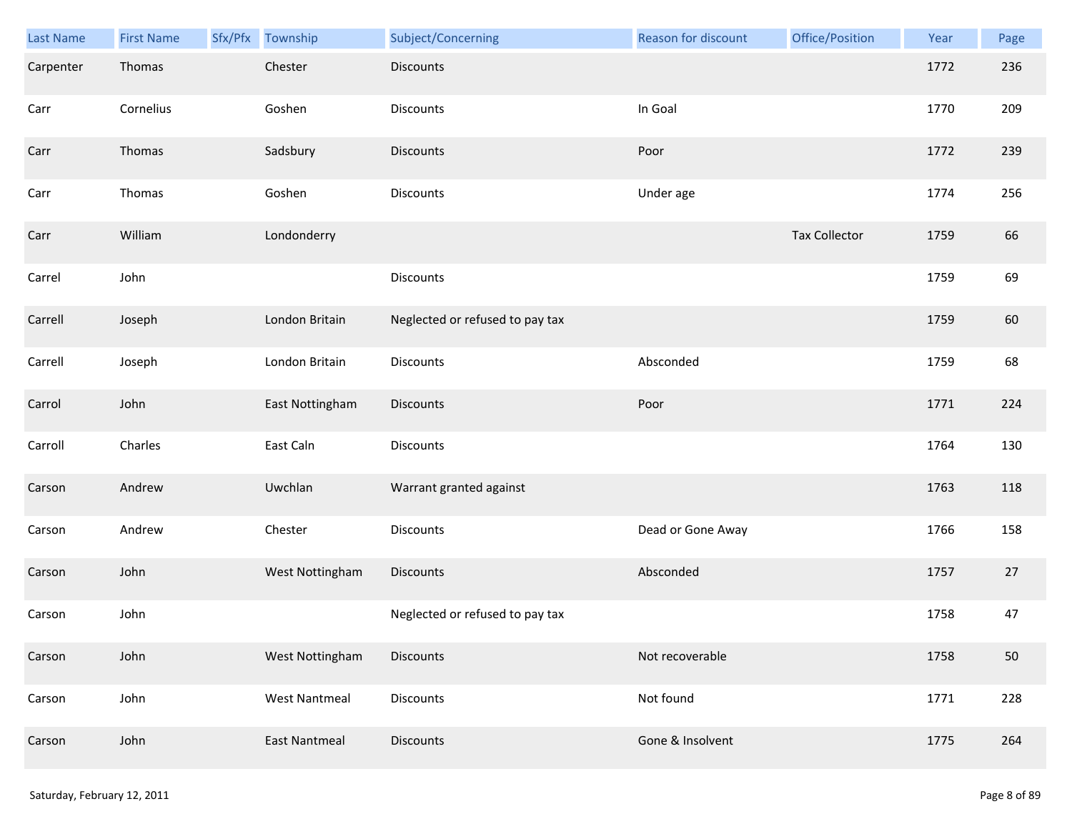| Last Name | First Name | Sfx/Pfx | Township | Subject/Concerning | Reason for discount | Office/Position | Year | Page |
|---|---|---|---|---|---|---|---|---|
| Carpenter | Thomas | | Chester | Discounts | | | 1772 | 236 |
| Carr | Cornelius | | Goshen | Discounts | In Goal | | 1770 | 209 |
| Carr | Thomas | | Sadsbury | Discounts | Poor | | 1772 | 239 |
| Carr | Thomas | | Goshen | Discounts | Under age | | 1774 | 256 |
| Carr | William | | Londonderry | | | Tax Collector | 1759 | 66 |
| Carrel | John | | | Discounts | | | 1759 | 69 |
| Carrell | Joseph | | London Britain | Neglected or refused to pay tax | | | 1759 | 60 |
| Carrell | Joseph | | London Britain | Discounts | Absconded | | 1759 | 68 |
| Carrol | John | | East Nottingham | Discounts | Poor | | 1771 | 224 |
| Carroll | Charles | | East Caln | Discounts | | | 1764 | 130 |
| Carson | Andrew | | Uwchlan | Warrant granted against | | | 1763 | 118 |
| Carson | Andrew | | Chester | Discounts | Dead or Gone Away | | 1766 | 158 |
| Carson | John | | West Nottingham | Discounts | Absconded | | 1757 | 27 |
| Carson | John | | | Neglected or refused to pay tax | | | 1758 | 47 |
| Carson | John | | West Nottingham | Discounts | Not recoverable | | 1758 | 50 |
| Carson | John | | West Nantmeal | Discounts | Not found | | 1771 | 228 |
| Carson | John | | East Nantmeal | Discounts | Gone & Insolvent | | 1775 | 264 |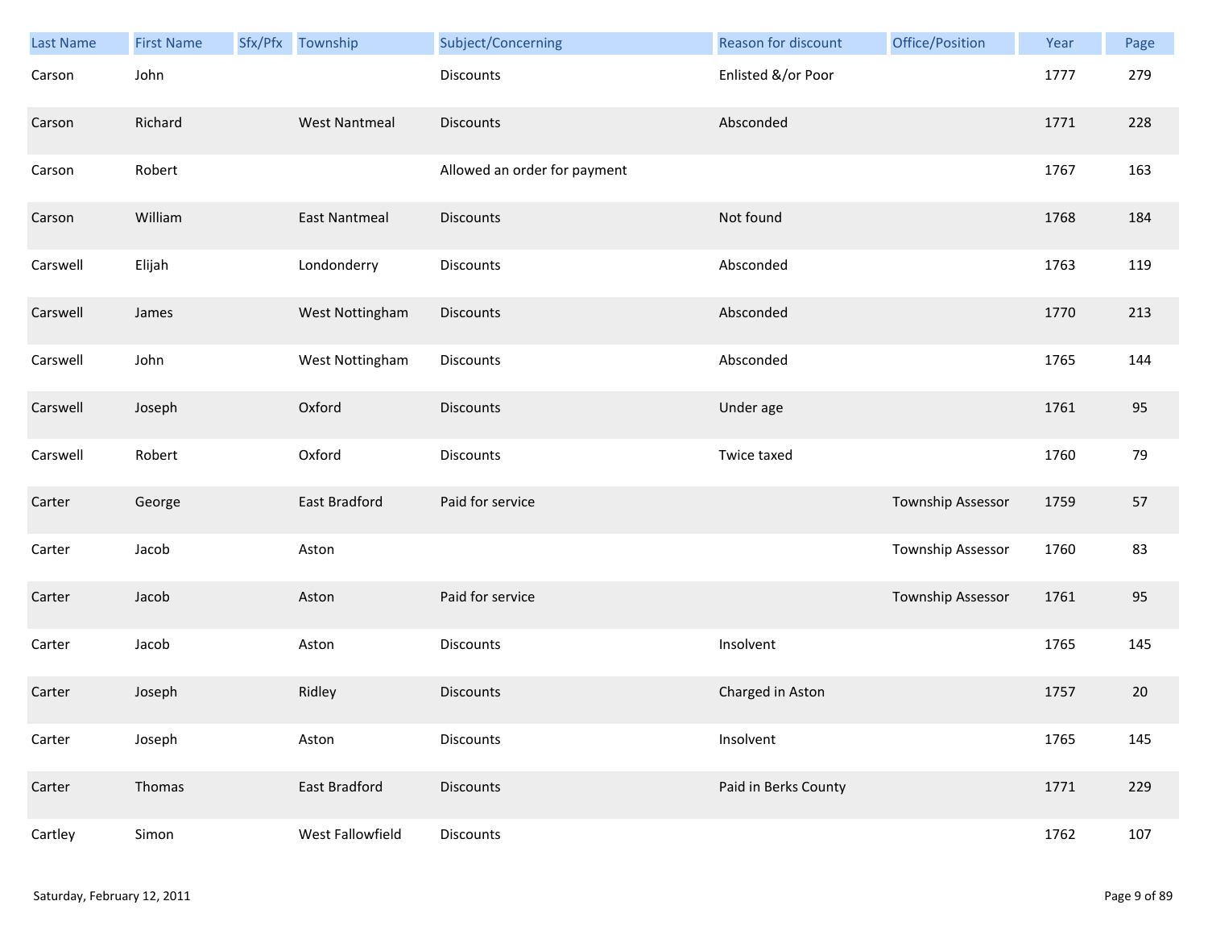| Last Name | First Name | Sfx/Pfx | Township | Subject/Concerning | Reason for discount | Office/Position | Year | Page |
|---|---|---|---|---|---|---|---|---|
| Carson | John | | | Discounts | Enlisted &/or Poor | | 1777 | 279 |
| Carson | Richard | | West Nantmeal | Discounts | Absconded | | 1771 | 228 |
| Carson | Robert | | | Allowed an order for payment | | | 1767 | 163 |
| Carson | William | | East Nantmeal | Discounts | Not found | | 1768 | 184 |
| Carswell | Elijah | | Londonderry | Discounts | Absconded | | 1763 | 119 |
| Carswell | James | | West Nottingham | Discounts | Absconded | | 1770 | 213 |
| Carswell | John | | West Nottingham | Discounts | Absconded | | 1765 | 144 |
| Carswell | Joseph | | Oxford | Discounts | Under age | | 1761 | 95 |
| Carswell | Robert | | Oxford | Discounts | Twice taxed | | 1760 | 79 |
| Carter | George | | East Bradford | Paid for service | | Township Assessor | 1759 | 57 |
| Carter | Jacob | | Aston | | | Township Assessor | 1760 | 83 |
| Carter | Jacob | | Aston | Paid for service | | Township Assessor | 1761 | 95 |
| Carter | Jacob | | Aston | Discounts | Insolvent | | 1765 | 145 |
| Carter | Joseph | | Ridley | Discounts | Charged in Aston | | 1757 | 20 |
| Carter | Joseph | | Aston | Discounts | Insolvent | | 1765 | 145 |
| Carter | Thomas | | East Bradford | Discounts | Paid in Berks County | | 1771 | 229 |
| Cartley | Simon | | West Fallowfield | Discounts | | | 1762 | 107 |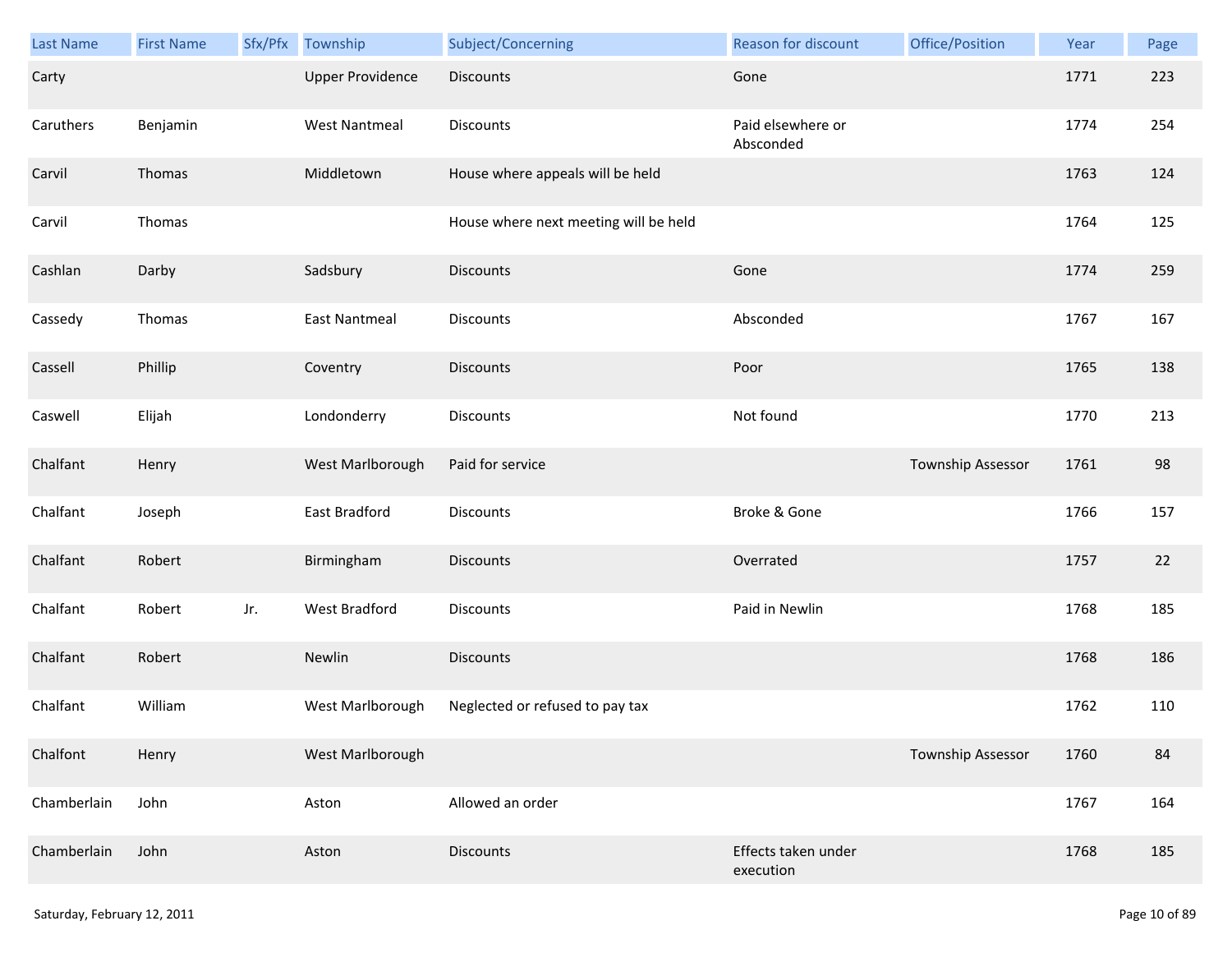| Last Name | First Name | Sfx/Pfx | Township | Subject/Concerning | Reason for discount | Office/Position | Year | Page |
|---|---|---|---|---|---|---|---|---|
| Carty | | | Upper Providence | Discounts | Gone | | 1771 | 223 |
| Caruthers | Benjamin | | West Nantmeal | Discounts | Paid elsewhere or Absconded | | 1774 | 254 |
| Carvil | Thomas | | Middletown | House where appeals will be held | | | 1763 | 124 |
| Carvil | Thomas | | | House where next meeting will be held | | | 1764 | 125 |
| Cashlan | Darby | | Sadsbury | Discounts | Gone | | 1774 | 259 |
| Cassedy | Thomas | | East Nantmeal | Discounts | Absconded | | 1767 | 167 |
| Cassell | Phillip | | Coventry | Discounts | Poor | | 1765 | 138 |
| Caswell | Elijah | | Londonderry | Discounts | Not found | | 1770 | 213 |
| Chalfant | Henry | | West Marlborough | Paid for service | | Township Assessor | 1761 | 98 |
| Chalfant | Joseph | | East Bradford | Discounts | Broke & Gone | | 1766 | 157 |
| Chalfant | Robert | | Birmingham | Discounts | Overrated | | 1757 | 22 |
| Chalfant | Robert | Jr. | West Bradford | Discounts | Paid in Newlin | | 1768 | 185 |
| Chalfant | Robert | | Newlin | Discounts | | | 1768 | 186 |
| Chalfant | William | | West Marlborough | Neglected or refused to pay tax | | | 1762 | 110 |
| Chalfont | Henry | | West Marlborough | | | Township Assessor | 1760 | 84 |
| Chamberlain | John | | Aston | Allowed an order | | | 1767 | 164 |
| Chamberlain | John | | Aston | Discounts | Effects taken under execution | | 1768 | 185 |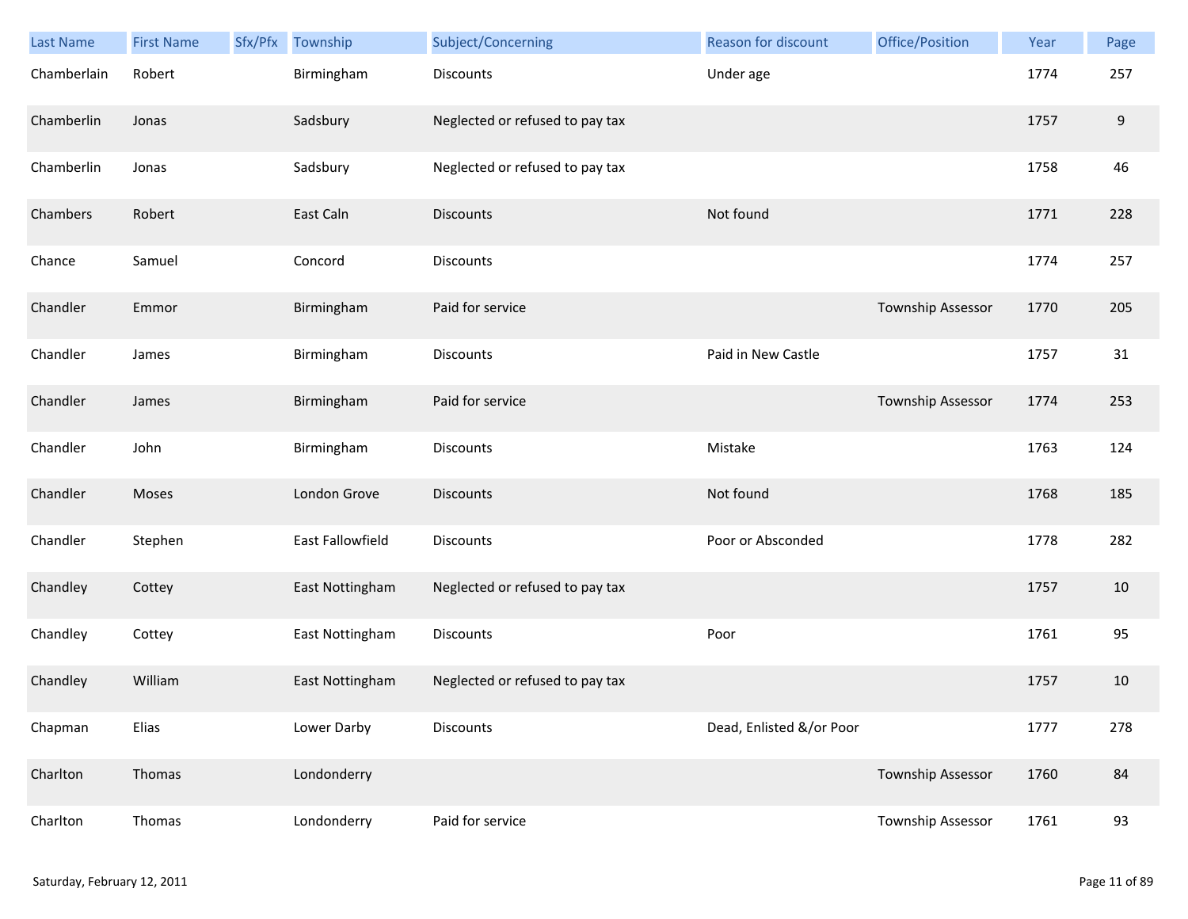| Last Name | First Name | Sfx/Pfx | Township | Subject/Concerning | Reason for discount | Office/Position | Year | Page |
|---|---|---|---|---|---|---|---|---|
| Chamberlain | Robert | | Birmingham | Discounts | Under age | | 1774 | 257 |
| Chamberlin | Jonas | | Sadsbury | Neglected or refused to pay tax | | | 1757 | 9 |
| Chamberlin | Jonas | | Sadsbury | Neglected or refused to pay tax | | | 1758 | 46 |
| Chambers | Robert | | East Caln | Discounts | Not found | | 1771 | 228 |
| Chance | Samuel | | Concord | Discounts | | | 1774 | 257 |
| Chandler | Emmor | | Birmingham | Paid for service | | Township Assessor | 1770 | 205 |
| Chandler | James | | Birmingham | Discounts | Paid in New Castle | | 1757 | 31 |
| Chandler | James | | Birmingham | Paid for service | | Township Assessor | 1774 | 253 |
| Chandler | John | | Birmingham | Discounts | Mistake | | 1763 | 124 |
| Chandler | Moses | | London Grove | Discounts | Not found | | 1768 | 185 |
| Chandler | Stephen | | East Fallowfield | Discounts | Poor or Absconded | | 1778 | 282 |
| Chandley | Cottey | | East Nottingham | Neglected or refused to pay tax | | | 1757 | 10 |
| Chandley | Cottey | | East Nottingham | Discounts | Poor | | 1761 | 95 |
| Chandley | William | | East Nottingham | Neglected or refused to pay tax | | | 1757 | 10 |
| Chapman | Elias | | Lower Darby | Discounts | Dead, Enlisted &/or Poor | | 1777 | 278 |
| Charlton | Thomas | | Londonderry | | | Township Assessor | 1760 | 84 |
| Charlton | Thomas | | Londonderry | Paid for service | | Township Assessor | 1761 | 93 |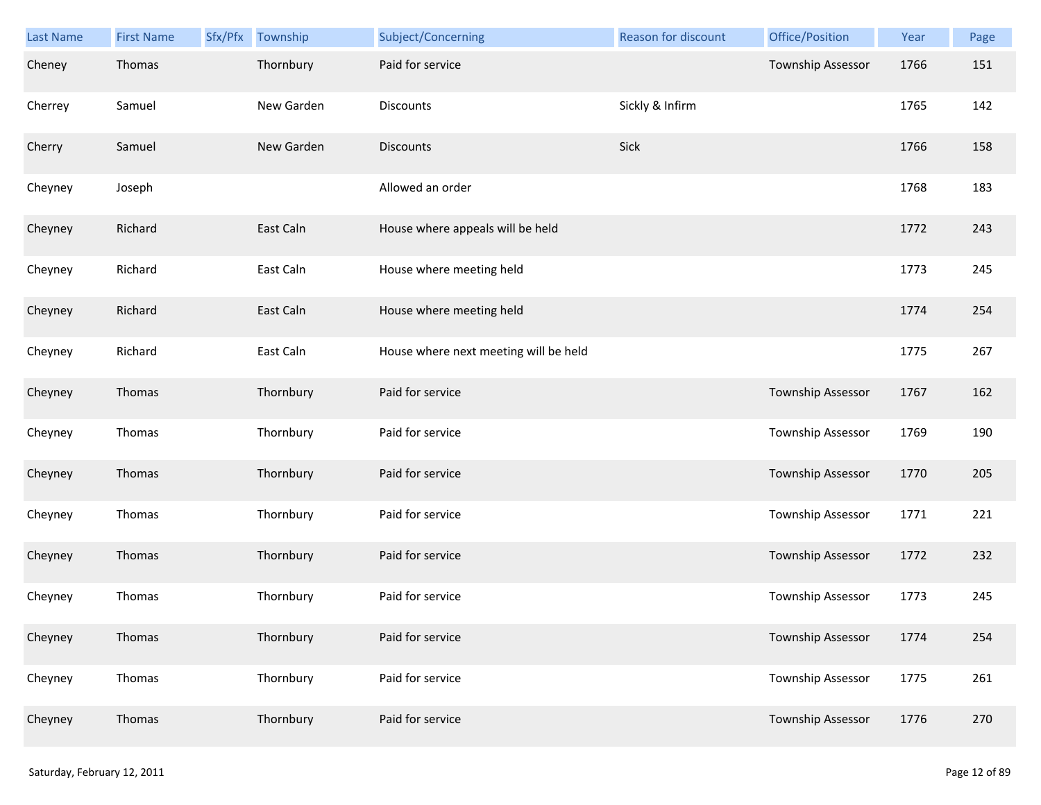| Last Name | First Name | Sfx/Pfx | Township | Subject/Concerning | Reason for discount | Office/Position | Year | Page |
|---|---|---|---|---|---|---|---|---|
| Cheney | Thomas | | Thornbury | Paid for service | | Township Assessor | 1766 | 151 |
| Cherrey | Samuel | | New Garden | Discounts | Sickly & Infirm | | 1765 | 142 |
| Cherry | Samuel | | New Garden | Discounts | Sick | | 1766 | 158 |
| Cheyney | Joseph | | | Allowed an order | | | 1768 | 183 |
| Cheyney | Richard | | East Caln | House where appeals will be held | | | 1772 | 243 |
| Cheyney | Richard | | East Caln | House where meeting held | | | 1773 | 245 |
| Cheyney | Richard | | East Caln | House where meeting held | | | 1774 | 254 |
| Cheyney | Richard | | East Caln | House where next meeting will be held | | | 1775 | 267 |
| Cheyney | Thomas | | Thornbury | Paid for service | | Township Assessor | 1767 | 162 |
| Cheyney | Thomas | | Thornbury | Paid for service | | Township Assessor | 1769 | 190 |
| Cheyney | Thomas | | Thornbury | Paid for service | | Township Assessor | 1770 | 205 |
| Cheyney | Thomas | | Thornbury | Paid for service | | Township Assessor | 1771 | 221 |
| Cheyney | Thomas | | Thornbury | Paid for service | | Township Assessor | 1772 | 232 |
| Cheyney | Thomas | | Thornbury | Paid for service | | Township Assessor | 1773 | 245 |
| Cheyney | Thomas | | Thornbury | Paid for service | | Township Assessor | 1774 | 254 |
| Cheyney | Thomas | | Thornbury | Paid for service | | Township Assessor | 1775 | 261 |
| Cheyney | Thomas | | Thornbury | Paid for service | | Township Assessor | 1776 | 270 |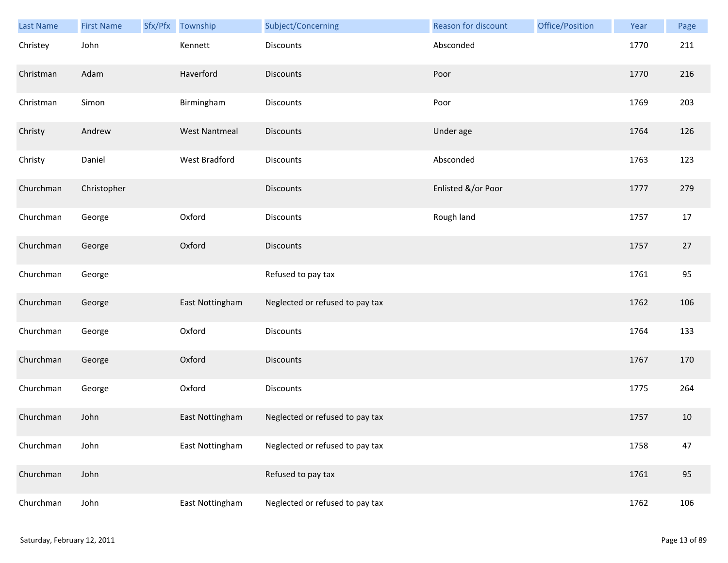| Last Name | First Name | Sfx/Pfx | Township | Subject/Concerning | Reason for discount | Office/Position | Year | Page |
|---|---|---|---|---|---|---|---|---|
| Christey | John | | Kennett | Discounts | Absconded | | 1770 | 211 |
| Christman | Adam | | Haverford | Discounts | Poor | | 1770 | 216 |
| Christman | Simon | | Birmingham | Discounts | Poor | | 1769 | 203 |
| Christy | Andrew | | West Nantmeal | Discounts | Under age | | 1764 | 126 |
| Christy | Daniel | | West Bradford | Discounts | Absconded | | 1763 | 123 |
| Churchman | Christopher | | | Discounts | Enlisted &/or Poor | | 1777 | 279 |
| Churchman | George | | Oxford | Discounts | Rough land | | 1757 | 17 |
| Churchman | George | | Oxford | Discounts | | | 1757 | 27 |
| Churchman | George | | | Refused to pay tax | | | 1761 | 95 |
| Churchman | George | | East Nottingham | Neglected or refused to pay tax | | | 1762 | 106 |
| Churchman | George | | Oxford | Discounts | | | 1764 | 133 |
| Churchman | George | | Oxford | Discounts | | | 1767 | 170 |
| Churchman | George | | Oxford | Discounts | | | 1775 | 264 |
| Churchman | John | | East Nottingham | Neglected or refused to pay tax | | | 1757 | 10 |
| Churchman | John | | East Nottingham | Neglected or refused to pay tax | | | 1758 | 47 |
| Churchman | John | | | Refused to pay tax | | | 1761 | 95 |
| Churchman | John | | East Nottingham | Neglected or refused to pay tax | | | 1762 | 106 |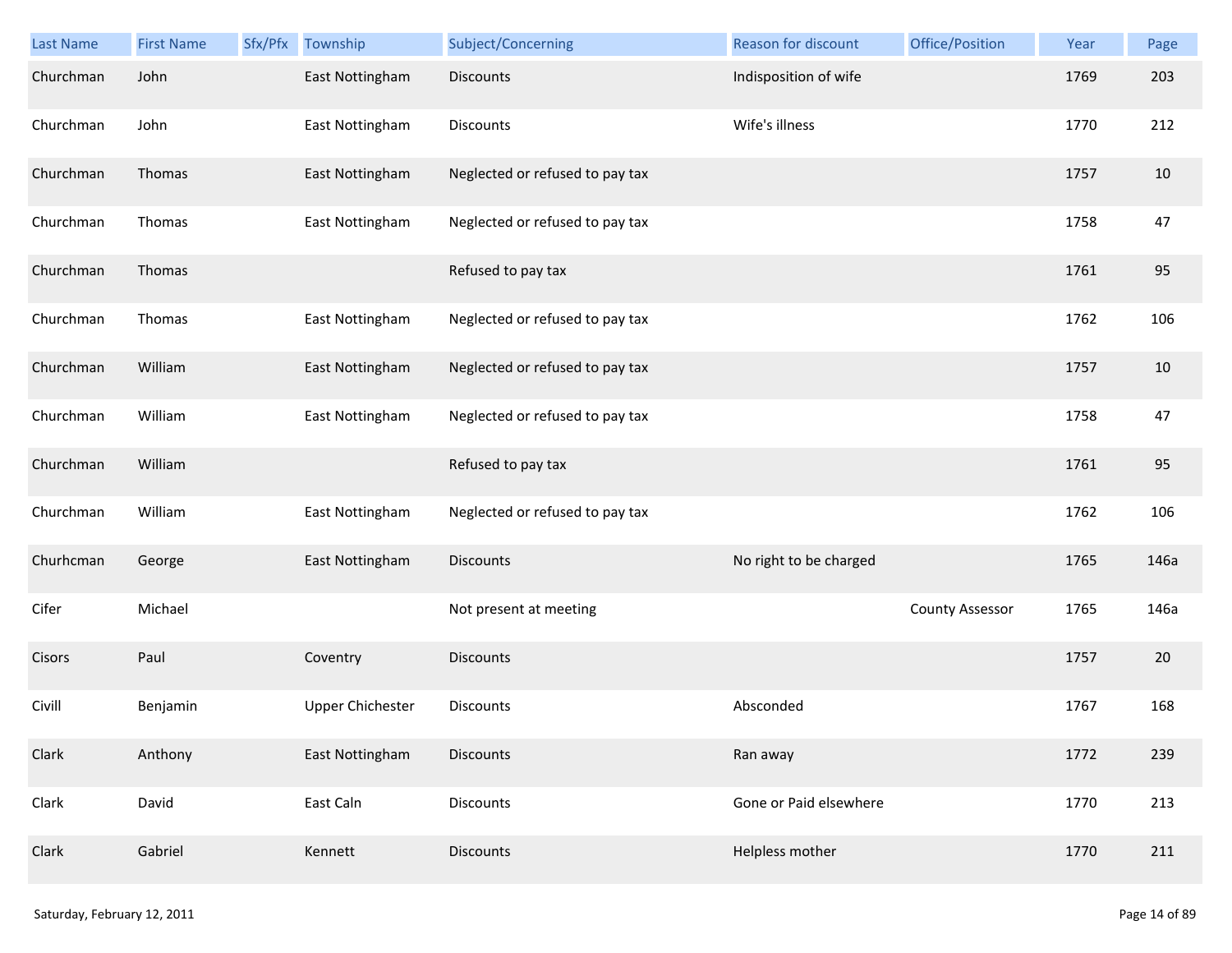| Last Name | First Name | Sfx/Pfx | Township | Subject/Concerning | Reason for discount | Office/Position | Year | Page |
| --- | --- | --- | --- | --- | --- | --- | --- | --- |
| Churchman | John | | East Nottingham | Discounts | Indisposition of wife | | 1769 | 203 |
| Churchman | John | | East Nottingham | Discounts | Wife's illness | | 1770 | 212 |
| Churchman | Thomas | | East Nottingham | Neglected or refused to pay tax | | | 1757 | 10 |
| Churchman | Thomas | | East Nottingham | Neglected or refused to pay tax | | | 1758 | 47 |
| Churchman | Thomas | | | Refused to pay tax | | | 1761 | 95 |
| Churchman | Thomas | | East Nottingham | Neglected or refused to pay tax | | | 1762 | 106 |
| Churchman | William | | East Nottingham | Neglected or refused to pay tax | | | 1757 | 10 |
| Churchman | William | | East Nottingham | Neglected or refused to pay tax | | | 1758 | 47 |
| Churchman | William | | | Refused to pay tax | | | 1761 | 95 |
| Churchman | William | | East Nottingham | Neglected or refused to pay tax | | | 1762 | 106 |
| Churhcman | George | | East Nottingham | Discounts | No right to be charged | | 1765 | 146a |
| Cifer | Michael | | | Not present at meeting | | County Assessor | 1765 | 146a |
| Cisors | Paul | | Coventry | Discounts | | | 1757 | 20 |
| Civill | Benjamin | | Upper Chichester | Discounts | Absconded | | 1767 | 168 |
| Clark | Anthony | | East Nottingham | Discounts | Ran away | | 1772 | 239 |
| Clark | David | | East Caln | Discounts | Gone or Paid elsewhere | | 1770 | 213 |
| Clark | Gabriel | | Kennett | Discounts | Helpless mother | | 1770 | 211 |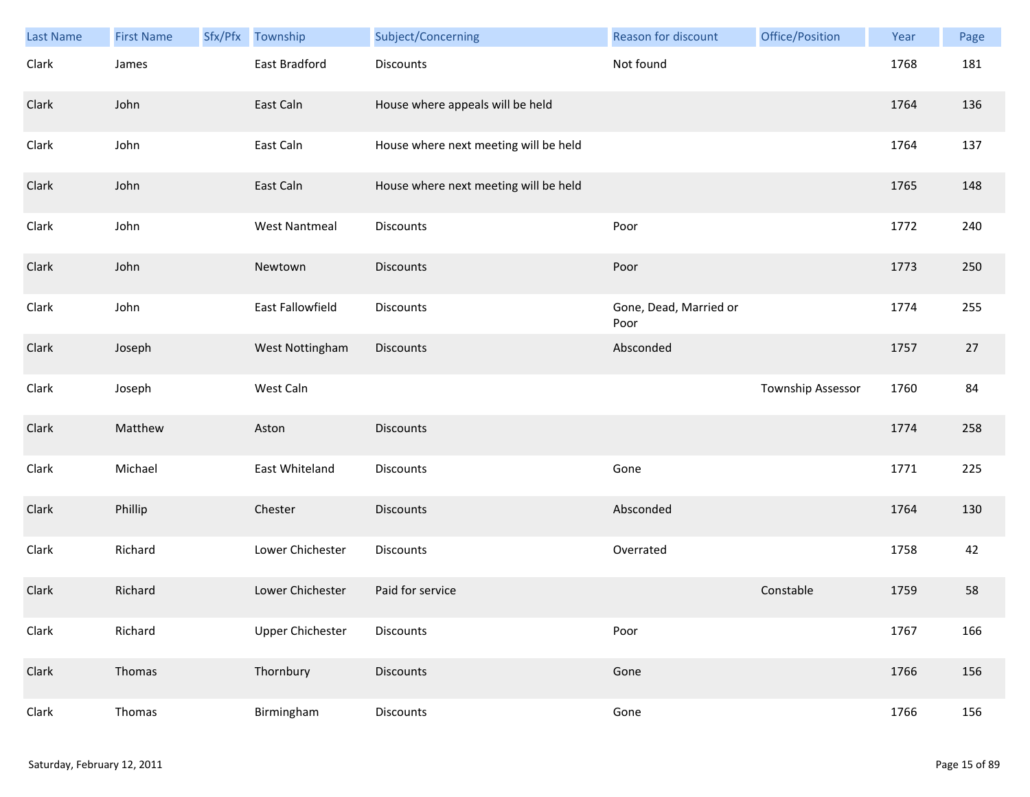| Last Name | First Name | Sfx/Pfx | Township | Subject/Concerning | Reason for discount | Office/Position | Year | Page |
|---|---|---|---|---|---|---|---|---|
| Clark | James | | East Bradford | Discounts | Not found | | 1768 | 181 |
| Clark | John | | East Caln | House where appeals will be held | | | 1764 | 136 |
| Clark | John | | East Caln | House where next meeting will be held | | | 1764 | 137 |
| Clark | John | | East Caln | House where next meeting will be held | | | 1765 | 148 |
| Clark | John | | West Nantmeal | Discounts | Poor | | 1772 | 240 |
| Clark | John | | Newtown | Discounts | Poor | | 1773 | 250 |
| Clark | John | | East Fallowfield | Discounts | Gone, Dead, Married or Poor | | 1774 | 255 |
| Clark | Joseph | | West Nottingham | Discounts | Absconded | | 1757 | 27 |
| Clark | Joseph | | West Caln | | | Township Assessor | 1760 | 84 |
| Clark | Matthew | | Aston | Discounts | | | 1774 | 258 |
| Clark | Michael | | East Whiteland | Discounts | Gone | | 1771 | 225 |
| Clark | Phillip | | Chester | Discounts | Absconded | | 1764 | 130 |
| Clark | Richard | | Lower Chichester | Discounts | Overrated | | 1758 | 42 |
| Clark | Richard | | Lower Chichester | Paid for service | | Constable | 1759 | 58 |
| Clark | Richard | | Upper Chichester | Discounts | Poor | | 1767 | 166 |
| Clark | Thomas | | Thornbury | Discounts | Gone | | 1766 | 156 |
| Clark | Thomas | | Birmingham | Discounts | Gone | | 1766 | 156 |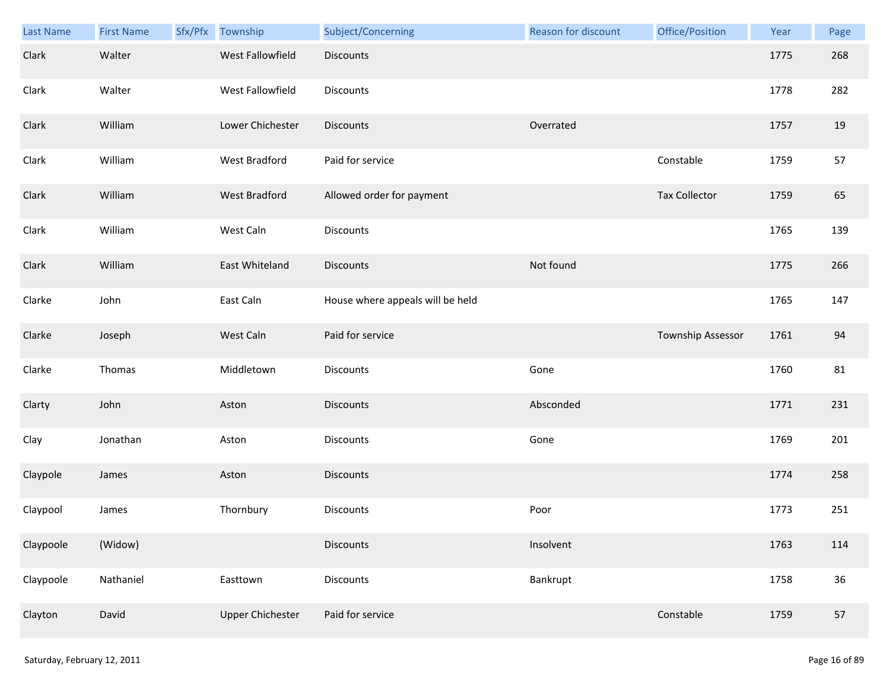| Last Name | First Name | Sfx/Pfx | Township | Subject/Concerning | Reason for discount | Office/Position | Year | Page |
|---|---|---|---|---|---|---|---|---|
| Clark | Walter | | West Fallowfield | Discounts | | | 1775 | 268 |
| Clark | Walter | | West Fallowfield | Discounts | | | 1778 | 282 |
| Clark | William | | Lower Chichester | Discounts | Overrated | | 1757 | 19 |
| Clark | William | | West Bradford | Paid for service | | Constable | 1759 | 57 |
| Clark | William | | West Bradford | Allowed order for payment | | Tax Collector | 1759 | 65 |
| Clark | William | | West Caln | Discounts | | | 1765 | 139 |
| Clark | William | | East Whiteland | Discounts | Not found | | 1775 | 266 |
| Clarke | John | | East Caln | House where appeals will be held | | | 1765 | 147 |
| Clarke | Joseph | | West Caln | Paid for service | | Township Assessor | 1761 | 94 |
| Clarke | Thomas | | Middletown | Discounts | Gone | | 1760 | 81 |
| Clarty | John | | Aston | Discounts | Absconded | | 1771 | 231 |
| Clay | Jonathan | | Aston | Discounts | Gone | | 1769 | 201 |
| Claypole | James | | Aston | Discounts | | | 1774 | 258 |
| Claypool | James | | Thornbury | Discounts | Poor | | 1773 | 251 |
| Claypoole | (Widow) | | | Discounts | Insolvent | | 1763 | 114 |
| Claypoole | Nathaniel | | Easttown | Discounts | Bankrupt | | 1758 | 36 |
| Clayton | David | | Upper Chichester | Paid for service | | Constable | 1759 | 57 |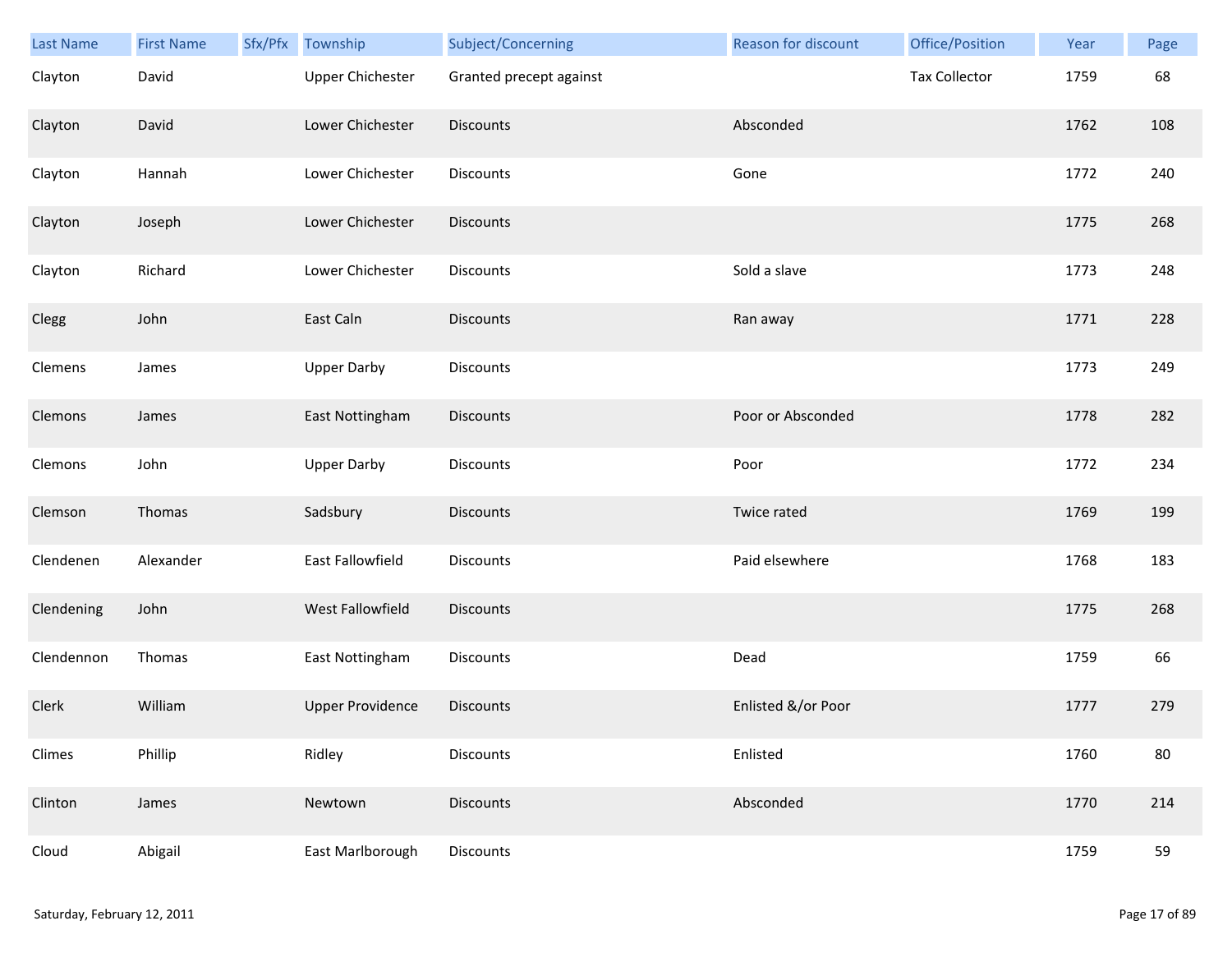| Last Name | First Name | Sfx/Pfx | Township | Subject/Concerning | Reason for discount | Office/Position | Year | Page |
|---|---|---|---|---|---|---|---|---|
| Clayton | David | | Upper Chichester | Granted precept against | | Tax Collector | 1759 | 68 |
| Clayton | David | | Lower Chichester | Discounts | Absconded | | 1762 | 108 |
| Clayton | Hannah | | Lower Chichester | Discounts | Gone | | 1772 | 240 |
| Clayton | Joseph | | Lower Chichester | Discounts | | | 1775 | 268 |
| Clayton | Richard | | Lower Chichester | Discounts | Sold a slave | | 1773 | 248 |
| Clegg | John | | East Caln | Discounts | Ran away | | 1771 | 228 |
| Clemens | James | | Upper Darby | Discounts | | | 1773 | 249 |
| Clemons | James | | East Nottingham | Discounts | Poor or Absconded | | 1778 | 282 |
| Clemons | John | | Upper Darby | Discounts | Poor | | 1772 | 234 |
| Clemson | Thomas | | Sadsbury | Discounts | Twice rated | | 1769 | 199 |
| Clendenen | Alexander | | East Fallowfield | Discounts | Paid elsewhere | | 1768 | 183 |
| Clendening | John | | West Fallowfield | Discounts | | | 1775 | 268 |
| Clendennon | Thomas | | East Nottingham | Discounts | Dead | | 1759 | 66 |
| Clerk | William | | Upper Providence | Discounts | Enlisted &/or Poor | | 1777 | 279 |
| Climes | Phillip | | Ridley | Discounts | Enlisted | | 1760 | 80 |
| Clinton | James | | Newtown | Discounts | Absconded | | 1770 | 214 |
| Cloud | Abigail | | East Marlborough | Discounts | | | 1759 | 59 |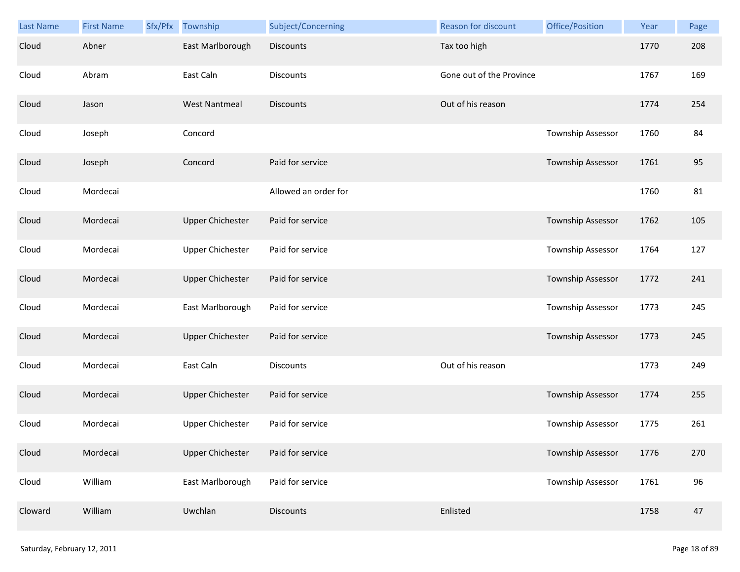| Last Name | First Name | Sfx/Pfx | Township | Subject/Concerning | Reason for discount | Office/Position | Year | Page |
|---|---|---|---|---|---|---|---|---|
| Cloud | Abner | | East Marlborough | Discounts | Tax too high | | 1770 | 208 |
| Cloud | Abram | | East Caln | Discounts | Gone out of the Province | | 1767 | 169 |
| Cloud | Jason | | West Nantmeal | Discounts | Out of his reason | | 1774 | 254 |
| Cloud | Joseph | | Concord | | | Township Assessor | 1760 | 84 |
| Cloud | Joseph | | Concord | Paid for service | | Township Assessor | 1761 | 95 |
| Cloud | Mordecai | | | Allowed an order for | | | 1760 | 81 |
| Cloud | Mordecai | | Upper Chichester | Paid for service | | Township Assessor | 1762 | 105 |
| Cloud | Mordecai | | Upper Chichester | Paid for service | | Township Assessor | 1764 | 127 |
| Cloud | Mordecai | | Upper Chichester | Paid for service | | Township Assessor | 1772 | 241 |
| Cloud | Mordecai | | East Marlborough | Paid for service | | Township Assessor | 1773 | 245 |
| Cloud | Mordecai | | Upper Chichester | Paid for service | | Township Assessor | 1773 | 245 |
| Cloud | Mordecai | | East Caln | Discounts | Out of his reason | | 1773 | 249 |
| Cloud | Mordecai | | Upper Chichester | Paid for service | | Township Assessor | 1774 | 255 |
| Cloud | Mordecai | | Upper Chichester | Paid for service | | Township Assessor | 1775 | 261 |
| Cloud | Mordecai | | Upper Chichester | Paid for service | | Township Assessor | 1776 | 270 |
| Cloud | William | | East Marlborough | Paid for service | | Township Assessor | 1761 | 96 |
| Cloward | William | | Uwchlan | Discounts | Enlisted | | 1758 | 47 |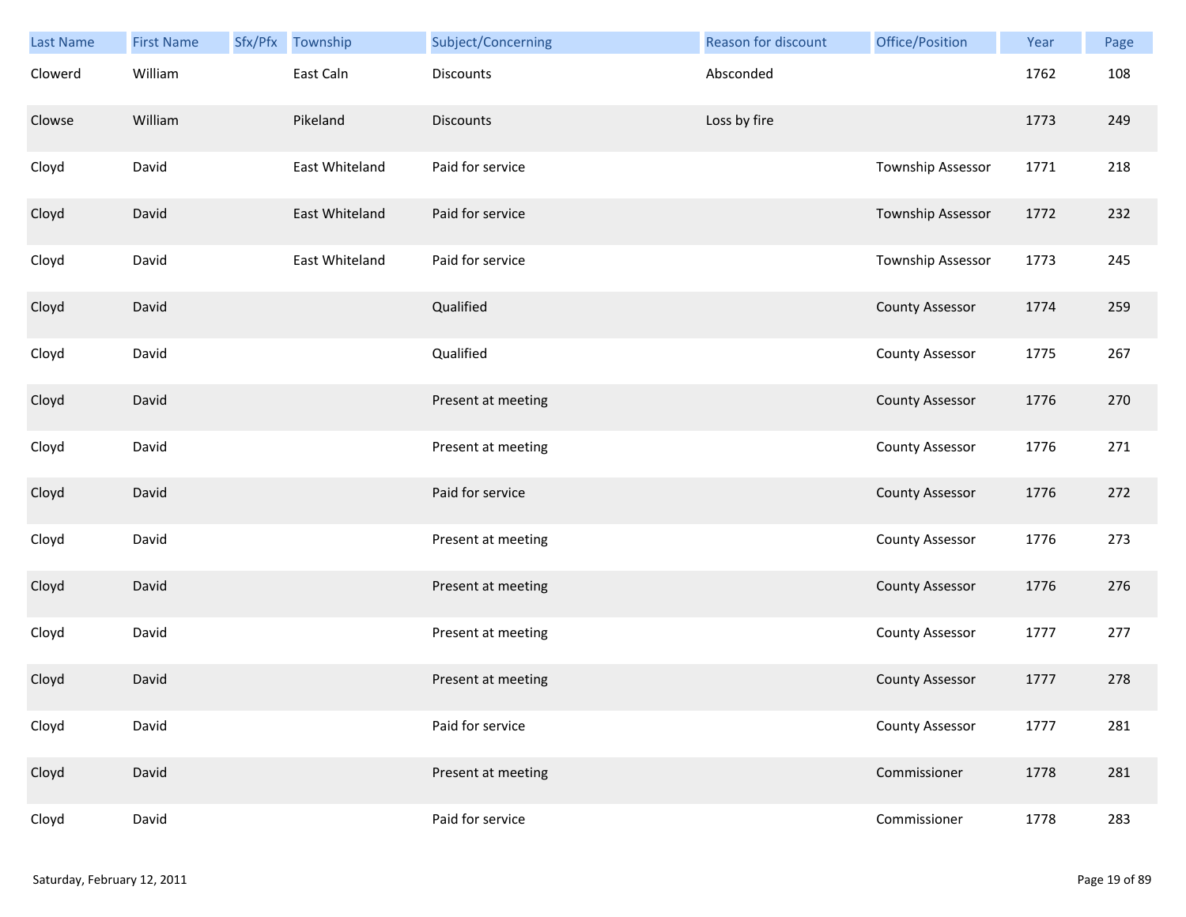| Last Name | First Name | Sfx/Pfx | Township | Subject/Concerning | Reason for discount | Office/Position | Year | Page |
|---|---|---|---|---|---|---|---|---|
| Clowerd | William | | East Caln | Discounts | Absconded | | 1762 | 108 |
| Clowse | William | | Pikeland | Discounts | Loss by fire | | 1773 | 249 |
| Cloyd | David | | East Whiteland | Paid for service | | Township Assessor | 1771 | 218 |
| Cloyd | David | | East Whiteland | Paid for service | | Township Assessor | 1772 | 232 |
| Cloyd | David | | East Whiteland | Paid for service | | Township Assessor | 1773 | 245 |
| Cloyd | David | | | Qualified | | County Assessor | 1774 | 259 |
| Cloyd | David | | | Qualified | | County Assessor | 1775 | 267 |
| Cloyd | David | | | Present at meeting | | County Assessor | 1776 | 270 |
| Cloyd | David | | | Present at meeting | | County Assessor | 1776 | 271 |
| Cloyd | David | | | Paid for service | | County Assessor | 1776 | 272 |
| Cloyd | David | | | Present at meeting | | County Assessor | 1776 | 273 |
| Cloyd | David | | | Present at meeting | | County Assessor | 1776 | 276 |
| Cloyd | David | | | Present at meeting | | County Assessor | 1777 | 277 |
| Cloyd | David | | | Present at meeting | | County Assessor | 1777 | 278 |
| Cloyd | David | | | Paid for service | | County Assessor | 1777 | 281 |
| Cloyd | David | | | Present at meeting | | Commissioner | 1778 | 281 |
| Cloyd | David | | | Paid for service | | Commissioner | 1778 | 283 |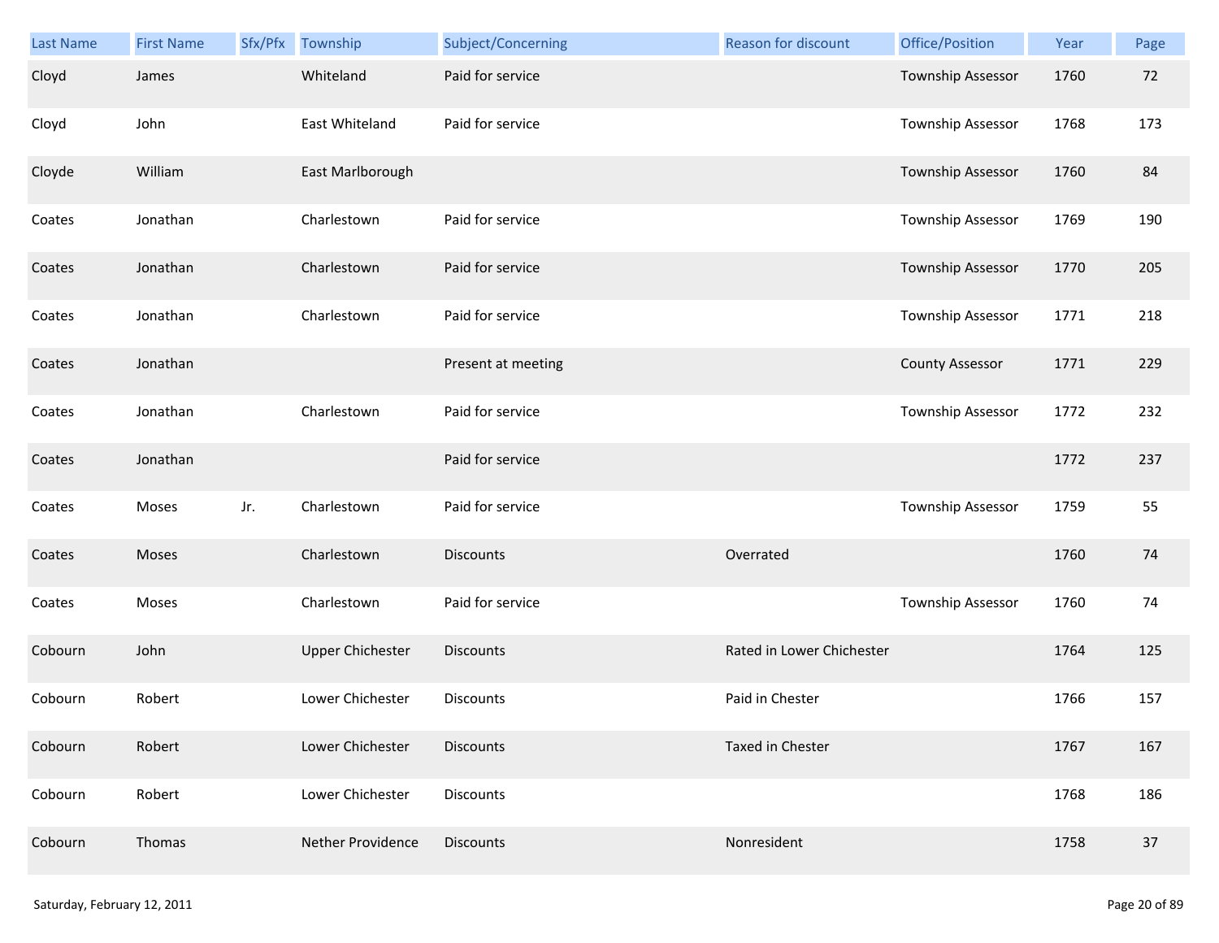| Last Name | First Name | Sfx/Pfx | Township | Subject/Concerning | Reason for discount | Office/Position | Year | Page |
|---|---|---|---|---|---|---|---|---|
| Cloyd | James | | Whiteland | Paid for service | | Township Assessor | 1760 | 72 |
| Cloyd | John | | East Whiteland | Paid for service | | Township Assessor | 1768 | 173 |
| Cloyde | William | | East Marlborough | | | Township Assessor | 1760 | 84 |
| Coates | Jonathan | | Charlestown | Paid for service | | Township Assessor | 1769 | 190 |
| Coates | Jonathan | | Charlestown | Paid for service | | Township Assessor | 1770 | 205 |
| Coates | Jonathan | | Charlestown | Paid for service | | Township Assessor | 1771 | 218 |
| Coates | Jonathan | | | Present at meeting | | County Assessor | 1771 | 229 |
| Coates | Jonathan | | Charlestown | Paid for service | | Township Assessor | 1772 | 232 |
| Coates | Jonathan | | | Paid for service | | | 1772 | 237 |
| Coates | Moses | Jr. | Charlestown | Paid for service | | Township Assessor | 1759 | 55 |
| Coates | Moses | | Charlestown | Discounts | Overrated | | 1760 | 74 |
| Coates | Moses | | Charlestown | Paid for service | | Township Assessor | 1760 | 74 |
| Cobourn | John | | Upper Chichester | Discounts | Rated in Lower Chichester | | 1764 | 125 |
| Cobourn | Robert | | Lower Chichester | Discounts | Paid in Chester | | 1766 | 157 |
| Cobourn | Robert | | Lower Chichester | Discounts | Taxed in Chester | | 1767 | 167 |
| Cobourn | Robert | | Lower Chichester | Discounts | | | 1768 | 186 |
| Cobourn | Thomas | | Nether Providence | Discounts | Nonresident | | 1758 | 37 |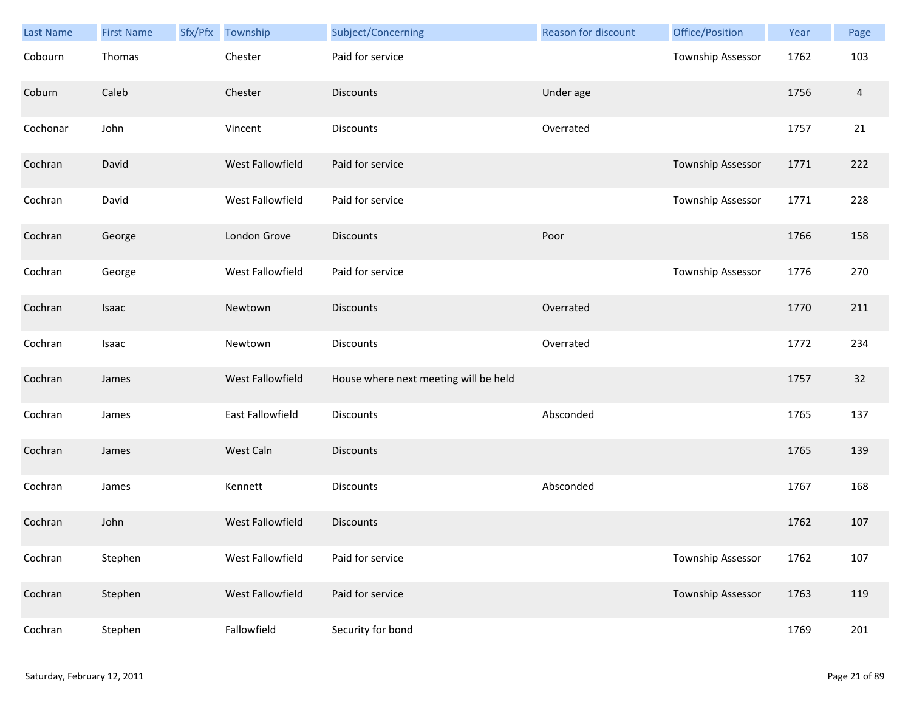| Last Name | First Name | Sfx/Pfx | Township | Subject/Concerning | Reason for discount | Office/Position | Year | Page |
|---|---|---|---|---|---|---|---|---|
| Cobourn | Thomas | | Chester | Paid for service | | Township Assessor | 1762 | 103 |
| Coburn | Caleb | | Chester | Discounts | Under age | | 1756 | 4 |
| Cochonar | John | | Vincent | Discounts | Overrated | | 1757 | 21 |
| Cochran | David | | West Fallowfield | Paid for service | | Township Assessor | 1771 | 222 |
| Cochran | David | | West Fallowfield | Paid for service | | Township Assessor | 1771 | 228 |
| Cochran | George | | London Grove | Discounts | Poor | | 1766 | 158 |
| Cochran | George | | West Fallowfield | Paid for service | | Township Assessor | 1776 | 270 |
| Cochran | Isaac | | Newtown | Discounts | Overrated | | 1770 | 211 |
| Cochran | Isaac | | Newtown | Discounts | Overrated | | 1772 | 234 |
| Cochran | James | | West Fallowfield | House where next meeting will be held | | | 1757 | 32 |
| Cochran | James | | East Fallowfield | Discounts | Absconded | | 1765 | 137 |
| Cochran | James | | West Caln | Discounts | | | 1765 | 139 |
| Cochran | James | | Kennett | Discounts | Absconded | | 1767 | 168 |
| Cochran | John | | West Fallowfield | Discounts | | | 1762 | 107 |
| Cochran | Stephen | | West Fallowfield | Paid for service | | Township Assessor | 1762 | 107 |
| Cochran | Stephen | | West Fallowfield | Paid for service | | Township Assessor | 1763 | 119 |
| Cochran | Stephen | | Fallowfield | Security for bond | | | 1769 | 201 |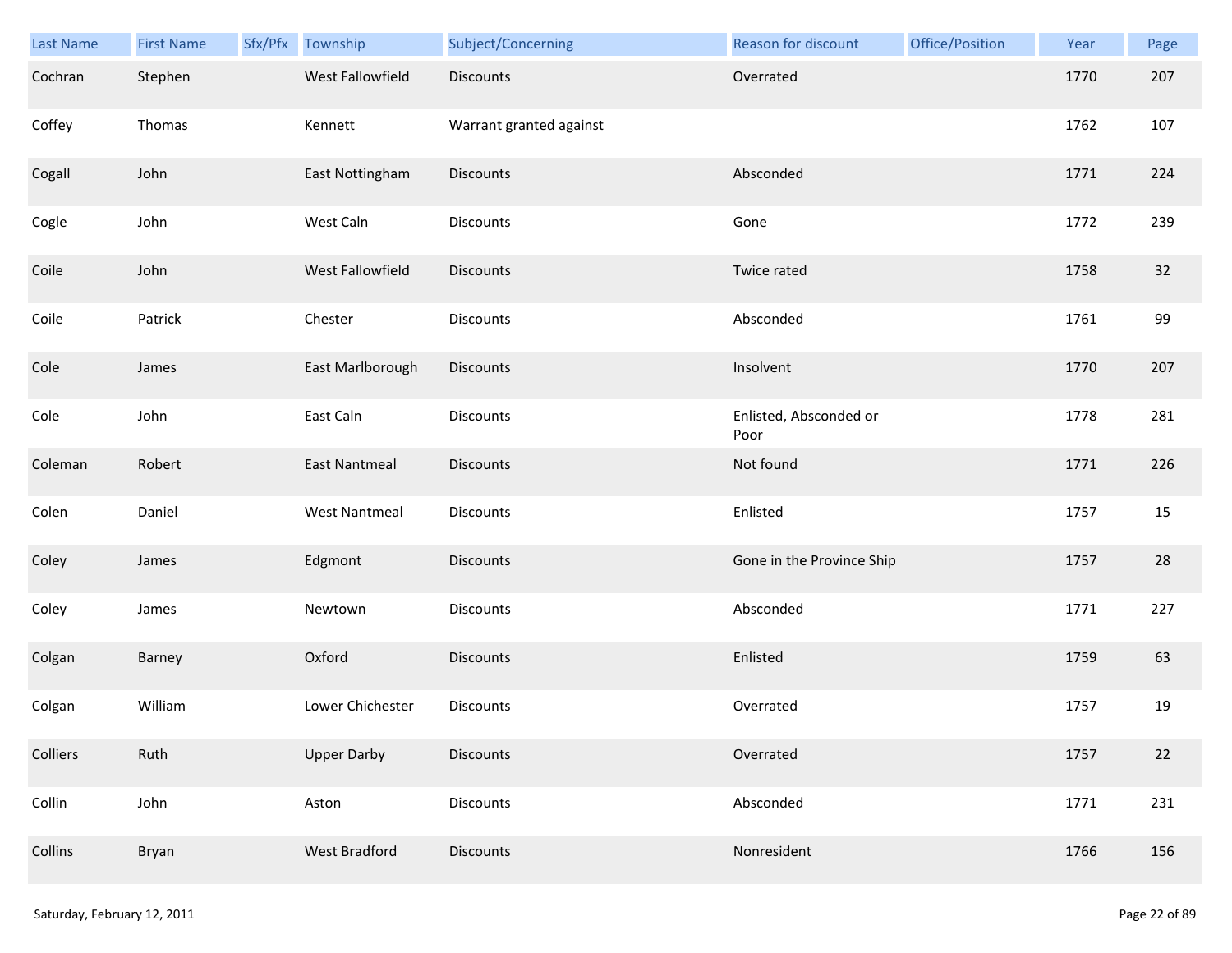| Last Name | First Name | Sfx/Pfx | Township | Subject/Concerning | Reason for discount | Office/Position | Year | Page |
|---|---|---|---|---|---|---|---|---|
| Cochran | Stephen | | West Fallowfield | Discounts | Overrated | | 1770 | 207 |
| Coffey | Thomas | | Kennett | Warrant granted against | | | 1762 | 107 |
| Cogall | John | | East Nottingham | Discounts | Absconded | | 1771 | 224 |
| Cogle | John | | West Caln | Discounts | Gone | | 1772 | 239 |
| Coile | John | | West Fallowfield | Discounts | Twice rated | | 1758 | 32 |
| Coile | Patrick | | Chester | Discounts | Absconded | | 1761 | 99 |
| Cole | James | | East Marlborough | Discounts | Insolvent | | 1770 | 207 |
| Cole | John | | East Caln | Discounts | Enlisted, Absconded or Poor | | 1778 | 281 |
| Coleman | Robert | | East Nantmeal | Discounts | Not found | | 1771 | 226 |
| Colen | Daniel | | West Nantmeal | Discounts | Enlisted | | 1757 | 15 |
| Coley | James | | Edgmont | Discounts | Gone in the Province Ship | | 1757 | 28 |
| Coley | James | | Newtown | Discounts | Absconded | | 1771 | 227 |
| Colgan | Barney | | Oxford | Discounts | Enlisted | | 1759 | 63 |
| Colgan | William | | Lower Chichester | Discounts | Overrated | | 1757 | 19 |
| Colliers | Ruth | | Upper Darby | Discounts | Overrated | | 1757 | 22 |
| Collin | John | | Aston | Discounts | Absconded | | 1771 | 231 |
| Collins | Bryan | | West Bradford | Discounts | Nonresident | | 1766 | 156 |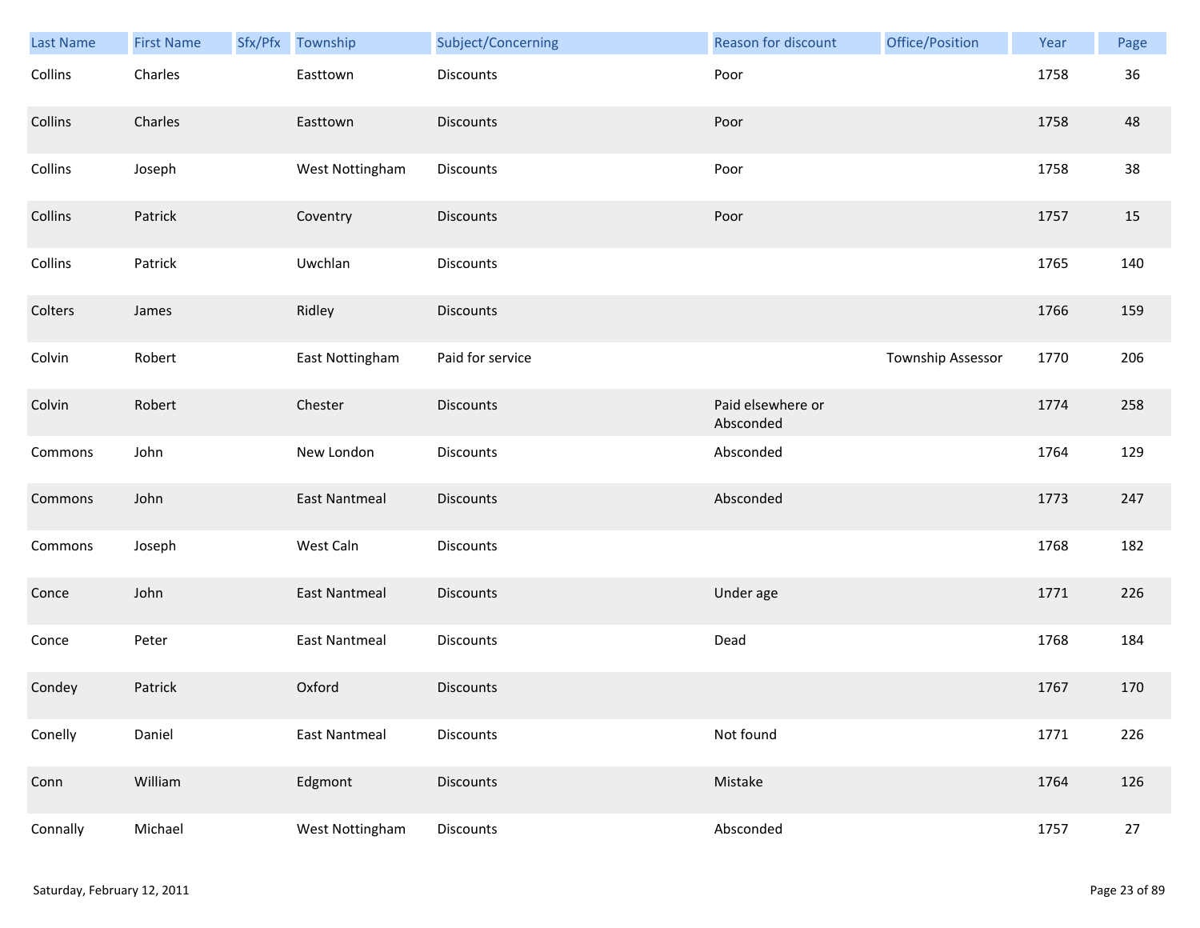| Last Name | First Name | Sfx/Pfx | Township | Subject/Concerning | Reason for discount | Office/Position | Year | Page |
|---|---|---|---|---|---|---|---|---|
| Collins | Charles | | Easttown | Discounts | Poor | | 1758 | 36 |
| Collins | Charles | | Easttown | Discounts | Poor | | 1758 | 48 |
| Collins | Joseph | | West Nottingham | Discounts | Poor | | 1758 | 38 |
| Collins | Patrick | | Coventry | Discounts | Poor | | 1757 | 15 |
| Collins | Patrick | | Uwchlan | Discounts | | | 1765 | 140 |
| Colters | James | | Ridley | Discounts | | | 1766 | 159 |
| Colvin | Robert | | East Nottingham | Paid for service | | Township Assessor | 1770 | 206 |
| Colvin | Robert | | Chester | Discounts | Paid elsewhere or Absconded | | 1774 | 258 |
| Commons | John | | New London | Discounts | Absconded | | 1764 | 129 |
| Commons | John | | East Nantmeal | Discounts | Absconded | | 1773 | 247 |
| Commons | Joseph | | West Caln | Discounts | | | 1768 | 182 |
| Conce | John | | East Nantmeal | Discounts | Under age | | 1771 | 226 |
| Conce | Peter | | East Nantmeal | Discounts | Dead | | 1768 | 184 |
| Condey | Patrick | | Oxford | Discounts | | | 1767 | 170 |
| Conelly | Daniel | | East Nantmeal | Discounts | Not found | | 1771 | 226 |
| Conn | William | | Edgmont | Discounts | Mistake | | 1764 | 126 |
| Connally | Michael | | West Nottingham | Discounts | Absconded | | 1757 | 27 |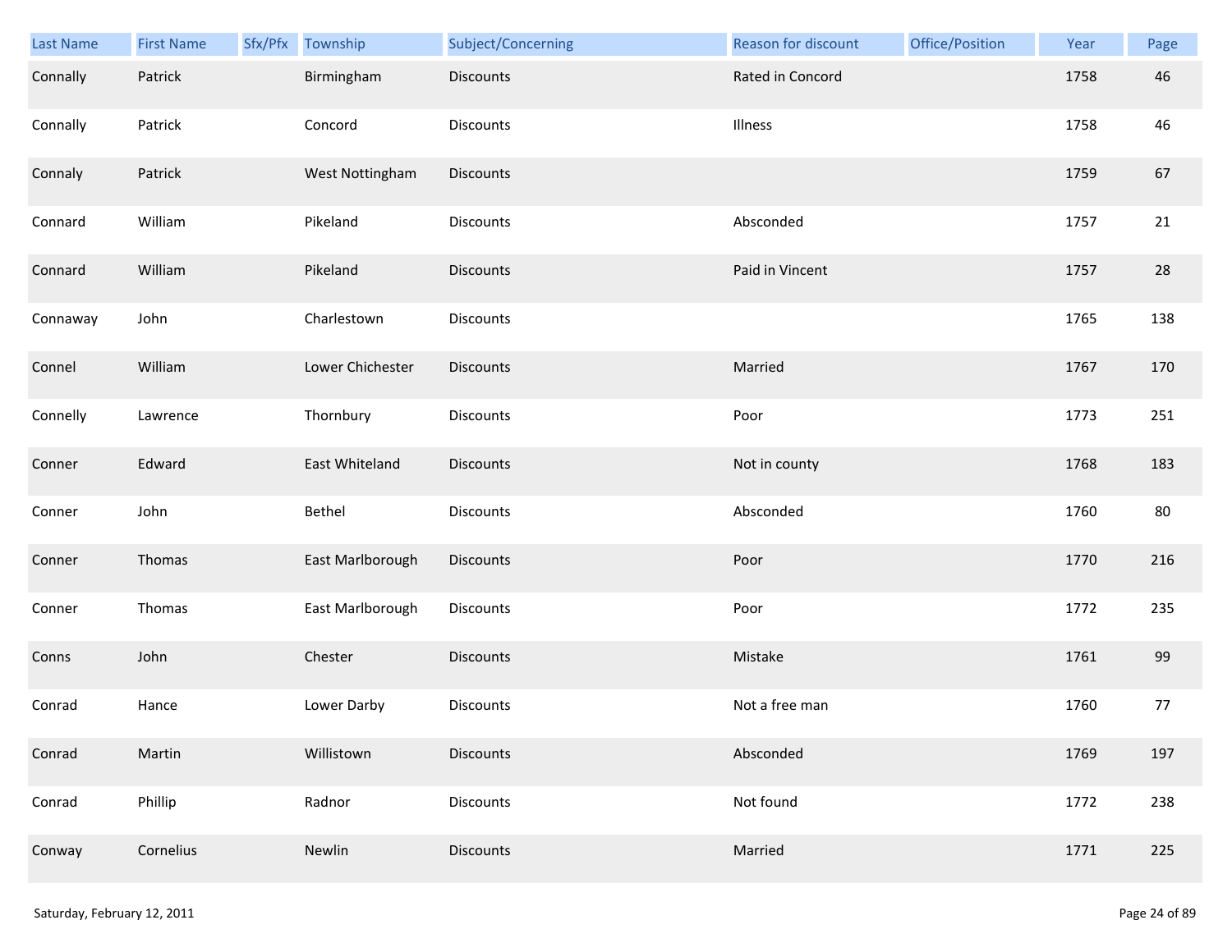| Last Name | First Name | Sfx/Pfx | Township | Subject/Concerning | Reason for discount | Office/Position | Year | Page |
|---|---|---|---|---|---|---|---|---|
| Connally | Patrick | | Birmingham | Discounts | Rated in Concord | | 1758 | 46 |
| Connally | Patrick | | Concord | Discounts | Illness | | 1758 | 46 |
| Connaly | Patrick | | West Nottingham | Discounts | | | 1759 | 67 |
| Connard | William | | Pikeland | Discounts | Absconded | | 1757 | 21 |
| Connard | William | | Pikeland | Discounts | Paid in Vincent | | 1757 | 28 |
| Connaway | John | | Charlestown | Discounts | | | 1765 | 138 |
| Connel | William | | Lower Chichester | Discounts | Married | | 1767 | 170 |
| Connelly | Lawrence | | Thornbury | Discounts | Poor | | 1773 | 251 |
| Conner | Edward | | East Whiteland | Discounts | Not in county | | 1768 | 183 |
| Conner | John | | Bethel | Discounts | Absconded | | 1760 | 80 |
| Conner | Thomas | | East Marlborough | Discounts | Poor | | 1770 | 216 |
| Conner | Thomas | | East Marlborough | Discounts | Poor | | 1772 | 235 |
| Conns | John | | Chester | Discounts | Mistake | | 1761 | 99 |
| Conrad | Hance | | Lower Darby | Discounts | Not a free man | | 1760 | 77 |
| Conrad | Martin | | Willistown | Discounts | Absconded | | 1769 | 197 |
| Conrad | Phillip | | Radnor | Discounts | Not found | | 1772 | 238 |
| Conway | Cornelius | | Newlin | Discounts | Married | | 1771 | 225 |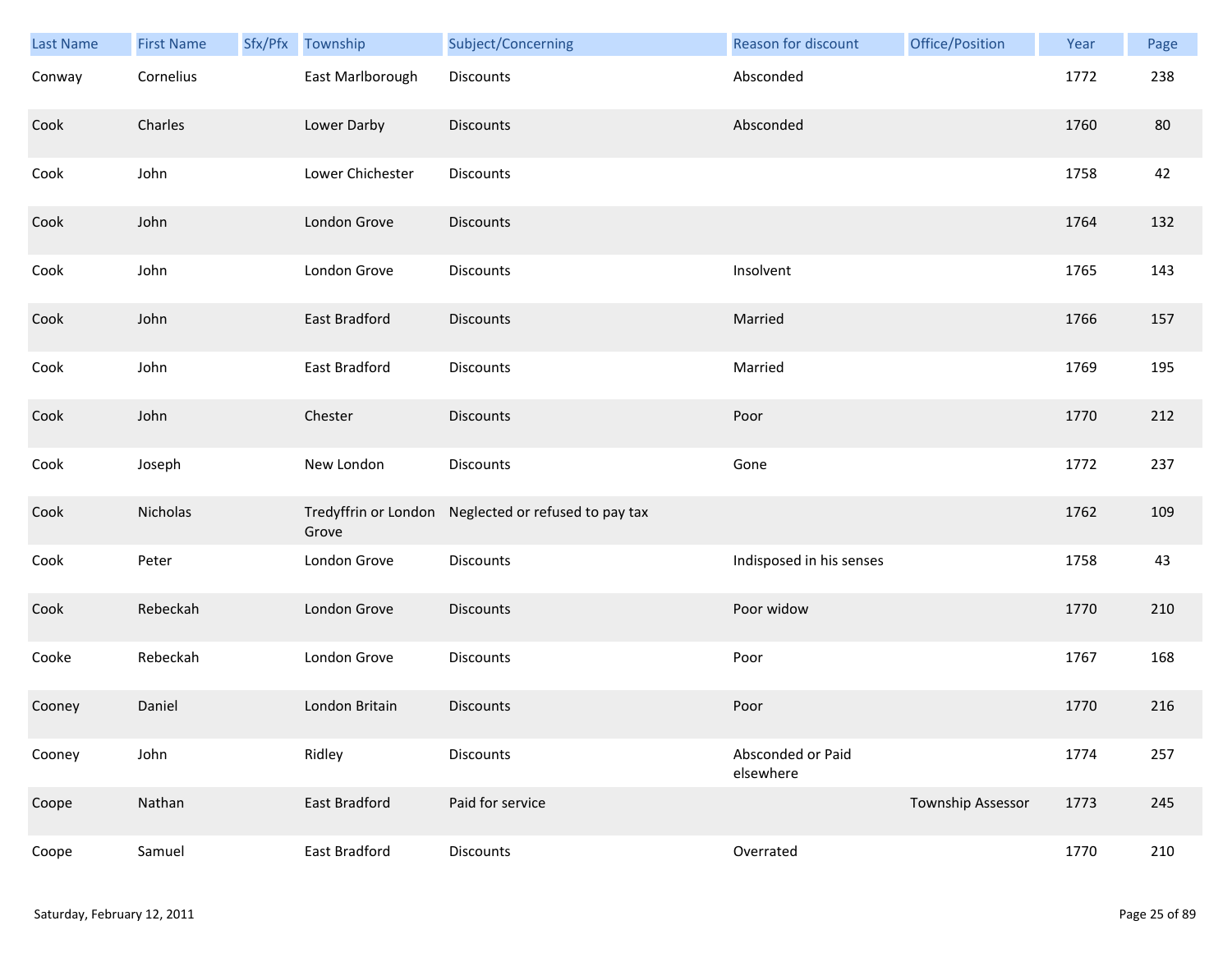| Last Name | First Name | Sfx/Pfx | Township | Subject/Concerning | Reason for discount | Office/Position | Year | Page |
|---|---|---|---|---|---|---|---|---|
| Conway | Cornelius | | East Marlborough | Discounts | Absconded | | 1772 | 238 |
| Cook | Charles | | Lower Darby | Discounts | Absconded | | 1760 | 80 |
| Cook | John | | Lower Chichester | Discounts | | | 1758 | 42 |
| Cook | John | | London Grove | Discounts | | | 1764 | 132 |
| Cook | John | | London Grove | Discounts | Insolvent | | 1765 | 143 |
| Cook | John | | East Bradford | Discounts | Married | | 1766 | 157 |
| Cook | John | | East Bradford | Discounts | Married | | 1769 | 195 |
| Cook | John | | Chester | Discounts | Poor | | 1770 | 212 |
| Cook | Joseph | | New London | Discounts | Gone | | 1772 | 237 |
| Cook | Nicholas | | Tredyffrin or London Grove | Neglected or refused to pay tax | | | 1762 | 109 |
| Cook | Peter | | London Grove | Discounts | Indisposed in his senses | | 1758 | 43 |
| Cook | Rebeckah | | London Grove | Discounts | Poor widow | | 1770 | 210 |
| Cooke | Rebeckah | | London Grove | Discounts | Poor | | 1767 | 168 |
| Cooney | Daniel | | London Britain | Discounts | Poor | | 1770 | 216 |
| Cooney | John | | Ridley | Discounts | Absconded or Paid elsewhere | | 1774 | 257 |
| Coope | Nathan | | East Bradford | Paid for service | | Township Assessor | 1773 | 245 |
| Coope | Samuel | | East Bradford | Discounts | Overrated | | 1770 | 210 |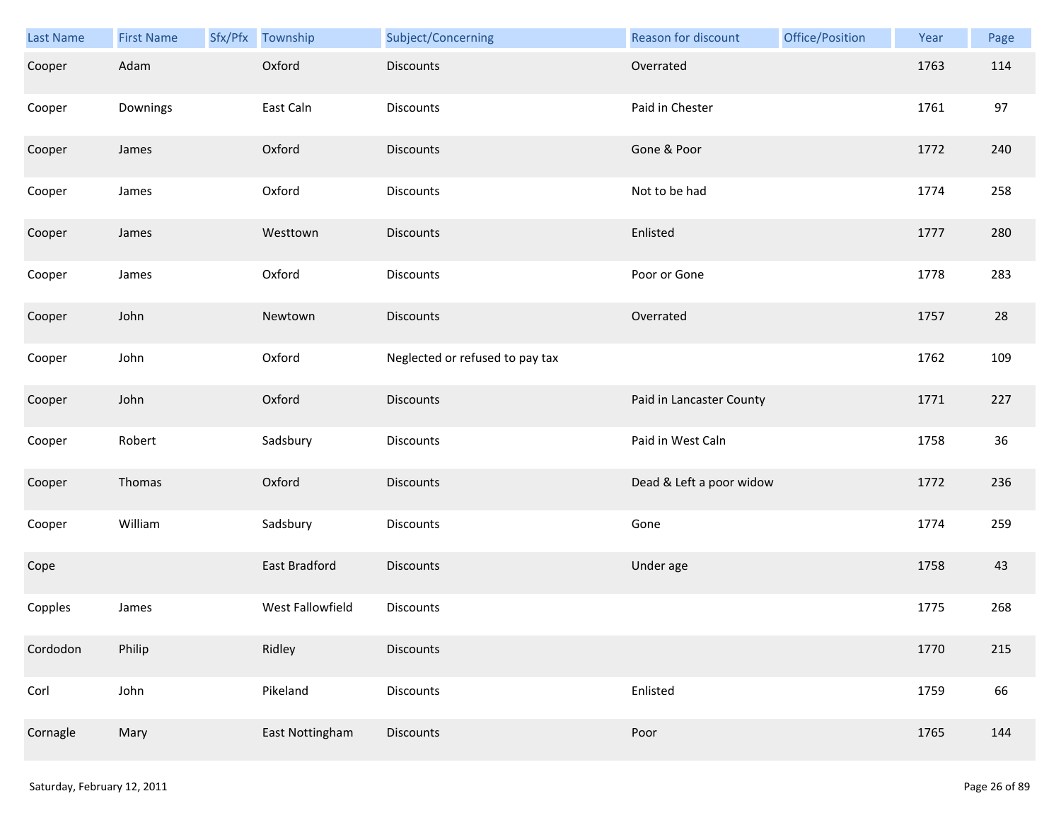| Last Name | First Name | Sfx/Pfx | Township | Subject/Concerning | Reason for discount | Office/Position | Year | Page |
|---|---|---|---|---|---|---|---|---|
| Cooper | Adam | | Oxford | Discounts | Overrated | | 1763 | 114 |
| Cooper | Downings | | East Caln | Discounts | Paid in Chester | | 1761 | 97 |
| Cooper | James | | Oxford | Discounts | Gone & Poor | | 1772 | 240 |
| Cooper | James | | Oxford | Discounts | Not to be had | | 1774 | 258 |
| Cooper | James | | Westtown | Discounts | Enlisted | | 1777 | 280 |
| Cooper | James | | Oxford | Discounts | Poor or Gone | | 1778 | 283 |
| Cooper | John | | Newtown | Discounts | Overrated | | 1757 | 28 |
| Cooper | John | | Oxford | Neglected or refused to pay tax | | | 1762 | 109 |
| Cooper | John | | Oxford | Discounts | Paid in Lancaster County | | 1771 | 227 |
| Cooper | Robert | | Sadsbury | Discounts | Paid in West Caln | | 1758 | 36 |
| Cooper | Thomas | | Oxford | Discounts | Dead & Left a poor widow | | 1772 | 236 |
| Cooper | William | | Sadsbury | Discounts | Gone | | 1774 | 259 |
| Cope | | | East Bradford | Discounts | Under age | | 1758 | 43 |
| Copples | James | | West Fallowfield | Discounts | | | 1775 | 268 |
| Cordodon | Philip | | Ridley | Discounts | | | 1770 | 215 |
| Corl | John | | Pikeland | Discounts | Enlisted | | 1759 | 66 |
| Cornagle | Mary | | East Nottingham | Discounts | Poor | | 1765 | 144 |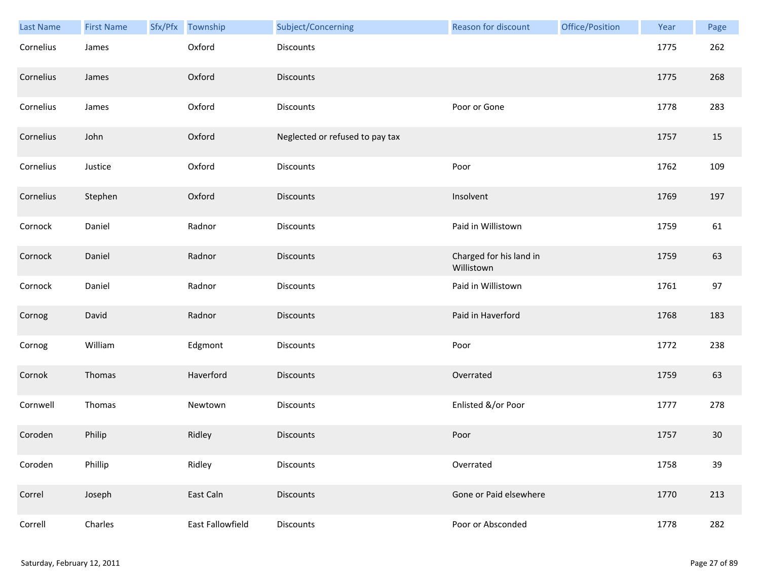| Last Name | First Name | Sfx/Pfx | Township | Subject/Concerning | Reason for discount | Office/Position | Year | Page |
|---|---|---|---|---|---|---|---|---|
| Cornelius | James | | Oxford | Discounts | | | 1775 | 262 |
| Cornelius | James | | Oxford | Discounts | | | 1775 | 268 |
| Cornelius | James | | Oxford | Discounts | Poor or Gone | | 1778 | 283 |
| Cornelius | John | | Oxford | Neglected or refused to pay tax | | | 1757 | 15 |
| Cornelius | Justice | | Oxford | Discounts | Poor | | 1762 | 109 |
| Cornelius | Stephen | | Oxford | Discounts | Insolvent | | 1769 | 197 |
| Cornock | Daniel | | Radnor | Discounts | Paid in Willistown | | 1759 | 61 |
| Cornock | Daniel | | Radnor | Discounts | Charged for his land in Willistown | | 1759 | 63 |
| Cornock | Daniel | | Radnor | Discounts | Paid in Willistown | | 1761 | 97 |
| Cornog | David | | Radnor | Discounts | Paid in Haverford | | 1768 | 183 |
| Cornog | William | | Edgmont | Discounts | Poor | | 1772 | 238 |
| Cornok | Thomas | | Haverford | Discounts | Overrated | | 1759 | 63 |
| Cornwell | Thomas | | Newtown | Discounts | Enlisted &/or Poor | | 1777 | 278 |
| Coroden | Philip | | Ridley | Discounts | Poor | | 1757 | 30 |
| Coroden | Phillip | | Ridley | Discounts | Overrated | | 1758 | 39 |
| Correl | Joseph | | East Caln | Discounts | Gone or Paid elsewhere | | 1770 | 213 |
| Correll | Charles | | East Fallowfield | Discounts | Poor or Absconded | | 1778 | 282 |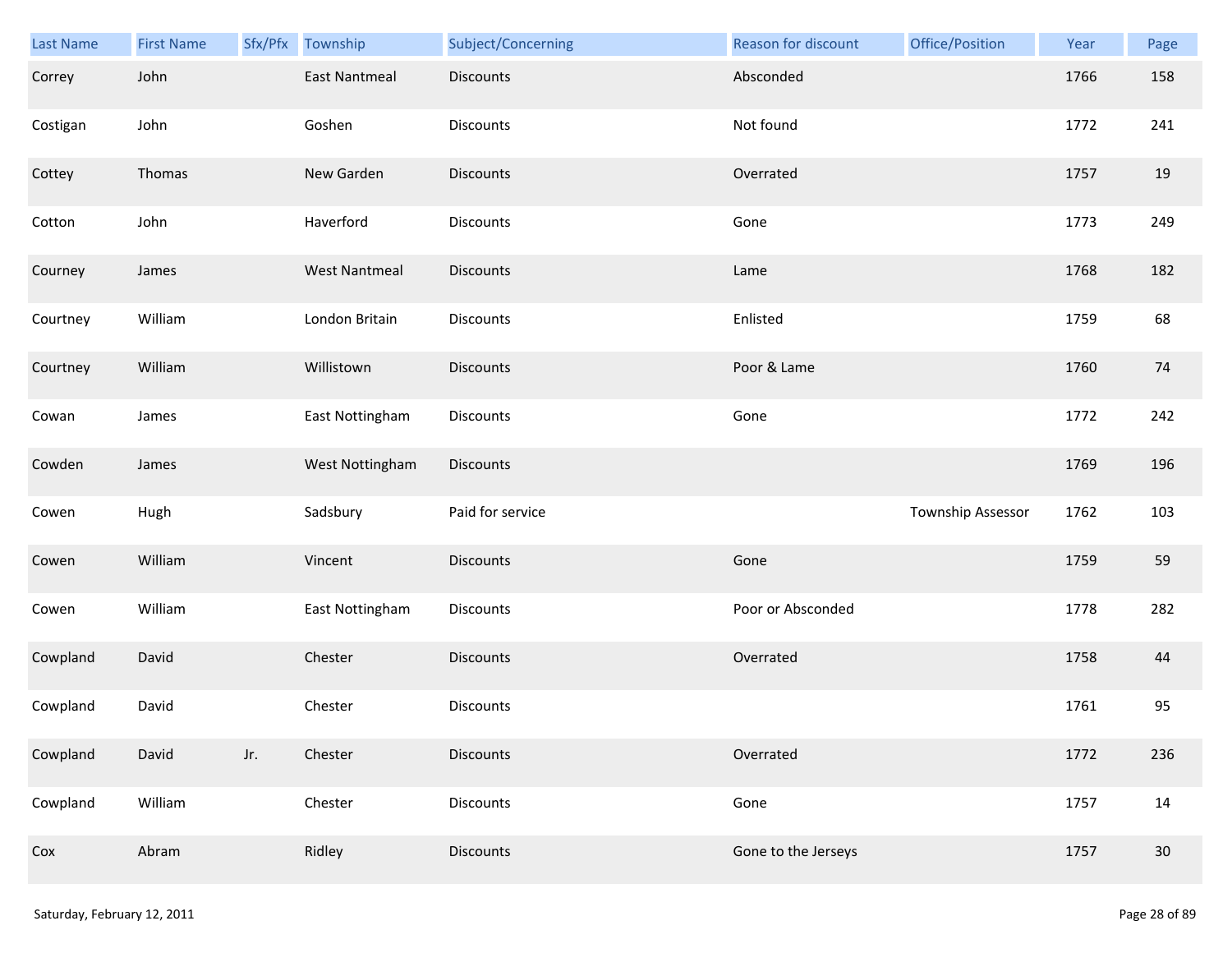| Last Name | First Name | Sfx/Pfx | Township | Subject/Concerning | Reason for discount | Office/Position | Year | Page |
|---|---|---|---|---|---|---|---|---|
| Correy | John | | East Nantmeal | Discounts | Absconded | | 1766 | 158 |
| Costigan | John | | Goshen | Discounts | Not found | | 1772 | 241 |
| Cottey | Thomas | | New Garden | Discounts | Overrated | | 1757 | 19 |
| Cotton | John | | Haverford | Discounts | Gone | | 1773 | 249 |
| Courney | James | | West Nantmeal | Discounts | Lame | | 1768 | 182 |
| Courtney | William | | London Britain | Discounts | Enlisted | | 1759 | 68 |
| Courtney | William | | Willistown | Discounts | Poor & Lame | | 1760 | 74 |
| Cowan | James | | East Nottingham | Discounts | Gone | | 1772 | 242 |
| Cowden | James | | West Nottingham | Discounts | | | 1769 | 196 |
| Cowen | Hugh | | Sadsbury | Paid for service | | Township Assessor | 1762 | 103 |
| Cowen | William | | Vincent | Discounts | Gone | | 1759 | 59 |
| Cowen | William | | East Nottingham | Discounts | Poor or Absconded | | 1778 | 282 |
| Cowpland | David | | Chester | Discounts | Overrated | | 1758 | 44 |
| Cowpland | David | | Chester | Discounts | | | 1761 | 95 |
| Cowpland | David | Jr. | Chester | Discounts | Overrated | | 1772 | 236 |
| Cowpland | William | | Chester | Discounts | Gone | | 1757 | 14 |
| Cox | Abram | | Ridley | Discounts | Gone to the Jerseys | | 1757 | 30 |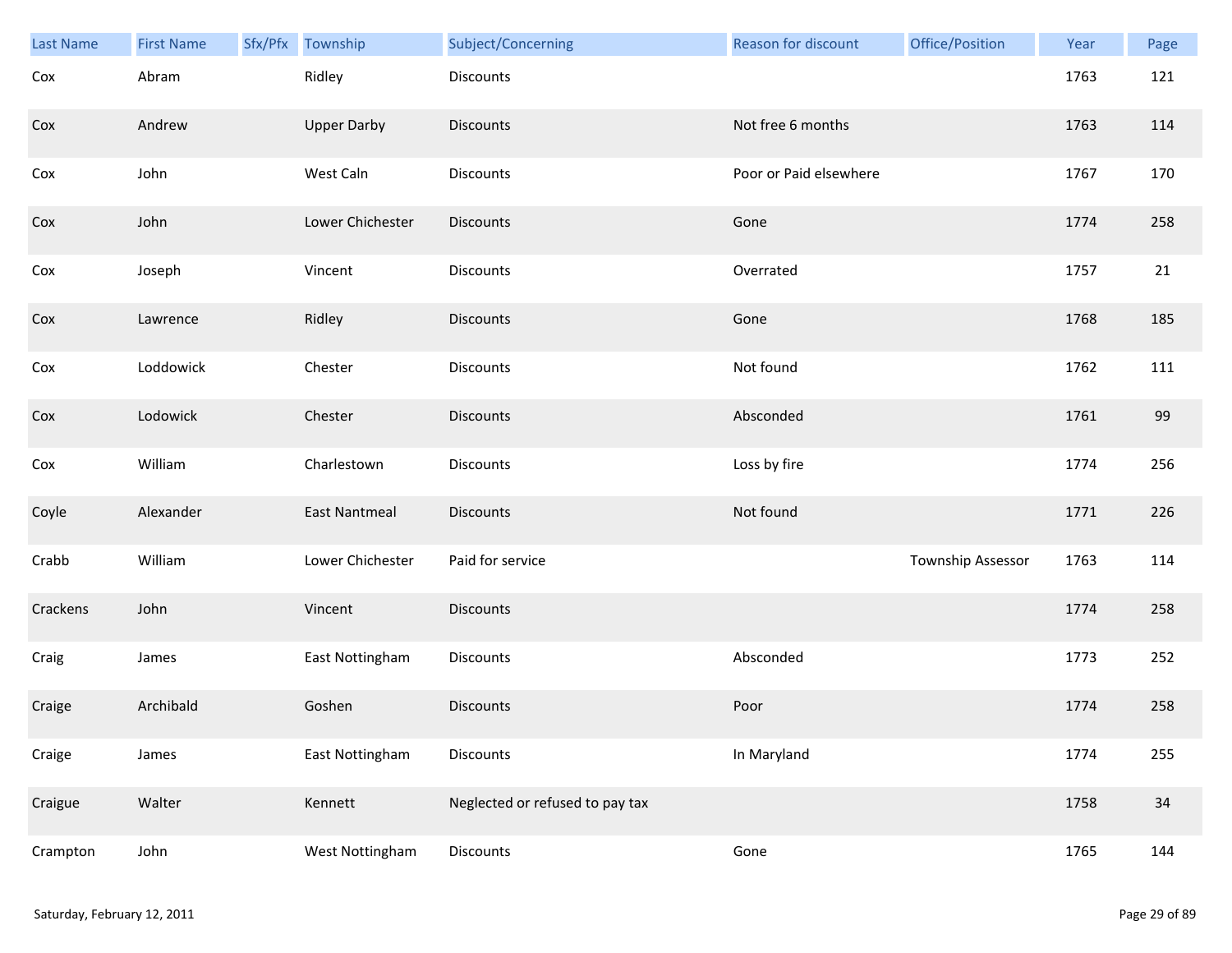| Last Name | First Name | Sfx/Pfx | Township | Subject/Concerning | Reason for discount | Office/Position | Year | Page |
|---|---|---|---|---|---|---|---|---|
| Cox | Abram | | Ridley | Discounts | | | 1763 | 121 |
| Cox | Andrew | | Upper Darby | Discounts | Not free 6 months | | 1763 | 114 |
| Cox | John | | West Caln | Discounts | Poor or Paid elsewhere | | 1767 | 170 |
| Cox | John | | Lower Chichester | Discounts | Gone | | 1774 | 258 |
| Cox | Joseph | | Vincent | Discounts | Overrated | | 1757 | 21 |
| Cox | Lawrence | | Ridley | Discounts | Gone | | 1768 | 185 |
| Cox | Loddowick | | Chester | Discounts | Not found | | 1762 | 111 |
| Cox | Lodowick | | Chester | Discounts | Absconded | | 1761 | 99 |
| Cox | William | | Charlestown | Discounts | Loss by fire | | 1774 | 256 |
| Coyle | Alexander | | East Nantmeal | Discounts | Not found | | 1771 | 226 |
| Crabb | William | | Lower Chichester | Paid for service | | Township Assessor | 1763 | 114 |
| Crackens | John | | Vincent | Discounts | | | 1774 | 258 |
| Craig | James | | East Nottingham | Discounts | Absconded | | 1773 | 252 |
| Craige | Archibald | | Goshen | Discounts | Poor | | 1774 | 258 |
| Craige | James | | East Nottingham | Discounts | In Maryland | | 1774 | 255 |
| Craigue | Walter | | Kennett | Neglected or refused to pay tax | | | 1758 | 34 |
| Crampton | John | | West Nottingham | Discounts | Gone | | 1765 | 144 |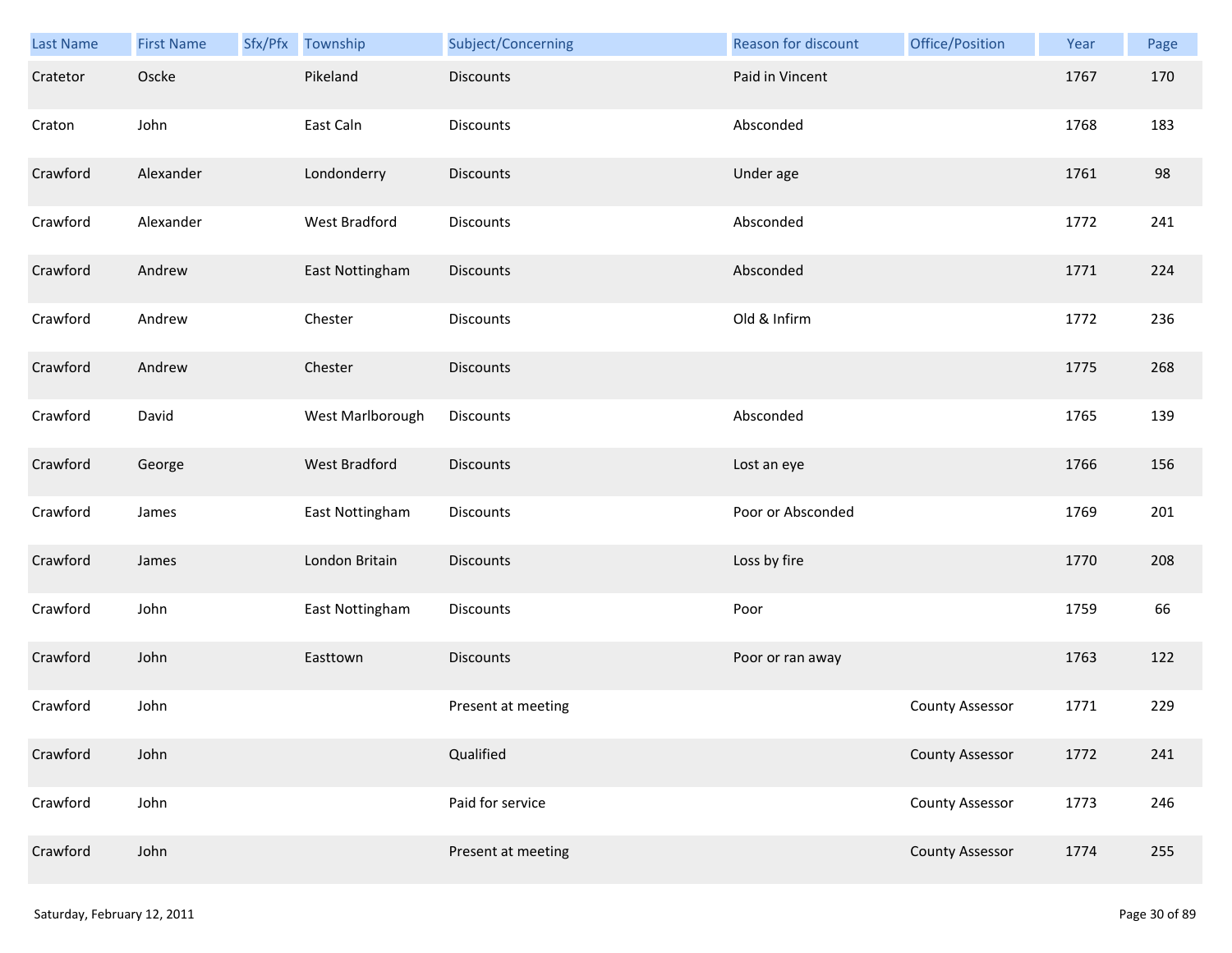| Last Name | First Name | Sfx/Pfx | Township | Subject/Concerning | Reason for discount | Office/Position | Year | Page |
|---|---|---|---|---|---|---|---|---|
| Cratetor | Oscke | | Pikeland | Discounts | Paid in Vincent | | 1767 | 170 |
| Craton | John | | East Caln | Discounts | Absconded | | 1768 | 183 |
| Crawford | Alexander | | Londonderry | Discounts | Under age | | 1761 | 98 |
| Crawford | Alexander | | West Bradford | Discounts | Absconded | | 1772 | 241 |
| Crawford | Andrew | | East Nottingham | Discounts | Absconded | | 1771 | 224 |
| Crawford | Andrew | | Chester | Discounts | Old & Infirm | | 1772 | 236 |
| Crawford | Andrew | | Chester | Discounts | | | 1775 | 268 |
| Crawford | David | | West Marlborough | Discounts | Absconded | | 1765 | 139 |
| Crawford | George | | West Bradford | Discounts | Lost an eye | | 1766 | 156 |
| Crawford | James | | East Nottingham | Discounts | Poor or Absconded | | 1769 | 201 |
| Crawford | James | | London Britain | Discounts | Loss by fire | | 1770 | 208 |
| Crawford | John | | East Nottingham | Discounts | Poor | | 1759 | 66 |
| Crawford | John | | Easttown | Discounts | Poor or ran away | | 1763 | 122 |
| Crawford | John | | | Present at meeting | | County Assessor | 1771 | 229 |
| Crawford | John | | | Qualified | | County Assessor | 1772 | 241 |
| Crawford | John | | | Paid for service | | County Assessor | 1773 | 246 |
| Crawford | John | | | Present at meeting | | County Assessor | 1774 | 255 |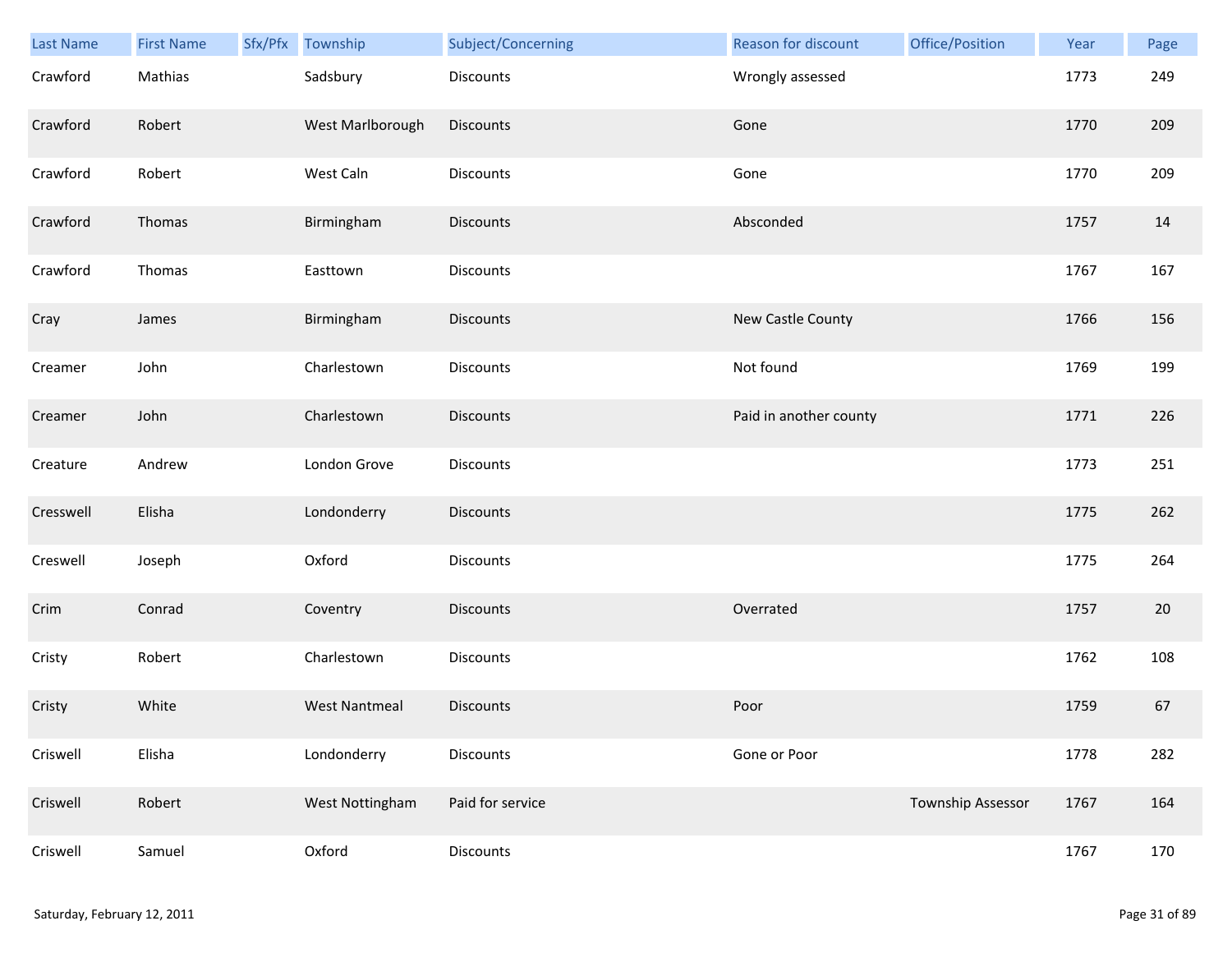| Last Name | First Name | Sfx/Pfx | Township | Subject/Concerning | Reason for discount | Office/Position | Year | Page |
|---|---|---|---|---|---|---|---|---|
| Crawford | Mathias | | Sadsbury | Discounts | Wrongly assessed | | 1773 | 249 |
| Crawford | Robert | | West Marlborough | Discounts | Gone | | 1770 | 209 |
| Crawford | Robert | | West Caln | Discounts | Gone | | 1770 | 209 |
| Crawford | Thomas | | Birmingham | Discounts | Absconded | | 1757 | 14 |
| Crawford | Thomas | | Easttown | Discounts | | | 1767 | 167 |
| Cray | James | | Birmingham | Discounts | New Castle County | | 1766 | 156 |
| Creamer | John | | Charlestown | Discounts | Not found | | 1769 | 199 |
| Creamer | John | | Charlestown | Discounts | Paid in another county | | 1771 | 226 |
| Creature | Andrew | | London Grove | Discounts | | | 1773 | 251 |
| Cresswell | Elisha | | Londonderry | Discounts | | | 1775 | 262 |
| Creswell | Joseph | | Oxford | Discounts | | | 1775 | 264 |
| Crim | Conrad | | Coventry | Discounts | Overrated | | 1757 | 20 |
| Cristy | Robert | | Charlestown | Discounts | | | 1762 | 108 |
| Cristy | White | | West Nantmeal | Discounts | Poor | | 1759 | 67 |
| Criswell | Elisha | | Londonderry | Discounts | Gone or Poor | | 1778 | 282 |
| Criswell | Robert | | West Nottingham | Paid for service | | Township Assessor | 1767 | 164 |
| Criswell | Samuel | | Oxford | Discounts | | | 1767 | 170 |

Saturday, February 12, 2011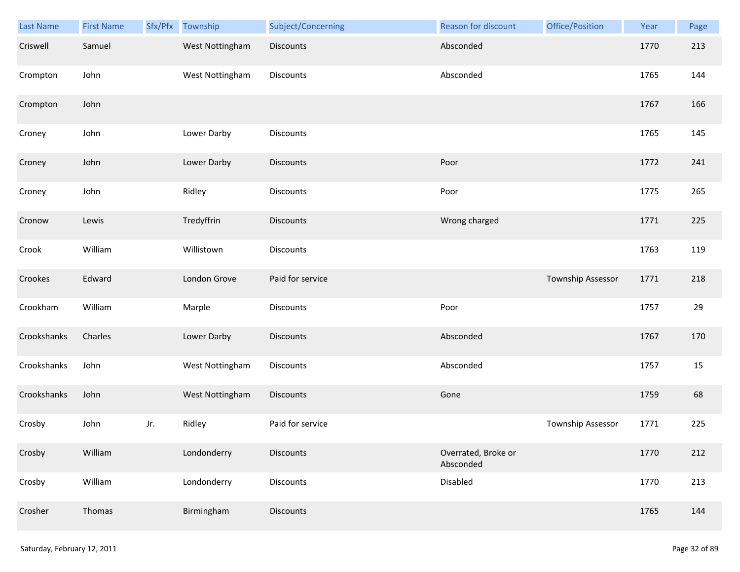| Last Name | First Name | Sfx/Pfx | Township | Subject/Concerning | Reason for discount | Office/Position | Year | Page |
|---|---|---|---|---|---|---|---|---|
| Criswell | Samuel | | West Nottingham | Discounts | Absconded | | 1770 | 213 |
| Crompton | John | | West Nottingham | Discounts | Absconded | | 1765 | 144 |
| Crompton | John | | | | | | 1767 | 166 |
| Croney | John | | Lower Darby | Discounts | | | 1765 | 145 |
| Croney | John | | Lower Darby | Discounts | Poor | | 1772 | 241 |
| Croney | John | | Ridley | Discounts | Poor | | 1775 | 265 |
| Cronow | Lewis | | Tredyffrin | Discounts | Wrong charged | | 1771 | 225 |
| Crook | William | | Willistown | Discounts | | | 1763 | 119 |
| Crookes | Edward | | London Grove | Paid for service | | Township Assessor | 1771 | 218 |
| Crookham | William | | Marple | Discounts | Poor | | 1757 | 29 |
| Crookshanks | Charles | | Lower Darby | Discounts | Absconded | | 1767 | 170 |
| Crookshanks | John | | West Nottingham | Discounts | Absconded | | 1757 | 15 |
| Crookshanks | John | | West Nottingham | Discounts | Gone | | 1759 | 68 |
| Crosby | John | Jr. | Ridley | Paid for service | | Township Assessor | 1771 | 225 |
| Crosby | William | | Londonderry | Discounts | Overrated, Broke or Absconded | | 1770 | 212 |
| Crosby | William | | Londonderry | Discounts | Disabled | | 1770 | 213 |
| Crosher | Thomas | | Birmingham | Discounts | | | 1765 | 144 |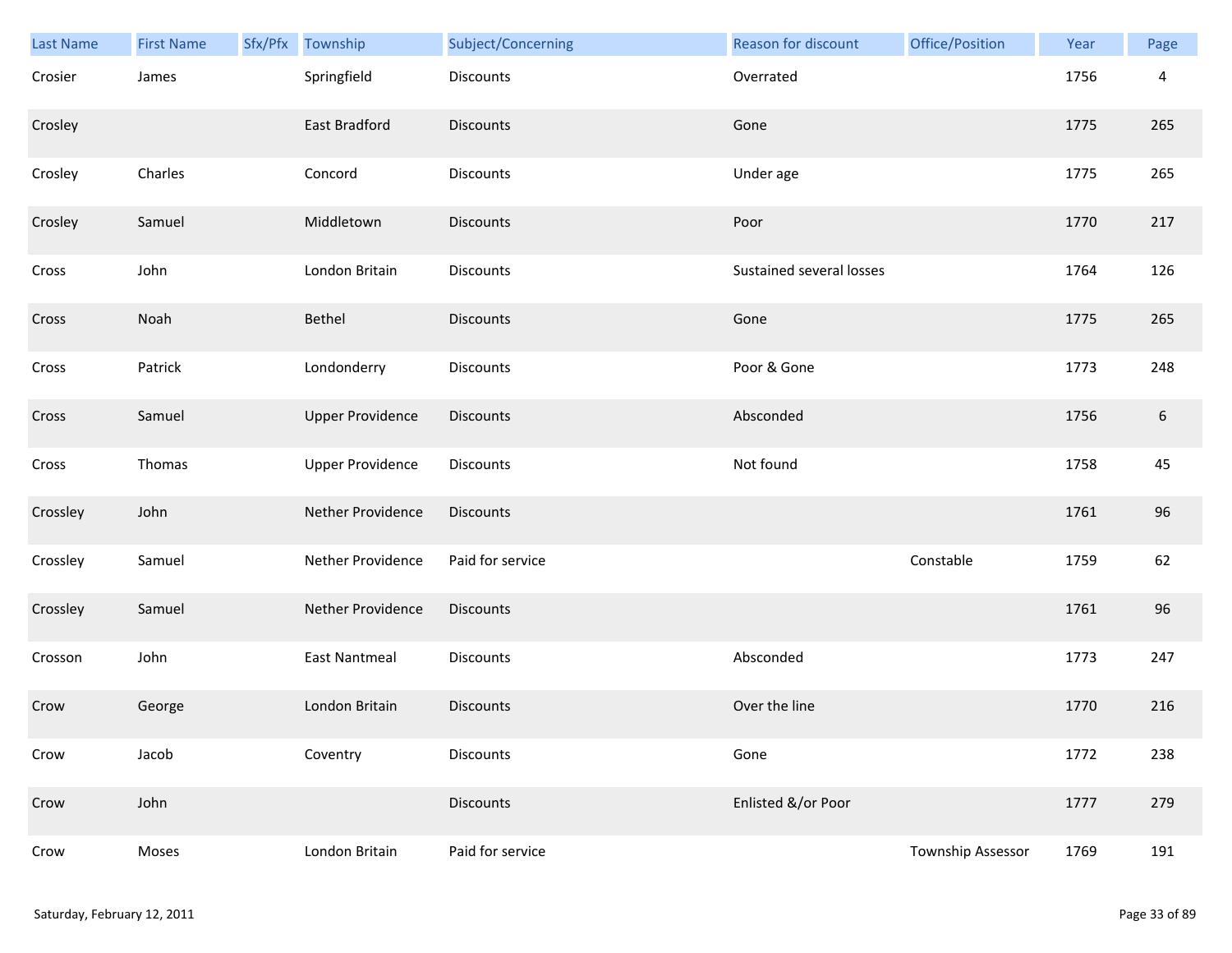| Last Name | First Name | Sfx/Pfx | Township | Subject/Concerning | Reason for discount | Office/Position | Year | Page |
|---|---|---|---|---|---|---|---|---|
| Crosier | James | | Springfield | Discounts | Overrated | | 1756 | 4 |
| Crosley | | | East Bradford | Discounts | Gone | | 1775 | 265 |
| Crosley | Charles | | Concord | Discounts | Under age | | 1775 | 265 |
| Crosley | Samuel | | Middletown | Discounts | Poor | | 1770 | 217 |
| Cross | John | | London Britain | Discounts | Sustained several losses | | 1764 | 126 |
| Cross | Noah | | Bethel | Discounts | Gone | | 1775 | 265 |
| Cross | Patrick | | Londonderry | Discounts | Poor & Gone | | 1773 | 248 |
| Cross | Samuel | | Upper Providence | Discounts | Absconded | | 1756 | 6 |
| Cross | Thomas | | Upper Providence | Discounts | Not found | | 1758 | 45 |
| Crossley | John | | Nether Providence | Discounts | | | 1761 | 96 |
| Crossley | Samuel | | Nether Providence | Paid for service | | Constable | 1759 | 62 |
| Crossley | Samuel | | Nether Providence | Discounts | | | 1761 | 96 |
| Crosson | John | | East Nantmeal | Discounts | Absconded | | 1773 | 247 |
| Crow | George | | London Britain | Discounts | Over the line | | 1770 | 216 |
| Crow | Jacob | | Coventry | Discounts | Gone | | 1772 | 238 |
| Crow | John | | | Discounts | Enlisted &/or Poor | | 1777 | 279 |
| Crow | Moses | | London Britain | Paid for service | | Township Assessor | 1769 | 191 |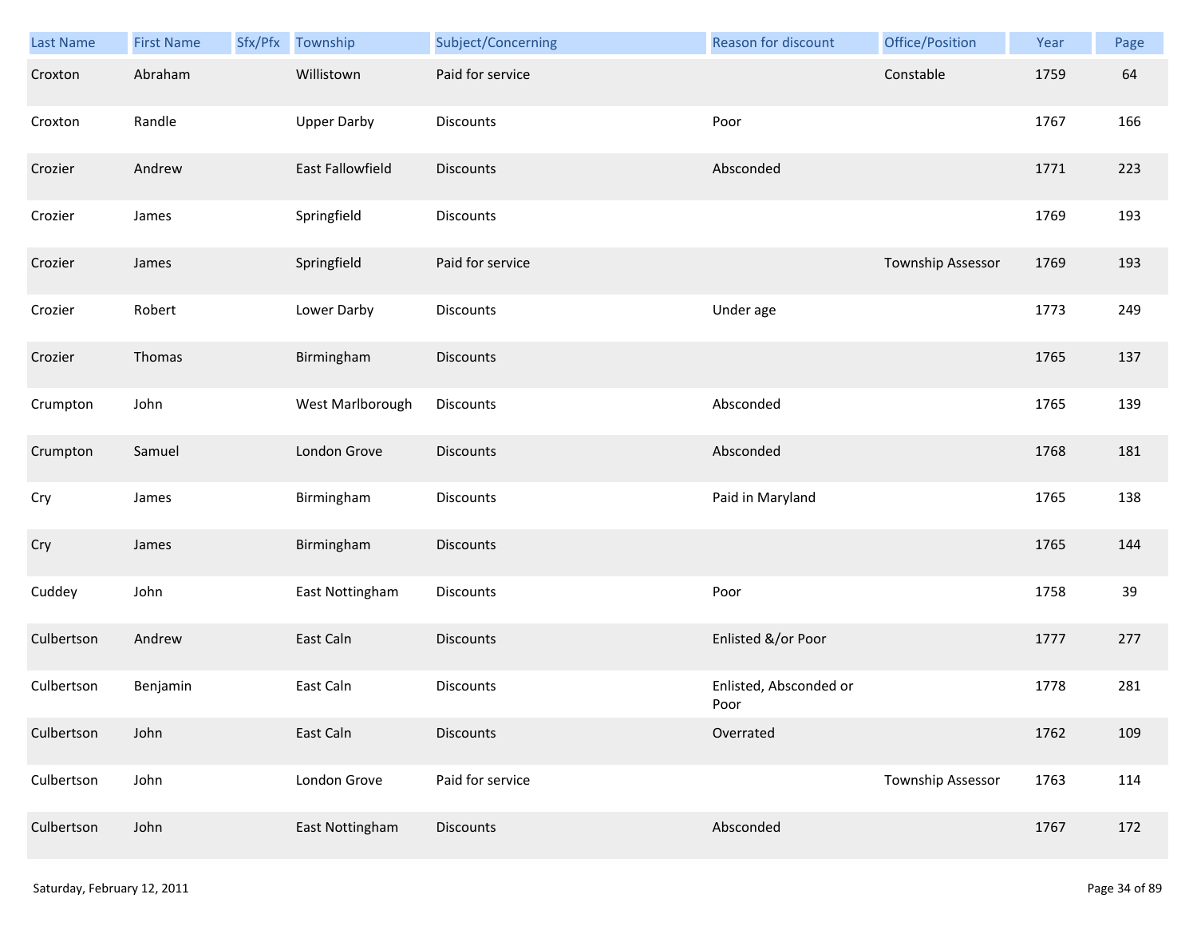| Last Name | First Name | Sfx/Pfx | Township | Subject/Concerning | Reason for discount | Office/Position | Year | Page |
|---|---|---|---|---|---|---|---|---|
| Croxton | Abraham | | Willistown | Paid for service | | Constable | 1759 | 64 |
| Croxton | Randle | | Upper Darby | Discounts | Poor | | 1767 | 166 |
| Crozier | Andrew | | East Fallowfield | Discounts | Absconded | | 1771 | 223 |
| Crozier | James | | Springfield | Discounts | | | 1769 | 193 |
| Crozier | James | | Springfield | Paid for service | | Township Assessor | 1769 | 193 |
| Crozier | Robert | | Lower Darby | Discounts | Under age | | 1773 | 249 |
| Crozier | Thomas | | Birmingham | Discounts | | | 1765 | 137 |
| Crumpton | John | | West Marlborough | Discounts | Absconded | | 1765 | 139 |
| Crumpton | Samuel | | London Grove | Discounts | Absconded | | 1768 | 181 |
| Cry | James | | Birmingham | Discounts | Paid in Maryland | | 1765 | 138 |
| Cry | James | | Birmingham | Discounts | | | 1765 | 144 |
| Cuddey | John | | East Nottingham | Discounts | Poor | | 1758 | 39 |
| Culbertson | Andrew | | East Caln | Discounts | Enlisted &/or Poor | | 1777 | 277 |
| Culbertson | Benjamin | | East Caln | Discounts | Enlisted, Absconded or Poor | | 1778 | 281 |
| Culbertson | John | | East Caln | Discounts | Overrated | | 1762 | 109 |
| Culbertson | John | | London Grove | Paid for service | | Township Assessor | 1763 | 114 |
| Culbertson | John | | East Nottingham | Discounts | Absconded | | 1767 | 172 |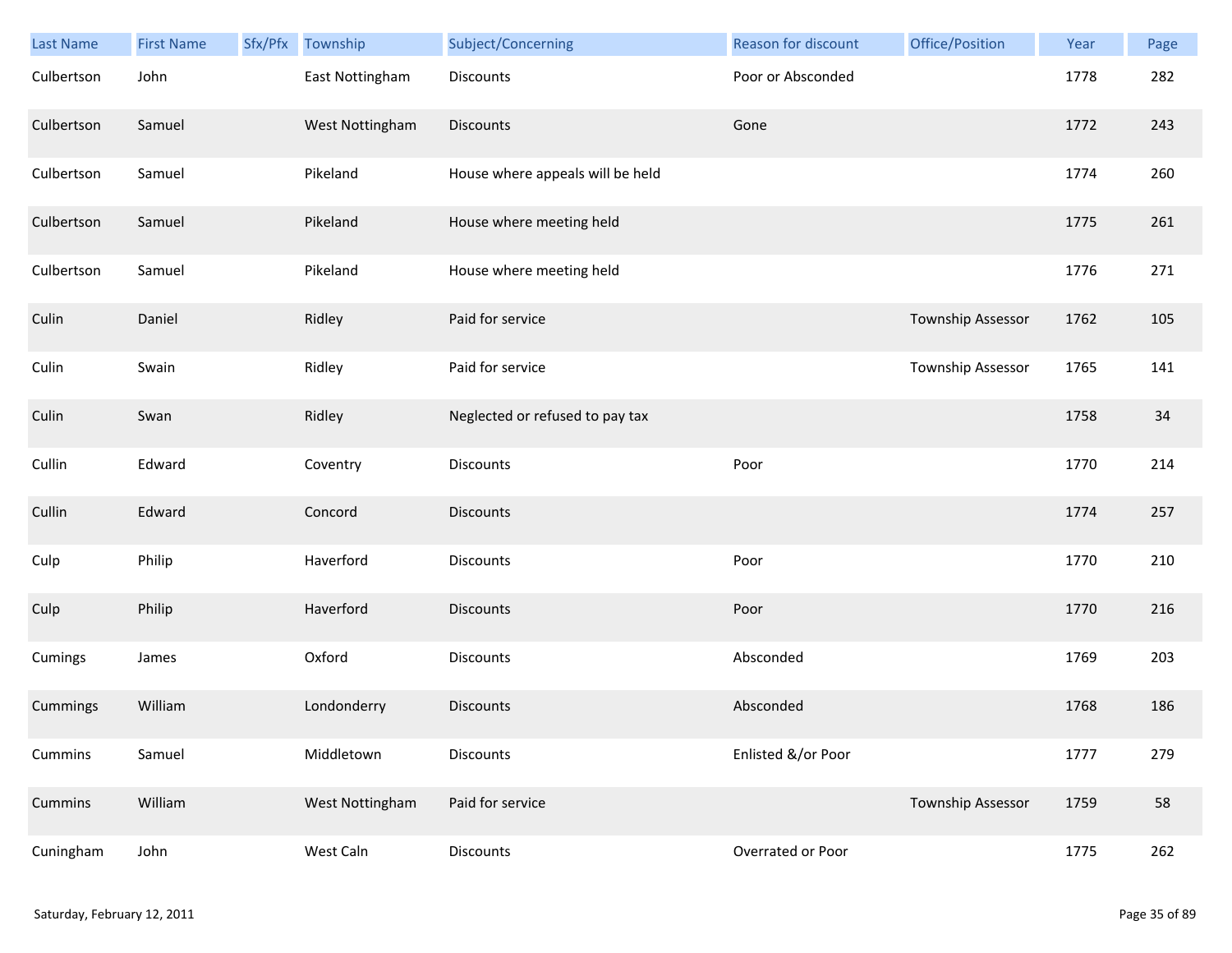| Last Name | First Name | Sfx/Pfx | Township | Subject/Concerning | Reason for discount | Office/Position | Year | Page |
|---|---|---|---|---|---|---|---|---|
| Culbertson | John | | East Nottingham | Discounts | Poor or Absconded | | 1778 | 282 |
| Culbertson | Samuel | | West Nottingham | Discounts | Gone | | 1772 | 243 |
| Culbertson | Samuel | | Pikeland | House where appeals will be held | | | 1774 | 260 |
| Culbertson | Samuel | | Pikeland | House where meeting held | | | 1775 | 261 |
| Culbertson | Samuel | | Pikeland | House where meeting held | | | 1776 | 271 |
| Culin | Daniel | | Ridley | Paid for service | | Township Assessor | 1762 | 105 |
| Culin | Swain | | Ridley | Paid for service | | Township Assessor | 1765 | 141 |
| Culin | Swan | | Ridley | Neglected or refused to pay tax | | | 1758 | 34 |
| Cullin | Edward | | Coventry | Discounts | Poor | | 1770 | 214 |
| Cullin | Edward | | Concord | Discounts | | | 1774 | 257 |
| Culp | Philip | | Haverford | Discounts | Poor | | 1770 | 210 |
| Culp | Philip | | Haverford | Discounts | Poor | | 1770 | 216 |
| Cumings | James | | Oxford | Discounts | Absconded | | 1769 | 203 |
| Cummings | William | | Londonderry | Discounts | Absconded | | 1768 | 186 |
| Cummins | Samuel | | Middletown | Discounts | Enlisted &/or Poor | | 1777 | 279 |
| Cummins | William | | West Nottingham | Paid for service | | Township Assessor | 1759 | 58 |
| Cuningham | John | | West Caln | Discounts | Overrated or Poor | | 1775 | 262 |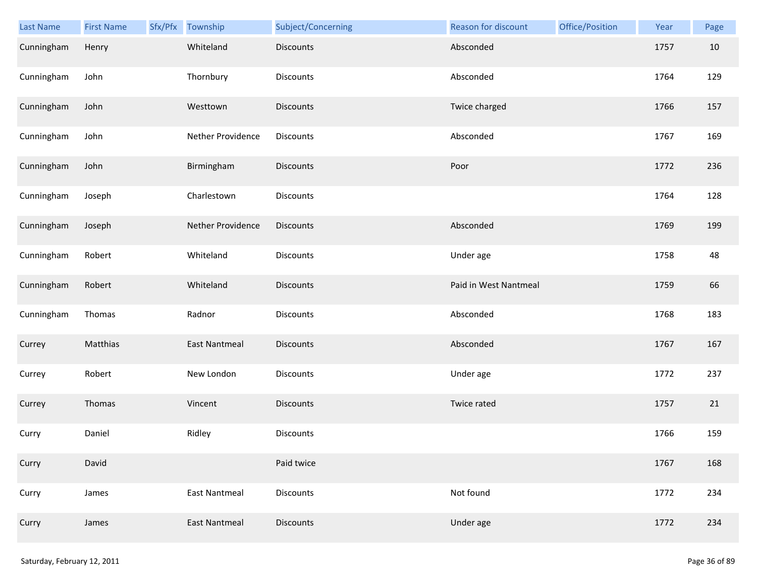| Last Name | First Name | Sfx/Pfx | Township | Subject/Concerning | Reason for discount | Office/Position | Year | Page |
|---|---|---|---|---|---|---|---|---|
| Cunningham | Henry | | Whiteland | Discounts | Absconded | | 1757 | 10 |
| Cunningham | John | | Thornbury | Discounts | Absconded | | 1764 | 129 |
| Cunningham | John | | Westtown | Discounts | Twice charged | | 1766 | 157 |
| Cunningham | John | | Nether Providence | Discounts | Absconded | | 1767 | 169 |
| Cunningham | John | | Birmingham | Discounts | Poor | | 1772 | 236 |
| Cunningham | Joseph | | Charlestown | Discounts | | | 1764 | 128 |
| Cunningham | Joseph | | Nether Providence | Discounts | Absconded | | 1769 | 199 |
| Cunningham | Robert | | Whiteland | Discounts | Under age | | 1758 | 48 |
| Cunningham | Robert | | Whiteland | Discounts | Paid in West Nantmeal | | 1759 | 66 |
| Cunningham | Thomas | | Radnor | Discounts | Absconded | | 1768 | 183 |
| Currey | Matthias | | East Nantmeal | Discounts | Absconded | | 1767 | 167 |
| Currey | Robert | | New London | Discounts | Under age | | 1772 | 237 |
| Currey | Thomas | | Vincent | Discounts | Twice rated | | 1757 | 21 |
| Curry | Daniel | | Ridley | Discounts | | | 1766 | 159 |
| Curry | David | | | Paid twice | | | 1767 | 168 |
| Curry | James | | East Nantmeal | Discounts | Not found | | 1772 | 234 |
| Curry | James | | East Nantmeal | Discounts | Under age | | 1772 | 234 |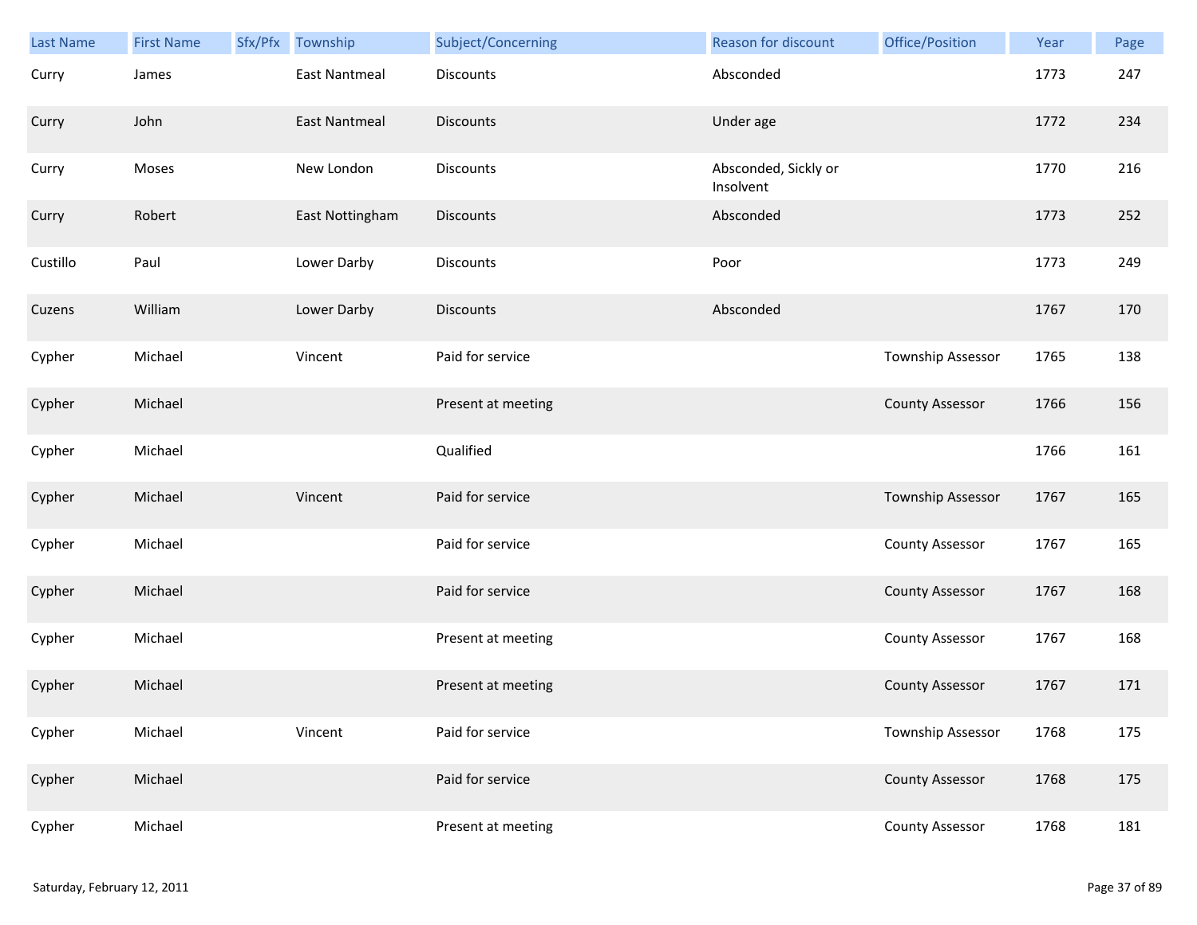| Last Name | First Name | Sfx/Pfx | Township | Subject/Concerning | Reason for discount | Office/Position | Year | Page |
|---|---|---|---|---|---|---|---|---|
| Curry | James | | East Nantmeal | Discounts | Absconded | | 1773 | 247 |
| Curry | John | | East Nantmeal | Discounts | Under age | | 1772 | 234 |
| Curry | Moses | | New London | Discounts | Absconded, Sickly or Insolvent | | 1770 | 216 |
| Curry | Robert | | East Nottingham | Discounts | Absconded | | 1773 | 252 |
| Custillo | Paul | | Lower Darby | Discounts | Poor | | 1773 | 249 |
| Cuzens | William | | Lower Darby | Discounts | Absconded | | 1767 | 170 |
| Cypher | Michael | | Vincent | Paid for service | | Township Assessor | 1765 | 138 |
| Cypher | Michael | | | Present at meeting | | County Assessor | 1766 | 156 |
| Cypher | Michael | | | Qualified | | | 1766 | 161 |
| Cypher | Michael | | Vincent | Paid for service | | Township Assessor | 1767 | 165 |
| Cypher | Michael | | | Paid for service | | County Assessor | 1767 | 165 |
| Cypher | Michael | | | Paid for service | | County Assessor | 1767 | 168 |
| Cypher | Michael | | | Present at meeting | | County Assessor | 1767 | 168 |
| Cypher | Michael | | | Present at meeting | | County Assessor | 1767 | 171 |
| Cypher | Michael | | Vincent | Paid for service | | Township Assessor | 1768 | 175 |
| Cypher | Michael | | | Paid for service | | County Assessor | 1768 | 175 |
| Cypher | Michael | | | Present at meeting | | County Assessor | 1768 | 181 |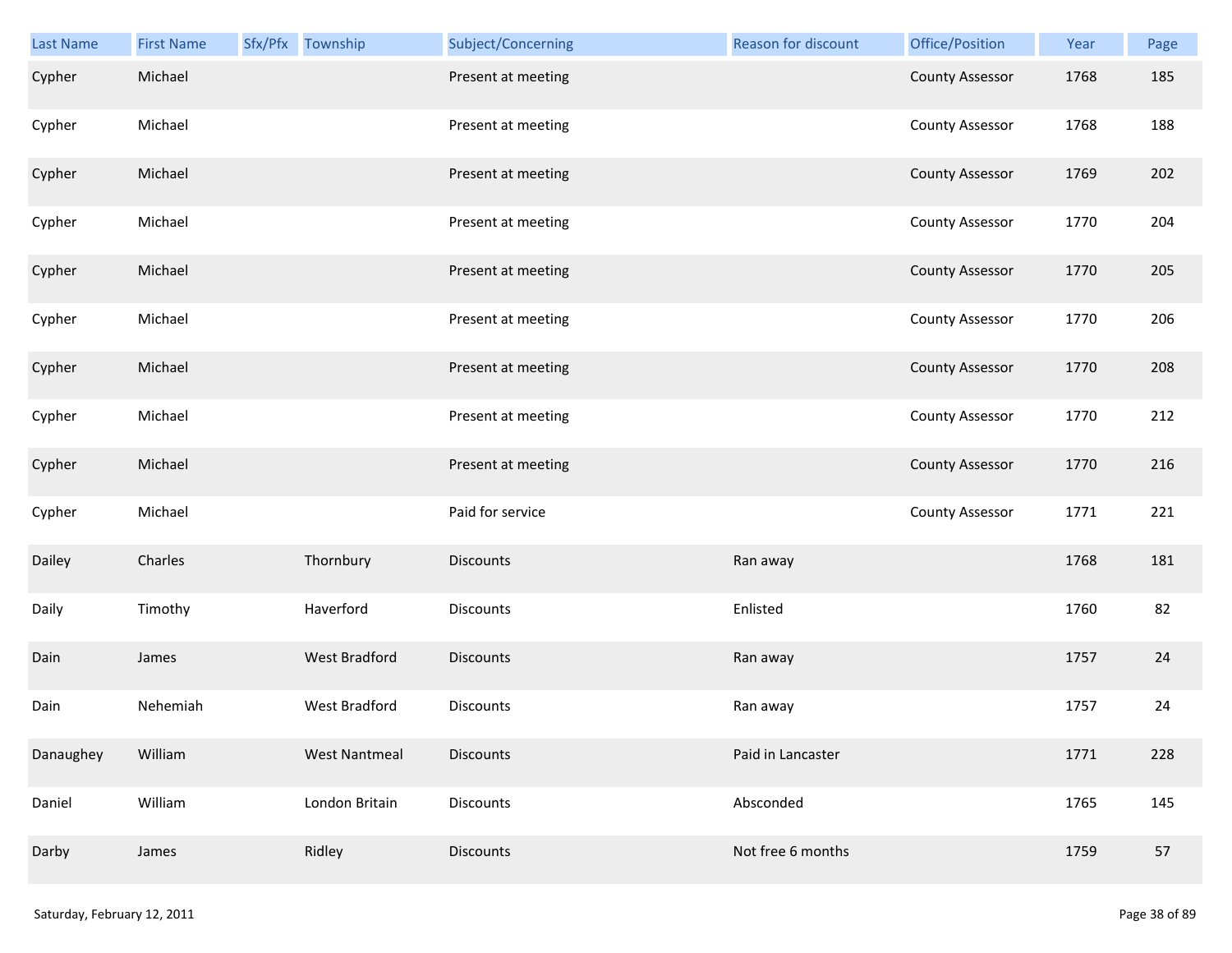| Last Name | First Name | Sfx/Pfx | Township | Subject/Concerning | Reason for discount | Office/Position | Year | Page |
|---|---|---|---|---|---|---|---|---|
| Cypher | Michael | | | Present at meeting | | County Assessor | 1768 | 185 |
| Cypher | Michael | | | Present at meeting | | County Assessor | 1768 | 188 |
| Cypher | Michael | | | Present at meeting | | County Assessor | 1769 | 202 |
| Cypher | Michael | | | Present at meeting | | County Assessor | 1770 | 204 |
| Cypher | Michael | | | Present at meeting | | County Assessor | 1770 | 205 |
| Cypher | Michael | | | Present at meeting | | County Assessor | 1770 | 206 |
| Cypher | Michael | | | Present at meeting | | County Assessor | 1770 | 208 |
| Cypher | Michael | | | Present at meeting | | County Assessor | 1770 | 212 |
| Cypher | Michael | | | Present at meeting | | County Assessor | 1770 | 216 |
| Cypher | Michael | | | Paid for service | | County Assessor | 1771 | 221 |
| Dailey | Charles | | Thornbury | Discounts | Ran away | | 1768 | 181 |
| Daily | Timothy | | Haverford | Discounts | Enlisted | | 1760 | 82 |
| Dain | James | | West Bradford | Discounts | Ran away | | 1757 | 24 |
| Dain | Nehemiah | | West Bradford | Discounts | Ran away | | 1757 | 24 |
| Danaughey | William | | West Nantmeal | Discounts | Paid in Lancaster | | 1771 | 228 |
| Daniel | William | | London Britain | Discounts | Absconded | | 1765 | 145 |
| Darby | James | | Ridley | Discounts | Not free 6 months | | 1759 | 57 |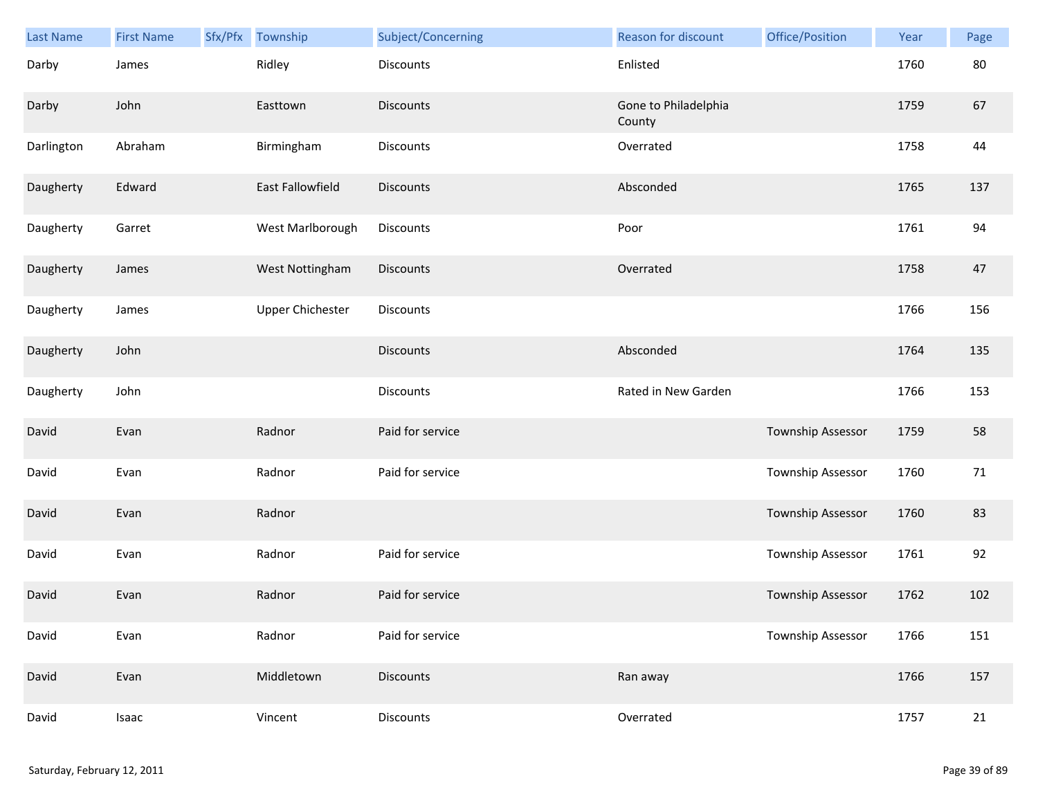| Last Name | First Name | Sfx/Pfx | Township | Subject/Concerning | Reason for discount | Office/Position | Year | Page |
|---|---|---|---|---|---|---|---|---|
| Darby | James | | Ridley | Discounts | Enlisted | | 1760 | 80 |
| Darby | John | | Easttown | Discounts | Gone to Philadelphia County | | 1759 | 67 |
| Darlington | Abraham | | Birmingham | Discounts | Overrated | | 1758 | 44 |
| Daugherty | Edward | | East Fallowfield | Discounts | Absconded | | 1765 | 137 |
| Daugherty | Garret | | West Marlborough | Discounts | Poor | | 1761 | 94 |
| Daugherty | James | | West Nottingham | Discounts | Overrated | | 1758 | 47 |
| Daugherty | James | | Upper Chichester | Discounts | | | 1766 | 156 |
| Daugherty | John | | | Discounts | Absconded | | 1764 | 135 |
| Daugherty | John | | | Discounts | Rated in New Garden | | 1766 | 153 |
| David | Evan | | Radnor | Paid for service | | Township Assessor | 1759 | 58 |
| David | Evan | | Radnor | Paid for service | | Township Assessor | 1760 | 71 |
| David | Evan | | Radnor | | | Township Assessor | 1760 | 83 |
| David | Evan | | Radnor | Paid for service | | Township Assessor | 1761 | 92 |
| David | Evan | | Radnor | Paid for service | | Township Assessor | 1762 | 102 |
| David | Evan | | Radnor | Paid for service | | Township Assessor | 1766 | 151 |
| David | Evan | | Middletown | Discounts | Ran away | | 1766 | 157 |
| David | Isaac | | Vincent | Discounts | Overrated | | 1757 | 21 |

Saturday, February 12, 2011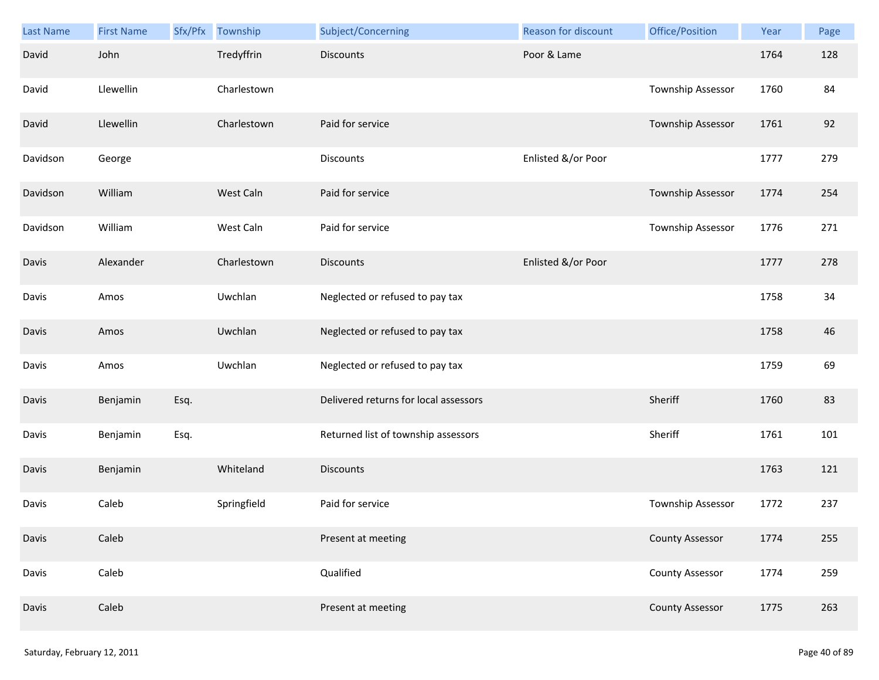| Last Name | First Name | Sfx/Pfx | Township | Subject/Concerning | Reason for discount | Office/Position | Year | Page |
|---|---|---|---|---|---|---|---|---|
| David | John | | Tredyffrin | Discounts | Poor & Lame | | 1764 | 128 |
| David | Llewellin | | Charlestown | | | Township Assessor | 1760 | 84 |
| David | Llewellin | | Charlestown | Paid for service | | Township Assessor | 1761 | 92 |
| Davidson | George | | | Discounts | Enlisted &/or Poor | | 1777 | 279 |
| Davidson | William | | West Caln | Paid for service | | Township Assessor | 1774 | 254 |
| Davidson | William | | West Caln | Paid for service | | Township Assessor | 1776 | 271 |
| Davis | Alexander | | Charlestown | Discounts | Enlisted &/or Poor | | 1777 | 278 |
| Davis | Amos | | Uwchlan | Neglected or refused to pay tax | | | 1758 | 34 |
| Davis | Amos | | Uwchlan | Neglected or refused to pay tax | | | 1758 | 46 |
| Davis | Amos | | Uwchlan | Neglected or refused to pay tax | | | 1759 | 69 |
| Davis | Benjamin | Esq. | | Delivered returns for local assessors | | Sheriff | 1760 | 83 |
| Davis | Benjamin | Esq. | | Returned list of township assessors | | Sheriff | 1761 | 101 |
| Davis | Benjamin | | Whiteland | Discounts | | | 1763 | 121 |
| Davis | Caleb | | Springfield | Paid for service | | Township Assessor | 1772 | 237 |
| Davis | Caleb | | | Present at meeting | | County Assessor | 1774 | 255 |
| Davis | Caleb | | | Qualified | | County Assessor | 1774 | 259 |
| Davis | Caleb | | | Present at meeting | | County Assessor | 1775 | 263 |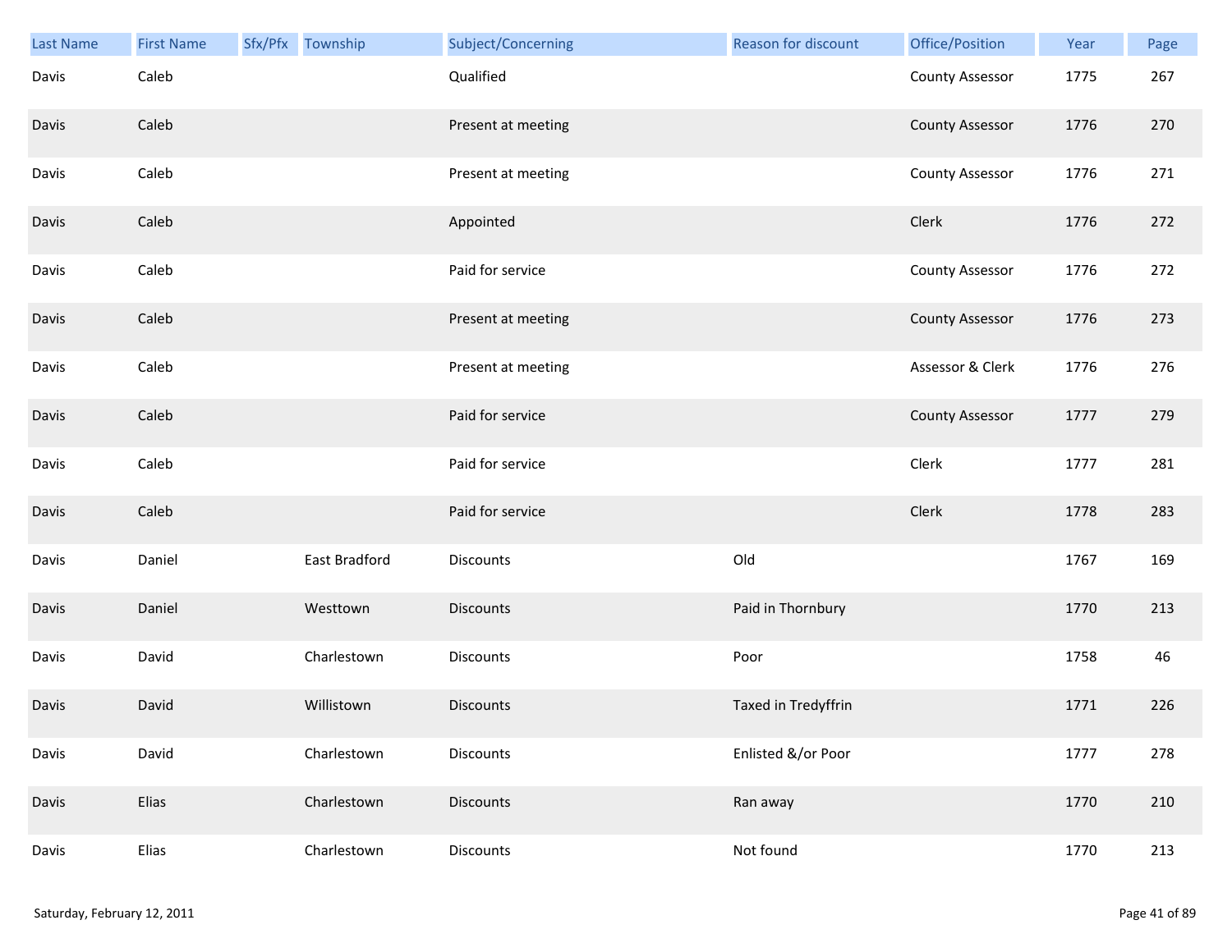| Last Name | First Name | Sfx/Pfx | Township | Subject/Concerning | Reason for discount | Office/Position | Year | Page |
|---|---|---|---|---|---|---|---|---|
| Davis | Caleb | | | Qualified | | County Assessor | 1775 | 267 |
| Davis | Caleb | | | Present at meeting | | County Assessor | 1776 | 270 |
| Davis | Caleb | | | Present at meeting | | County Assessor | 1776 | 271 |
| Davis | Caleb | | | Appointed | | Clerk | 1776 | 272 |
| Davis | Caleb | | | Paid for service | | County Assessor | 1776 | 272 |
| Davis | Caleb | | | Present at meeting | | County Assessor | 1776 | 273 |
| Davis | Caleb | | | Present at meeting | | Assessor & Clerk | 1776 | 276 |
| Davis | Caleb | | | Paid for service | | County Assessor | 1777 | 279 |
| Davis | Caleb | | | Paid for service | | Clerk | 1777 | 281 |
| Davis | Caleb | | | Paid for service | | Clerk | 1778 | 283 |
| Davis | Daniel | | East Bradford | Discounts | Old | | 1767 | 169 |
| Davis | Daniel | | Westtown | Discounts | Paid in Thornbury | | 1770 | 213 |
| Davis | David | | Charlestown | Discounts | Poor | | 1758 | 46 |
| Davis | David | | Willistown | Discounts | Taxed in Tredyffrin | | 1771 | 226 |
| Davis | David | | Charlestown | Discounts | Enlisted &/or Poor | | 1777 | 278 |
| Davis | Elias | | Charlestown | Discounts | Ran away | | 1770 | 210 |
| Davis | Elias | | Charlestown | Discounts | Not found | | 1770 | 213 |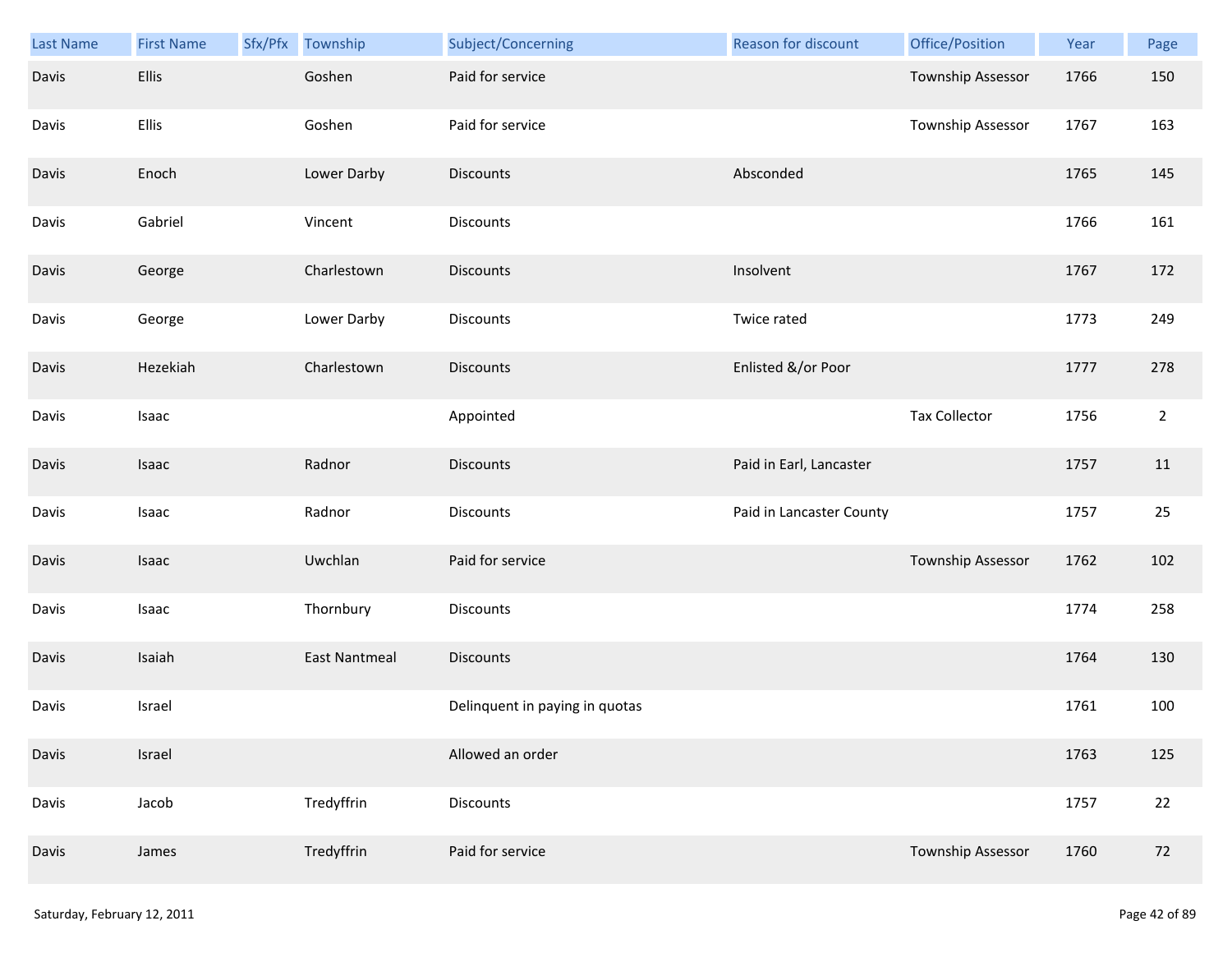| Last Name | First Name | Sfx/Pfx | Township | Subject/Concerning | Reason for discount | Office/Position | Year | Page |
|---|---|---|---|---|---|---|---|---|
| Davis | Ellis | | Goshen | Paid for service | | Township Assessor | 1766 | 150 |
| Davis | Ellis | | Goshen | Paid for service | | Township Assessor | 1767 | 163 |
| Davis | Enoch | | Lower Darby | Discounts | Absconded | | 1765 | 145 |
| Davis | Gabriel | | Vincent | Discounts | | | 1766 | 161 |
| Davis | George | | Charlestown | Discounts | Insolvent | | 1767 | 172 |
| Davis | George | | Lower Darby | Discounts | Twice rated | | 1773 | 249 |
| Davis | Hezekiah | | Charlestown | Discounts | Enlisted &/or Poor | | 1777 | 278 |
| Davis | Isaac | | | Appointed | | Tax Collector | 1756 | 2 |
| Davis | Isaac | | Radnor | Discounts | Paid in Earl, Lancaster | | 1757 | 11 |
| Davis | Isaac | | Radnor | Discounts | Paid in Lancaster County | | 1757 | 25 |
| Davis | Isaac | | Uwchlan | Paid for service | | Township Assessor | 1762 | 102 |
| Davis | Isaac | | Thornbury | Discounts | | | 1774 | 258 |
| Davis | Isaiah | | East Nantmeal | Discounts | | | 1764 | 130 |
| Davis | Israel | | | Delinquent in paying in quotas | | | 1761 | 100 |
| Davis | Israel | | | Allowed an order | | | 1763 | 125 |
| Davis | Jacob | | Tredyffrin | Discounts | | | 1757 | 22 |
| Davis | James | | Tredyffrin | Paid for service | | Township Assessor | 1760 | 72 |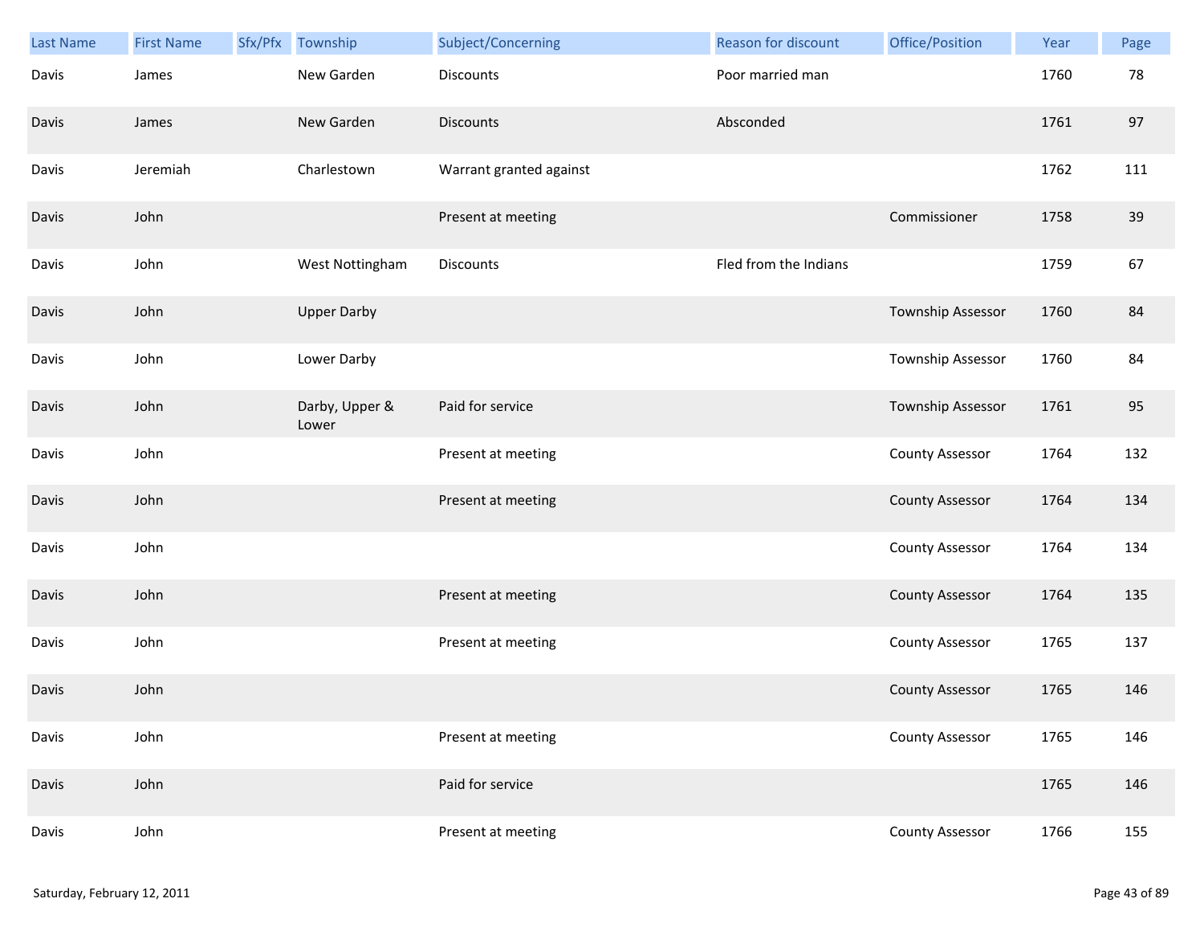| Last Name | First Name | Sfx/Pfx | Township | Subject/Concerning | Reason for discount | Office/Position | Year | Page |
|---|---|---|---|---|---|---|---|---|
| Davis | James | | New Garden | Discounts | Poor married man | | 1760 | 78 |
| Davis | James | | New Garden | Discounts | Absconded | | 1761 | 97 |
| Davis | Jeremiah | | Charlestown | Warrant granted against | | | 1762 | 111 |
| Davis | John | | | Present at meeting | | Commissioner | 1758 | 39 |
| Davis | John | | West Nottingham | Discounts | Fled from the Indians | | 1759 | 67 |
| Davis | John | | Upper Darby | | | Township Assessor | 1760 | 84 |
| Davis | John | | Lower Darby | | | Township Assessor | 1760 | 84 |
| Davis | John | | Darby, Upper & Lower | Paid for service | | Township Assessor | 1761 | 95 |
| Davis | John | | | Present at meeting | | County Assessor | 1764 | 132 |
| Davis | John | | | Present at meeting | | County Assessor | 1764 | 134 |
| Davis | John | | | | | County Assessor | 1764 | 134 |
| Davis | John | | | Present at meeting | | County Assessor | 1764 | 135 |
| Davis | John | | | Present at meeting | | County Assessor | 1765 | 137 |
| Davis | John | | | | | County Assessor | 1765 | 146 |
| Davis | John | | | Present at meeting | | County Assessor | 1765 | 146 |
| Davis | John | | | Paid for service | | | 1765 | 146 |
| Davis | John | | | Present at meeting | | County Assessor | 1766 | 155 |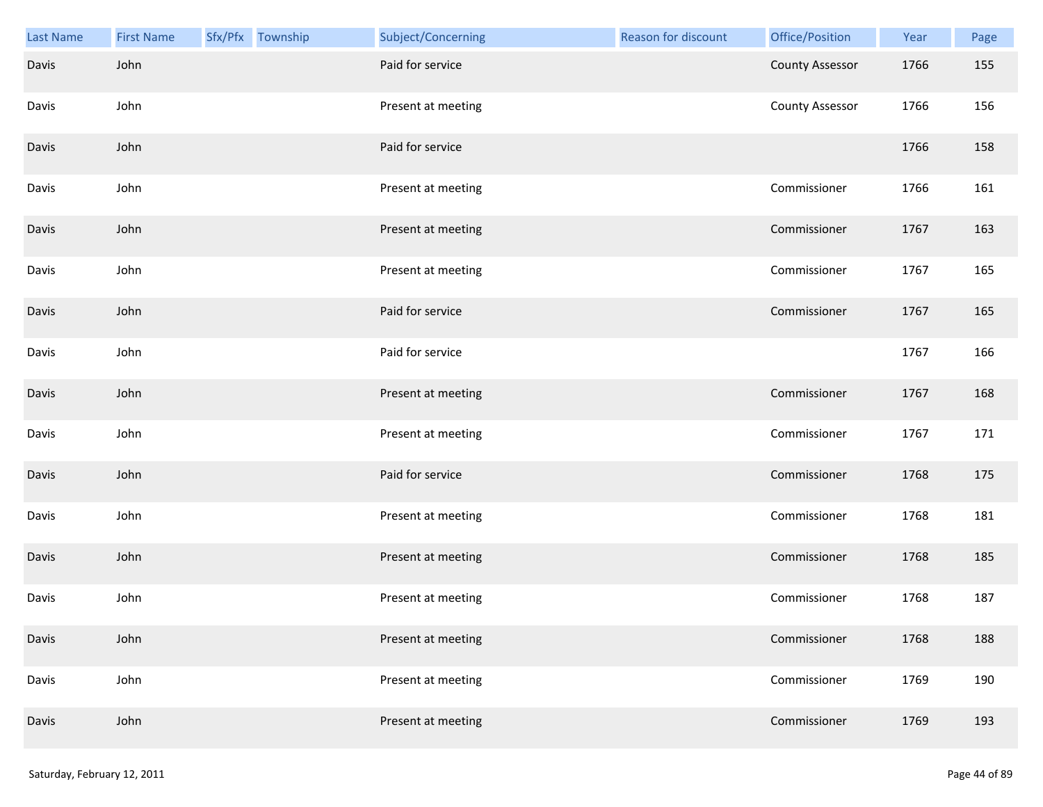| Last Name | First Name | Sfx/Pfx | Township | Subject/Concerning | Reason for discount | Office/Position | Year | Page |
|---|---|---|---|---|---|---|---|---|
| Davis | John | | | Paid for service | | County Assessor | 1766 | 155 |
| Davis | John | | | Present at meeting | | County Assessor | 1766 | 156 |
| Davis | John | | | Paid for service | | | 1766 | 158 |
| Davis | John | | | Present at meeting | | Commissioner | 1766 | 161 |
| Davis | John | | | Present at meeting | | Commissioner | 1767 | 163 |
| Davis | John | | | Present at meeting | | Commissioner | 1767 | 165 |
| Davis | John | | | Paid for service | | Commissioner | 1767 | 165 |
| Davis | John | | | Paid for service | | | 1767 | 166 |
| Davis | John | | | Present at meeting | | Commissioner | 1767 | 168 |
| Davis | John | | | Present at meeting | | Commissioner | 1767 | 171 |
| Davis | John | | | Paid for service | | Commissioner | 1768 | 175 |
| Davis | John | | | Present at meeting | | Commissioner | 1768 | 181 |
| Davis | John | | | Present at meeting | | Commissioner | 1768 | 185 |
| Davis | John | | | Present at meeting | | Commissioner | 1768 | 187 |
| Davis | John | | | Present at meeting | | Commissioner | 1768 | 188 |
| Davis | John | | | Present at meeting | | Commissioner | 1769 | 190 |
| Davis | John | | | Present at meeting | | Commissioner | 1769 | 193 |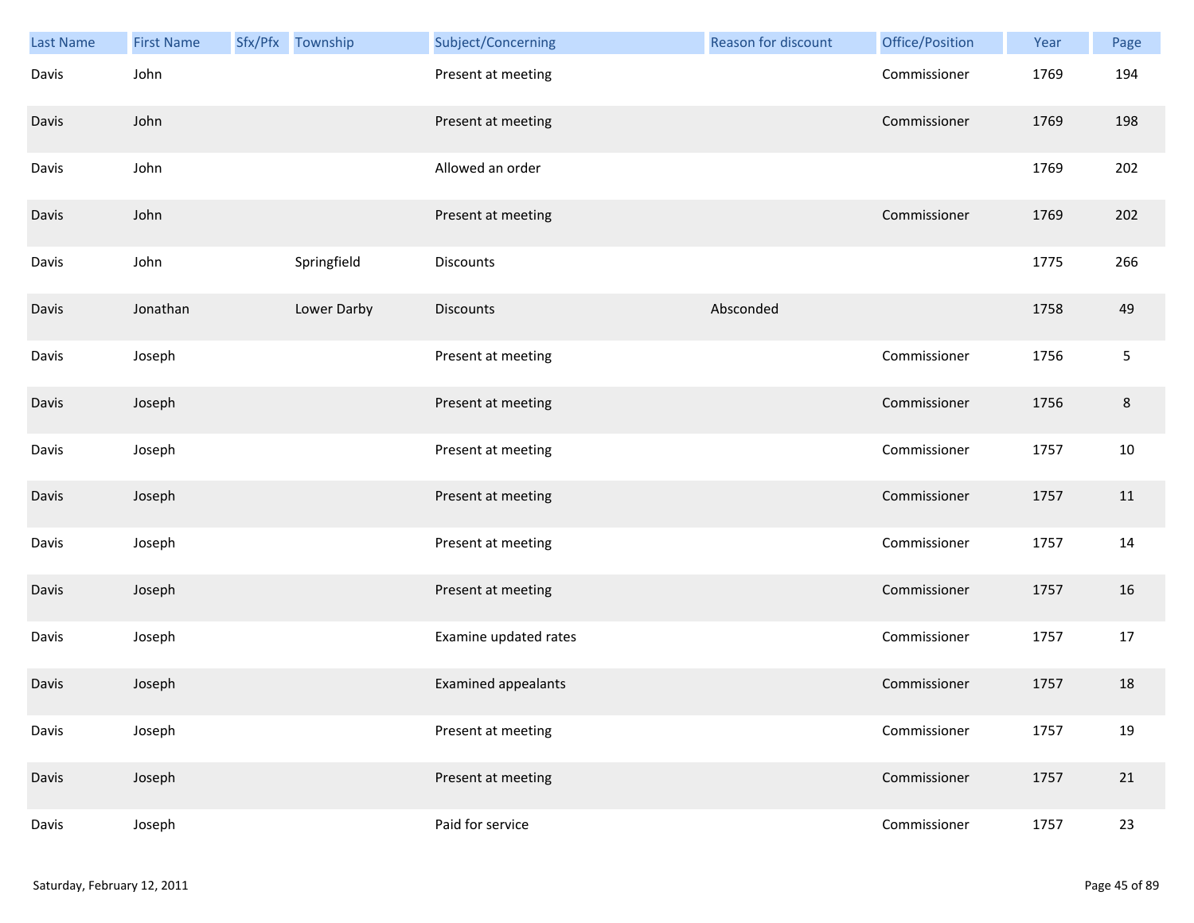| Last Name | First Name | Sfx/Pfx | Township | Subject/Concerning | Reason for discount | Office/Position | Year | Page |
|---|---|---|---|---|---|---|---|---|
| Davis | John | | | Present at meeting | | Commissioner | 1769 | 194 |
| Davis | John | | | Present at meeting | | Commissioner | 1769 | 198 |
| Davis | John | | | Allowed an order | | | 1769 | 202 |
| Davis | John | | | Present at meeting | | Commissioner | 1769 | 202 |
| Davis | John | | Springfield | Discounts | | | 1775 | 266 |
| Davis | Jonathan | | Lower Darby | Discounts | Absconded | | 1758 | 49 |
| Davis | Joseph | | | Present at meeting | | Commissioner | 1756 | 5 |
| Davis | Joseph | | | Present at meeting | | Commissioner | 1756 | 8 |
| Davis | Joseph | | | Present at meeting | | Commissioner | 1757 | 10 |
| Davis | Joseph | | | Present at meeting | | Commissioner | 1757 | 11 |
| Davis | Joseph | | | Present at meeting | | Commissioner | 1757 | 14 |
| Davis | Joseph | | | Present at meeting | | Commissioner | 1757 | 16 |
| Davis | Joseph | | | Examine updated rates | | Commissioner | 1757 | 17 |
| Davis | Joseph | | | Examined appealants | | Commissioner | 1757 | 18 |
| Davis | Joseph | | | Present at meeting | | Commissioner | 1757 | 19 |
| Davis | Joseph | | | Present at meeting | | Commissioner | 1757 | 21 |
| Davis | Joseph | | | Paid for service | | Commissioner | 1757 | 23 |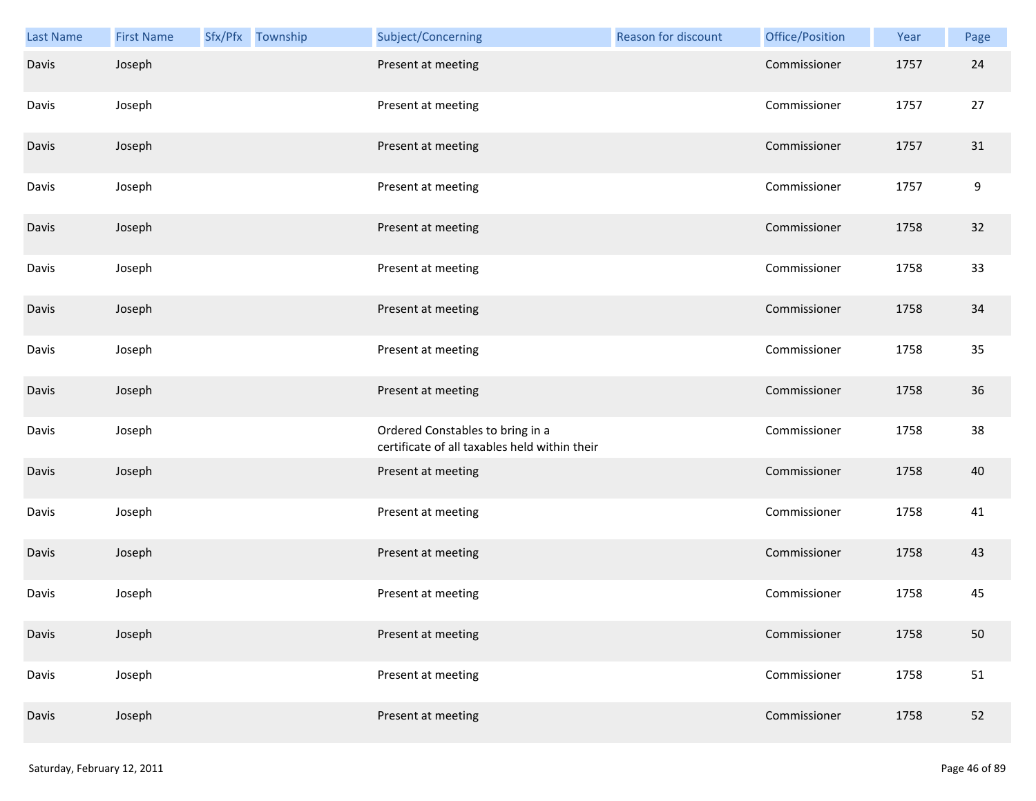| Last Name | First Name | Sfx/Pfx | Township | Subject/Concerning | Reason for discount | Office/Position | Year | Page |
|---|---|---|---|---|---|---|---|---|
| Davis | Joseph | | | Present at meeting | | Commissioner | 1757 | 24 |
| Davis | Joseph | | | Present at meeting | | Commissioner | 1757 | 27 |
| Davis | Joseph | | | Present at meeting | | Commissioner | 1757 | 31 |
| Davis | Joseph | | | Present at meeting | | Commissioner | 1757 | 9 |
| Davis | Joseph | | | Present at meeting | | Commissioner | 1758 | 32 |
| Davis | Joseph | | | Present at meeting | | Commissioner | 1758 | 33 |
| Davis | Joseph | | | Present at meeting | | Commissioner | 1758 | 34 |
| Davis | Joseph | | | Present at meeting | | Commissioner | 1758 | 35 |
| Davis | Joseph | | | Present at meeting | | Commissioner | 1758 | 36 |
| Davis | Joseph | | | Ordered Constables to bring in a certificate of all taxables held within their | | Commissioner | 1758 | 38 |
| Davis | Joseph | | | Present at meeting | | Commissioner | 1758 | 40 |
| Davis | Joseph | | | Present at meeting | | Commissioner | 1758 | 41 |
| Davis | Joseph | | | Present at meeting | | Commissioner | 1758 | 43 |
| Davis | Joseph | | | Present at meeting | | Commissioner | 1758 | 45 |
| Davis | Joseph | | | Present at meeting | | Commissioner | 1758 | 50 |
| Davis | Joseph | | | Present at meeting | | Commissioner | 1758 | 51 |
| Davis | Joseph | | | Present at meeting | | Commissioner | 1758 | 52 |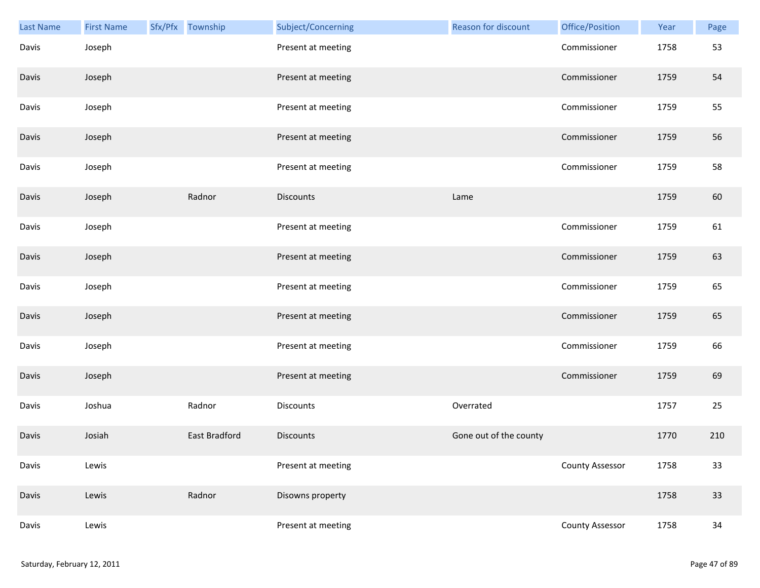| Last Name | First Name | Sfx/Pfx | Township | Subject/Concerning | Reason for discount | Office/Position | Year | Page |
|---|---|---|---|---|---|---|---|---|
| Davis | Joseph | | | Present at meeting | | Commissioner | 1758 | 53 |
| Davis | Joseph | | | Present at meeting | | Commissioner | 1759 | 54 |
| Davis | Joseph | | | Present at meeting | | Commissioner | 1759 | 55 |
| Davis | Joseph | | | Present at meeting | | Commissioner | 1759 | 56 |
| Davis | Joseph | | | Present at meeting | | Commissioner | 1759 | 58 |
| Davis | Joseph | | Radnor | Discounts | Lame | | 1759 | 60 |
| Davis | Joseph | | | Present at meeting | | Commissioner | 1759 | 61 |
| Davis | Joseph | | | Present at meeting | | Commissioner | 1759 | 63 |
| Davis | Joseph | | | Present at meeting | | Commissioner | 1759 | 65 |
| Davis | Joseph | | | Present at meeting | | Commissioner | 1759 | 65 |
| Davis | Joseph | | | Present at meeting | | Commissioner | 1759 | 66 |
| Davis | Joseph | | | Present at meeting | | Commissioner | 1759 | 69 |
| Davis | Joshua | | Radnor | Discounts | Overrated | | 1757 | 25 |
| Davis | Josiah | | East Bradford | Discounts | Gone out of the county | | 1770 | 210 |
| Davis | Lewis | | | Present at meeting | | County Assessor | 1758 | 33 |
| Davis | Lewis | | Radnor | Disowns property | | | 1758 | 33 |
| Davis | Lewis | | | Present at meeting | | County Assessor | 1758 | 34 |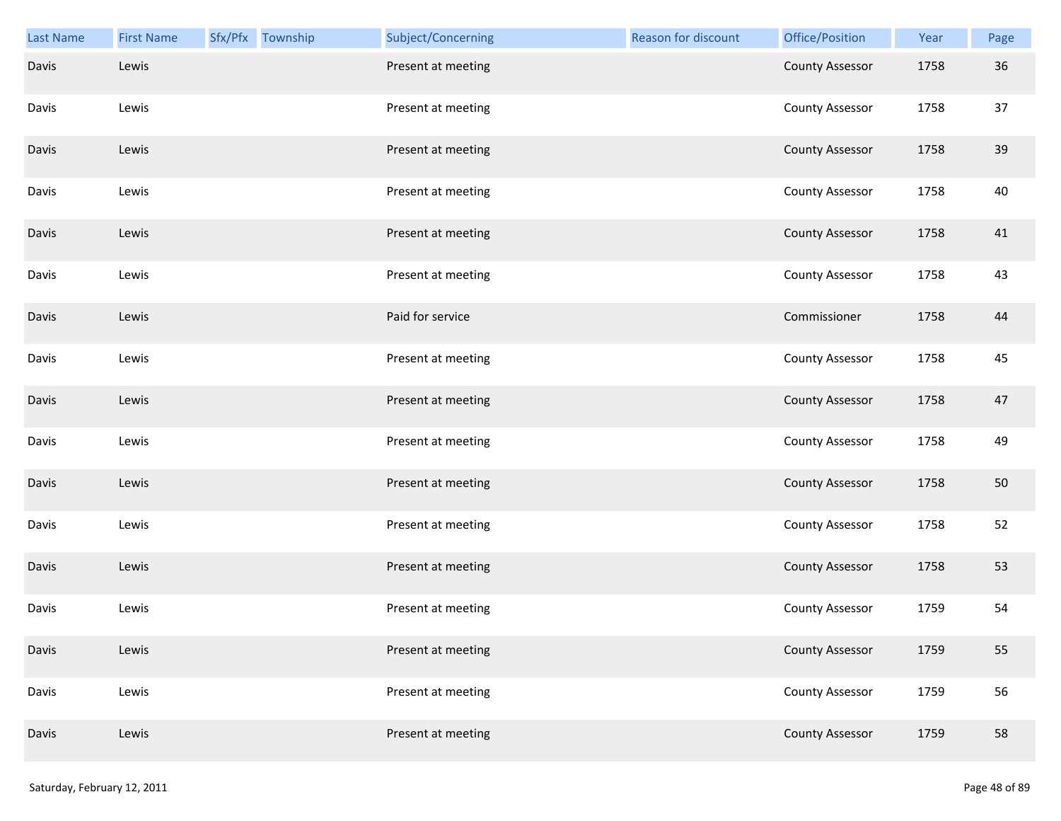| Last Name | First Name | Sfx/Pfx | Township | Subject/Concerning | Reason for discount | Office/Position | Year | Page |
|---|---|---|---|---|---|---|---|---|
| Davis | Lewis | | | Present at meeting | | County Assessor | 1758 | 36 |
| Davis | Lewis | | | Present at meeting | | County Assessor | 1758 | 37 |
| Davis | Lewis | | | Present at meeting | | County Assessor | 1758 | 39 |
| Davis | Lewis | | | Present at meeting | | County Assessor | 1758 | 40 |
| Davis | Lewis | | | Present at meeting | | County Assessor | 1758 | 41 |
| Davis | Lewis | | | Present at meeting | | County Assessor | 1758 | 43 |
| Davis | Lewis | | | Paid for service | | Commissioner | 1758 | 44 |
| Davis | Lewis | | | Present at meeting | | County Assessor | 1758 | 45 |
| Davis | Lewis | | | Present at meeting | | County Assessor | 1758 | 47 |
| Davis | Lewis | | | Present at meeting | | County Assessor | 1758 | 49 |
| Davis | Lewis | | | Present at meeting | | County Assessor | 1758 | 50 |
| Davis | Lewis | | | Present at meeting | | County Assessor | 1758 | 52 |
| Davis | Lewis | | | Present at meeting | | County Assessor | 1758 | 53 |
| Davis | Lewis | | | Present at meeting | | County Assessor | 1759 | 54 |
| Davis | Lewis | | | Present at meeting | | County Assessor | 1759 | 55 |
| Davis | Lewis | | | Present at meeting | | County Assessor | 1759 | 56 |
| Davis | Lewis | | | Present at meeting | | County Assessor | 1759 | 58 |

Saturday, February 12, 2011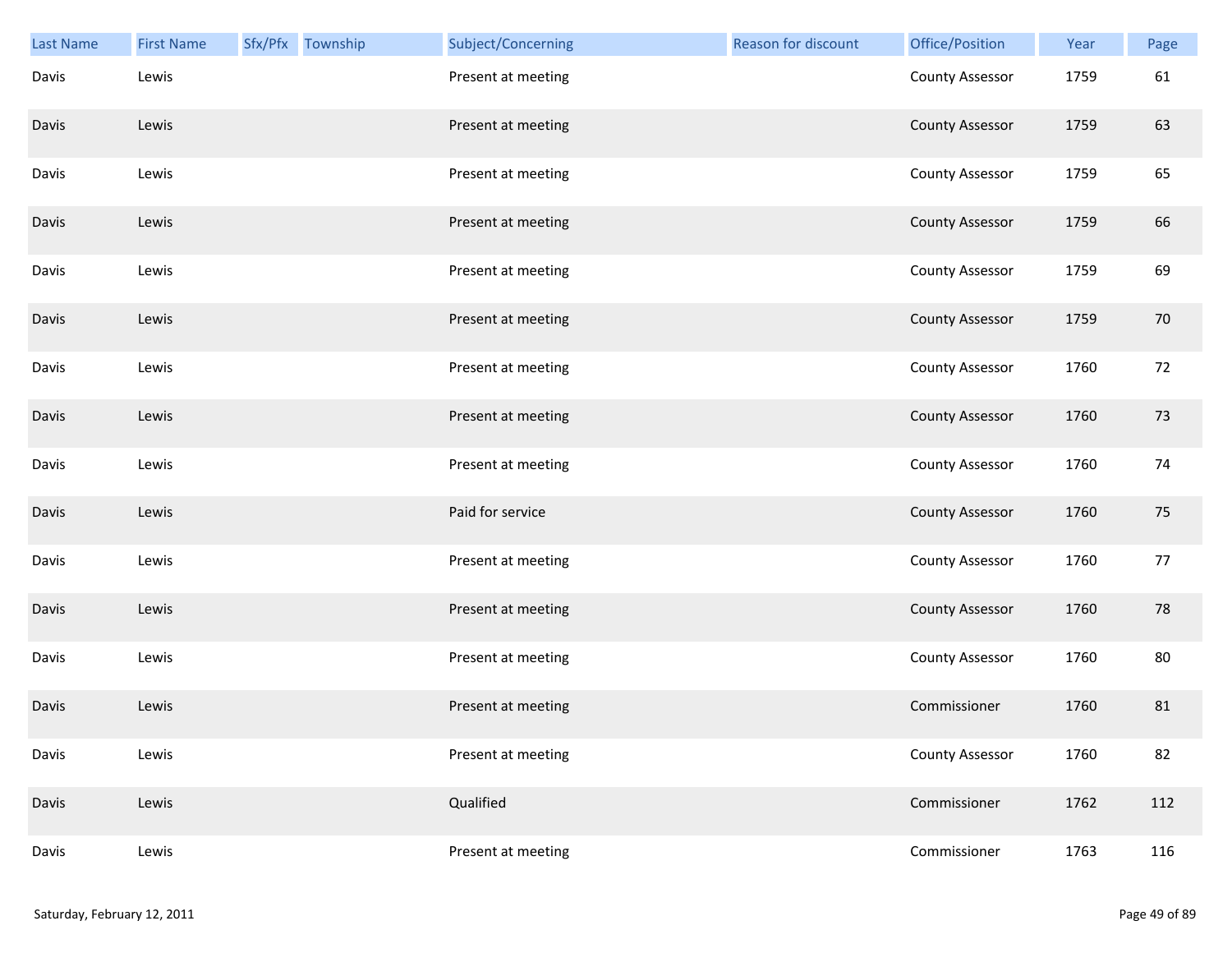| Last Name | First Name | Sfx/Pfx | Township | Subject/Concerning | Reason for discount | Office/Position | Year | Page |
|---|---|---|---|---|---|---|---|---|
| Davis | Lewis | | | Present at meeting | | County Assessor | 1759 | 61 |
| Davis | Lewis | | | Present at meeting | | County Assessor | 1759 | 63 |
| Davis | Lewis | | | Present at meeting | | County Assessor | 1759 | 65 |
| Davis | Lewis | | | Present at meeting | | County Assessor | 1759 | 66 |
| Davis | Lewis | | | Present at meeting | | County Assessor | 1759 | 69 |
| Davis | Lewis | | | Present at meeting | | County Assessor | 1759 | 70 |
| Davis | Lewis | | | Present at meeting | | County Assessor | 1760 | 72 |
| Davis | Lewis | | | Present at meeting | | County Assessor | 1760 | 73 |
| Davis | Lewis | | | Present at meeting | | County Assessor | 1760 | 74 |
| Davis | Lewis | | | Paid for service | | County Assessor | 1760 | 75 |
| Davis | Lewis | | | Present at meeting | | County Assessor | 1760 | 77 |
| Davis | Lewis | | | Present at meeting | | County Assessor | 1760 | 78 |
| Davis | Lewis | | | Present at meeting | | County Assessor | 1760 | 80 |
| Davis | Lewis | | | Present at meeting | | Commissioner | 1760 | 81 |
| Davis | Lewis | | | Present at meeting | | County Assessor | 1760 | 82 |
| Davis | Lewis | | | Qualified | | Commissioner | 1762 | 112 |
| Davis | Lewis | | | Present at meeting | | Commissioner | 1763 | 116 |

Saturday, February 12, 2011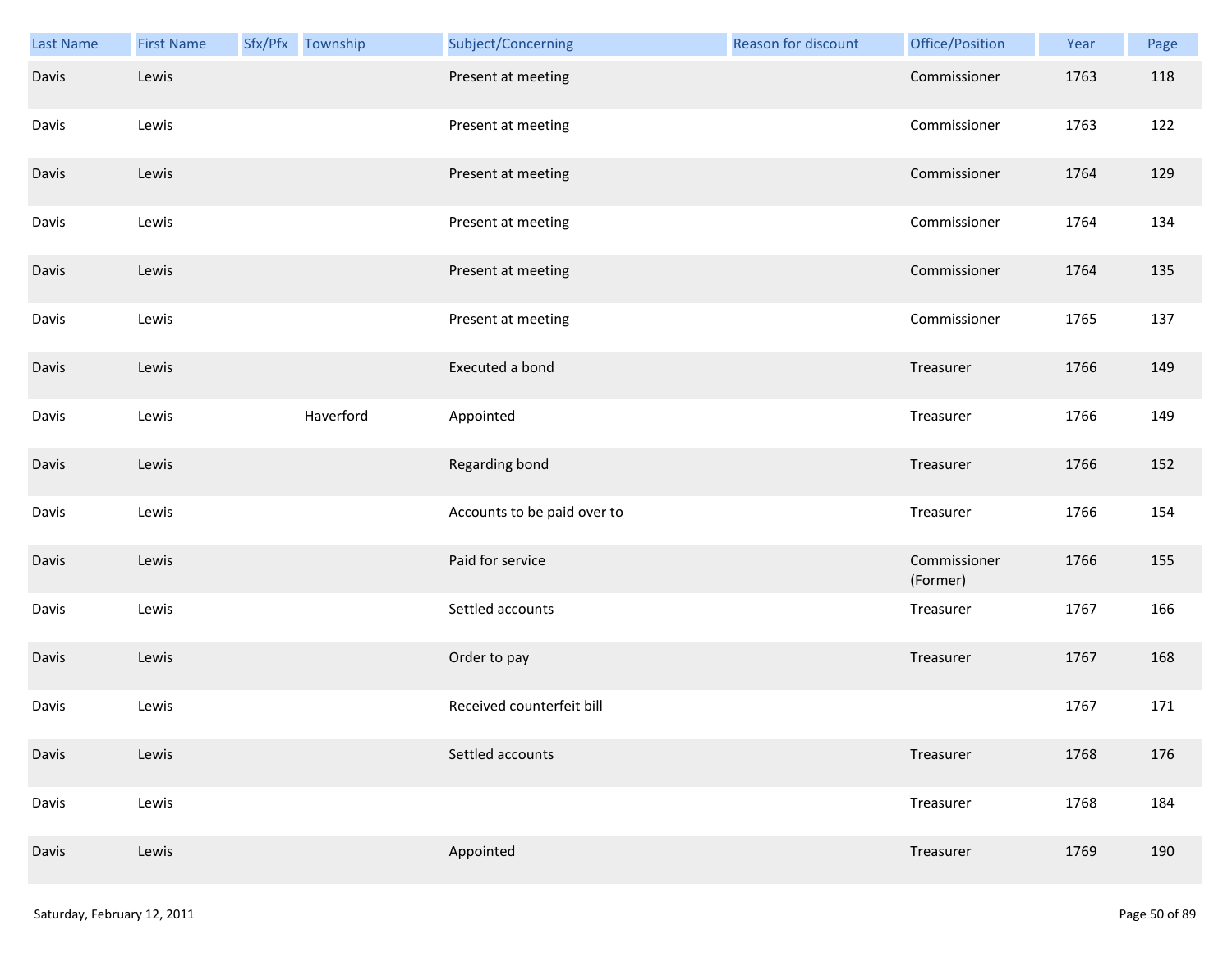| Last Name | First Name | Sfx/Pfx | Township | Subject/Concerning | Reason for discount | Office/Position | Year | Page |
| --- | --- | --- | --- | --- | --- | --- | --- | --- |
| Davis | Lewis | | | Present at meeting | | Commissioner | 1763 | 118 |
| Davis | Lewis | | | Present at meeting | | Commissioner | 1763 | 122 |
| Davis | Lewis | | | Present at meeting | | Commissioner | 1764 | 129 |
| Davis | Lewis | | | Present at meeting | | Commissioner | 1764 | 134 |
| Davis | Lewis | | | Present at meeting | | Commissioner | 1764 | 135 |
| Davis | Lewis | | | Present at meeting | | Commissioner | 1765 | 137 |
| Davis | Lewis | | | Executed a bond | | Treasurer | 1766 | 149 |
| Davis | Lewis | | Haverford | Appointed | | Treasurer | 1766 | 149 |
| Davis | Lewis | | | Regarding bond | | Treasurer | 1766 | 152 |
| Davis | Lewis | | | Accounts to be paid over to | | Treasurer | 1766 | 154 |
| Davis | Lewis | | | Paid for service | | Commissioner (Former) | 1766 | 155 |
| Davis | Lewis | | | Settled accounts | | Treasurer | 1767 | 166 |
| Davis | Lewis | | | Order to pay | | Treasurer | 1767 | 168 |
| Davis | Lewis | | | Received counterfeit bill | | | 1767 | 171 |
| Davis | Lewis | | | Settled accounts | | Treasurer | 1768 | 176 |
| Davis | Lewis | | | | | Treasurer | 1768 | 184 |
| Davis | Lewis | | | Appointed | | Treasurer | 1769 | 190 |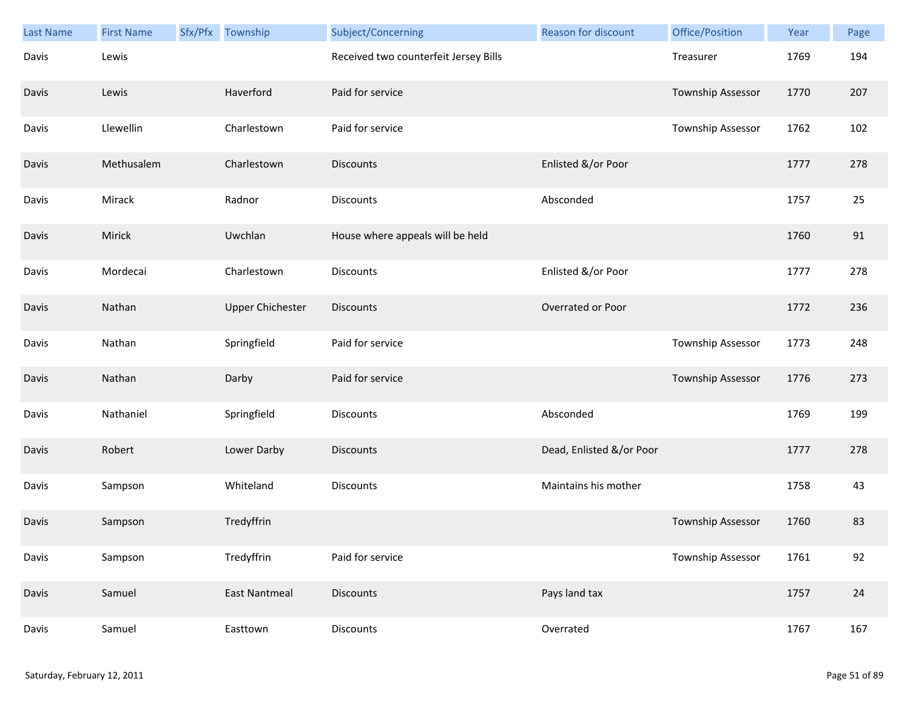| Last Name | First Name | Sfx/Pfx | Township | Subject/Concerning | Reason for discount | Office/Position | Year | Page |
|---|---|---|---|---|---|---|---|---|
| Davis | Lewis | | | Received two counterfeit Jersey Bills | | Treasurer | 1769 | 194 |
| Davis | Lewis | | Haverford | Paid for service | | Township Assessor | 1770 | 207 |
| Davis | Llewellin | | Charlestown | Paid for service | | Township Assessor | 1762 | 102 |
| Davis | Methusalem | | Charlestown | Discounts | Enlisted &/or Poor | | 1777 | 278 |
| Davis | Mirack | | Radnor | Discounts | Absconded | | 1757 | 25 |
| Davis | Mirick | | Uwchlan | House where appeals will be held | | | 1760 | 91 |
| Davis | Mordecai | | Charlestown | Discounts | Enlisted &/or Poor | | 1777 | 278 |
| Davis | Nathan | | Upper Chichester | Discounts | Overrated or Poor | | 1772 | 236 |
| Davis | Nathan | | Springfield | Paid for service | | Township Assessor | 1773 | 248 |
| Davis | Nathan | | Darby | Paid for service | | Township Assessor | 1776 | 273 |
| Davis | Nathaniel | | Springfield | Discounts | Absconded | | 1769 | 199 |
| Davis | Robert | | Lower Darby | Discounts | Dead, Enlisted &/or Poor | | 1777 | 278 |
| Davis | Sampson | | Whiteland | Discounts | Maintains his mother | | 1758 | 43 |
| Davis | Sampson | | Tredyffrin | | | Township Assessor | 1760 | 83 |
| Davis | Sampson | | Tredyffrin | Paid for service | | Township Assessor | 1761 | 92 |
| Davis | Samuel | | East Nantmeal | Discounts | Pays land tax | | 1757 | 24 |
| Davis | Samuel | | Easttown | Discounts | Overrated | | 1767 | 167 |

Saturday, February 12, 2011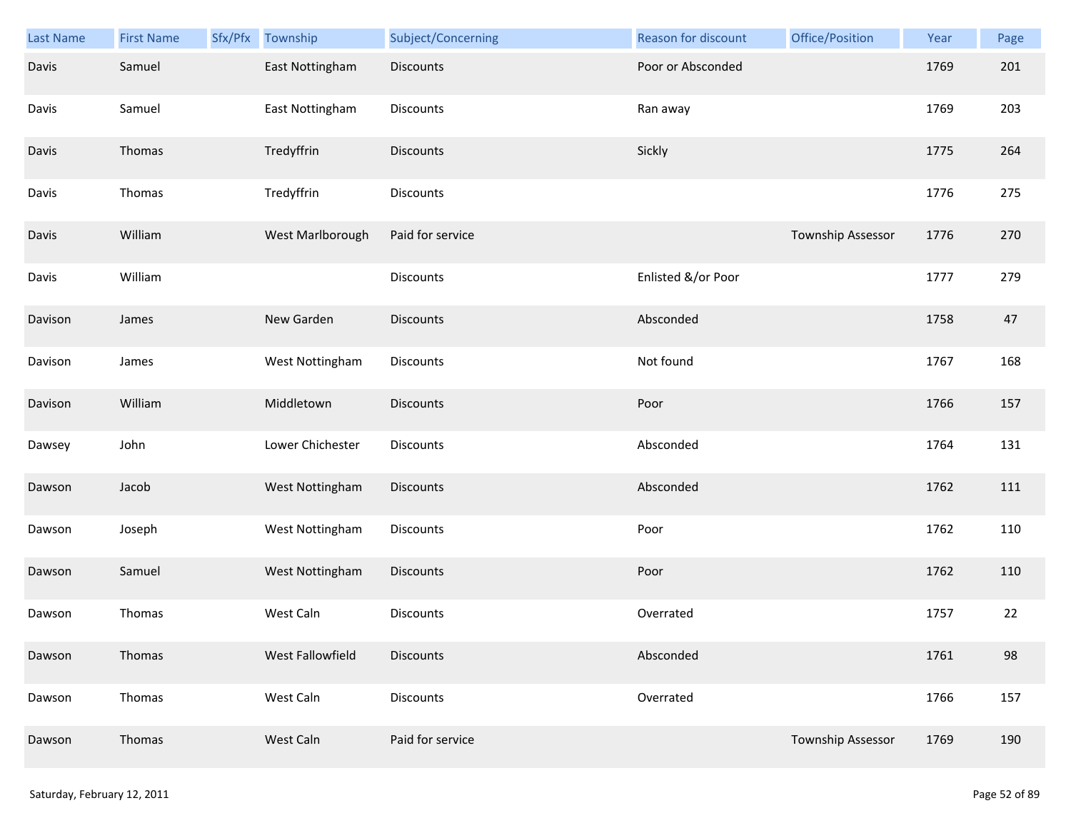| Last Name | First Name | Sfx/Pfx | Township | Subject/Concerning | Reason for discount | Office/Position | Year | Page |
|---|---|---|---|---|---|---|---|---|
| Davis | Samuel | | East Nottingham | Discounts | Poor or Absconded | | 1769 | 201 |
| Davis | Samuel | | East Nottingham | Discounts | Ran away | | 1769 | 203 |
| Davis | Thomas | | Tredyffrin | Discounts | Sickly | | 1775 | 264 |
| Davis | Thomas | | Tredyffrin | Discounts | | | 1776 | 275 |
| Davis | William | | West Marlborough | Paid for service | | Township Assessor | 1776 | 270 |
| Davis | William | | | Discounts | Enlisted &/or Poor | | 1777 | 279 |
| Davison | James | | New Garden | Discounts | Absconded | | 1758 | 47 |
| Davison | James | | West Nottingham | Discounts | Not found | | 1767 | 168 |
| Davison | William | | Middletown | Discounts | Poor | | 1766 | 157 |
| Dawsey | John | | Lower Chichester | Discounts | Absconded | | 1764 | 131 |
| Dawson | Jacob | | West Nottingham | Discounts | Absconded | | 1762 | 111 |
| Dawson | Joseph | | West Nottingham | Discounts | Poor | | 1762 | 110 |
| Dawson | Samuel | | West Nottingham | Discounts | Poor | | 1762 | 110 |
| Dawson | Thomas | | West Caln | Discounts | Overrated | | 1757 | 22 |
| Dawson | Thomas | | West Fallowfield | Discounts | Absconded | | 1761 | 98 |
| Dawson | Thomas | | West Caln | Discounts | Overrated | | 1766 | 157 |
| Dawson | Thomas | | West Caln | Paid for service | | Township Assessor | 1769 | 190 |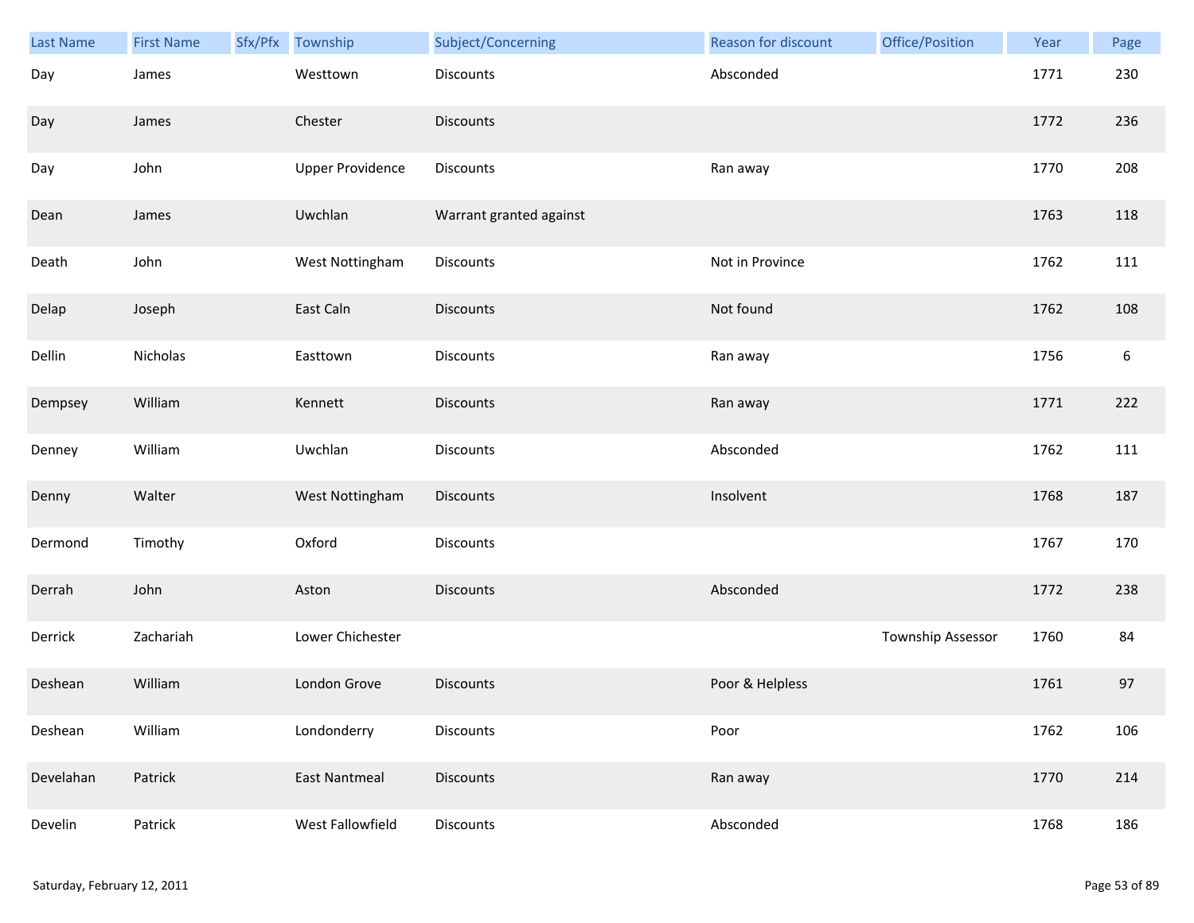| Last Name | First Name | Sfx/Pfx | Township | Subject/Concerning | Reason for discount | Office/Position | Year | Page |
|---|---|---|---|---|---|---|---|---|
| Day | James | | Westtown | Discounts | Absconded | | 1771 | 230 |
| Day | James | | Chester | Discounts | | | 1772 | 236 |
| Day | John | | Upper Providence | Discounts | Ran away | | 1770 | 208 |
| Dean | James | | Uwchlan | Warrant granted against | | | 1763 | 118 |
| Death | John | | West Nottingham | Discounts | Not in Province | | 1762 | 111 |
| Delap | Joseph | | East Caln | Discounts | Not found | | 1762 | 108 |
| Dellin | Nicholas | | Easttown | Discounts | Ran away | | 1756 | 6 |
| Dempsey | William | | Kennett | Discounts | Ran away | | 1771 | 222 |
| Denney | William | | Uwchlan | Discounts | Absconded | | 1762 | 111 |
| Denny | Walter | | West Nottingham | Discounts | Insolvent | | 1768 | 187 |
| Dermond | Timothy | | Oxford | Discounts | | | 1767 | 170 |
| Derrah | John | | Aston | Discounts | Absconded | | 1772 | 238 |
| Derrick | Zachariah | | Lower Chichester | | | Township Assessor | 1760 | 84 |
| Deshean | William | | London Grove | Discounts | Poor & Helpless | | 1761 | 97 |
| Deshean | William | | Londonderry | Discounts | Poor | | 1762 | 106 |
| Develahan | Patrick | | East Nantmeal | Discounts | Ran away | | 1770 | 214 |
| Develin | Patrick | | West Fallowfield | Discounts | Absconded | | 1768 | 186 |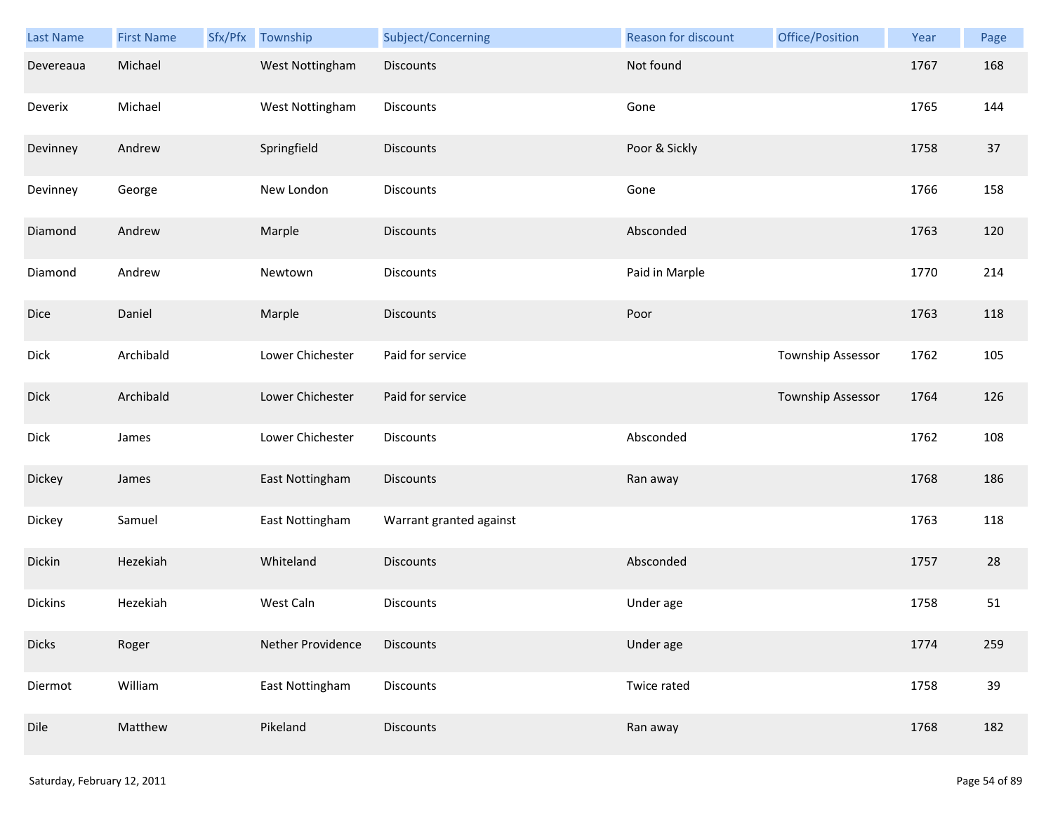| Last Name | First Name | Sfx/Pfx | Township | Subject/Concerning | Reason for discount | Office/Position | Year | Page |
|---|---|---|---|---|---|---|---|---|
| Devereaua | Michael | | West Nottingham | Discounts | Not found | | 1767 | 168 |
| Deverix | Michael | | West Nottingham | Discounts | Gone | | 1765 | 144 |
| Devinney | Andrew | | Springfield | Discounts | Poor & Sickly | | 1758 | 37 |
| Devinney | George | | New London | Discounts | Gone | | 1766 | 158 |
| Diamond | Andrew | | Marple | Discounts | Absconded | | 1763 | 120 |
| Diamond | Andrew | | Newtown | Discounts | Paid in Marple | | 1770 | 214 |
| Dice | Daniel | | Marple | Discounts | Poor | | 1763 | 118 |
| Dick | Archibald | | Lower Chichester | Paid for service | | Township Assessor | 1762 | 105 |
| Dick | Archibald | | Lower Chichester | Paid for service | | Township Assessor | 1764 | 126 |
| Dick | James | | Lower Chichester | Discounts | Absconded | | 1762 | 108 |
| Dickey | James | | East Nottingham | Discounts | Ran away | | 1768 | 186 |
| Dickey | Samuel | | East Nottingham | Warrant granted against | | | 1763 | 118 |
| Dickin | Hezekiah | | Whiteland | Discounts | Absconded | | 1757 | 28 |
| Dickins | Hezekiah | | West Caln | Discounts | Under age | | 1758 | 51 |
| Dicks | Roger | | Nether Providence | Discounts | Under age | | 1774 | 259 |
| Diermot | William | | East Nottingham | Discounts | Twice rated | | 1758 | 39 |
| Dile | Matthew | | Pikeland | Discounts | Ran away | | 1768 | 182 |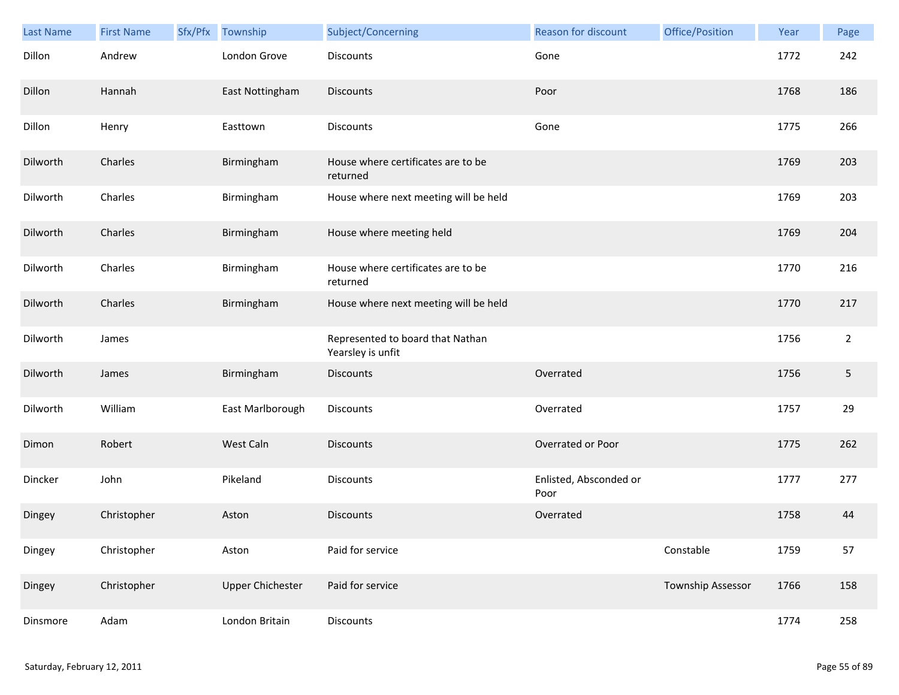| Last Name | First Name | Sfx/Pfx | Township | Subject/Concerning | Reason for discount | Office/Position | Year | Page |
|---|---|---|---|---|---|---|---|---|
| Dillon | Andrew | | London Grove | Discounts | Gone | | 1772 | 242 |
| Dillon | Hannah | | East Nottingham | Discounts | Poor | | 1768 | 186 |
| Dillon | Henry | | Easttown | Discounts | Gone | | 1775 | 266 |
| Dilworth | Charles | | Birmingham | House where certificates are to be returned | | | 1769 | 203 |
| Dilworth | Charles | | Birmingham | House where next meeting will be held | | | 1769 | 203 |
| Dilworth | Charles | | Birmingham | House where meeting held | | | 1769 | 204 |
| Dilworth | Charles | | Birmingham | House where certificates are to be returned | | | 1770 | 216 |
| Dilworth | Charles | | Birmingham | House where next meeting will be held | | | 1770 | 217 |
| Dilworth | James | | | Represented to board that Nathan Yearsley is unfit | | | 1756 | 2 |
| Dilworth | James | | Birmingham | Discounts | Overrated | | 1756 | 5 |
| Dilworth | William | | East Marlborough | Discounts | Overrated | | 1757 | 29 |
| Dimon | Robert | | West Caln | Discounts | Overrated or Poor | | 1775 | 262 |
| Dincker | John | | Pikeland | Discounts | Enlisted, Absconded or Poor | | 1777 | 277 |
| Dingey | Christopher | | Aston | Discounts | Overrated | | 1758 | 44 |
| Dingey | Christopher | | Aston | Paid for service | | Constable | 1759 | 57 |
| Dingey | Christopher | | Upper Chichester | Paid for service | | Township Assessor | 1766 | 158 |
| Dinsmore | Adam | | London Britain | Discounts | | | 1774 | 258 |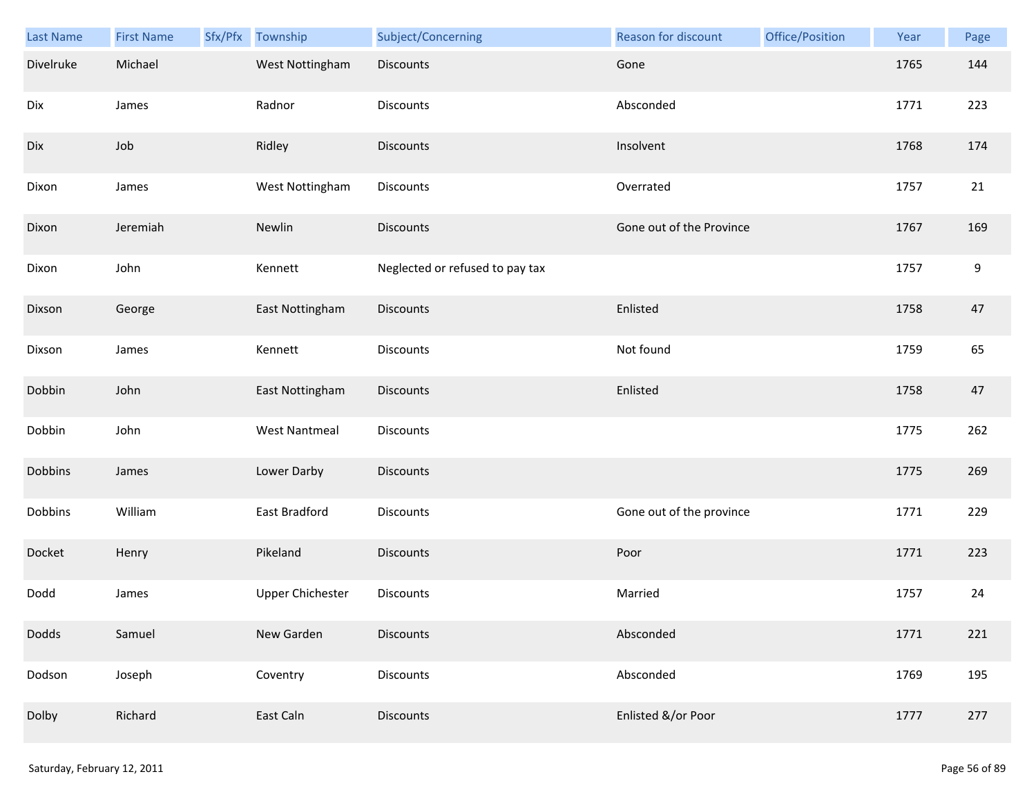| Last Name | First Name | Sfx/Pfx | Township | Subject/Concerning | Reason for discount | Office/Position | Year | Page |
|---|---|---|---|---|---|---|---|---|
| Divelruke | Michael | | West Nottingham | Discounts | Gone | | 1765 | 144 |
| Dix | James | | Radnor | Discounts | Absconded | | 1771 | 223 |
| Dix | Job | | Ridley | Discounts | Insolvent | | 1768 | 174 |
| Dixon | James | | West Nottingham | Discounts | Overrated | | 1757 | 21 |
| Dixon | Jeremiah | | Newlin | Discounts | Gone out of the Province | | 1767 | 169 |
| Dixon | John | | Kennett | Neglected or refused to pay tax | | | 1757 | 9 |
| Dixson | George | | East Nottingham | Discounts | Enlisted | | 1758 | 47 |
| Dixson | James | | Kennett | Discounts | Not found | | 1759 | 65 |
| Dobbin | John | | East Nottingham | Discounts | Enlisted | | 1758 | 47 |
| Dobbin | John | | West Nantmeal | Discounts | | | 1775 | 262 |
| Dobbins | James | | Lower Darby | Discounts | | | 1775 | 269 |
| Dobbins | William | | East Bradford | Discounts | Gone out of the province | | 1771 | 229 |
| Docket | Henry | | Pikeland | Discounts | Poor | | 1771 | 223 |
| Dodd | James | | Upper Chichester | Discounts | Married | | 1757 | 24 |
| Dodds | Samuel | | New Garden | Discounts | Absconded | | 1771 | 221 |
| Dodson | Joseph | | Coventry | Discounts | Absconded | | 1769 | 195 |
| Dolby | Richard | | East Caln | Discounts | Enlisted &/or Poor | | 1777 | 277 |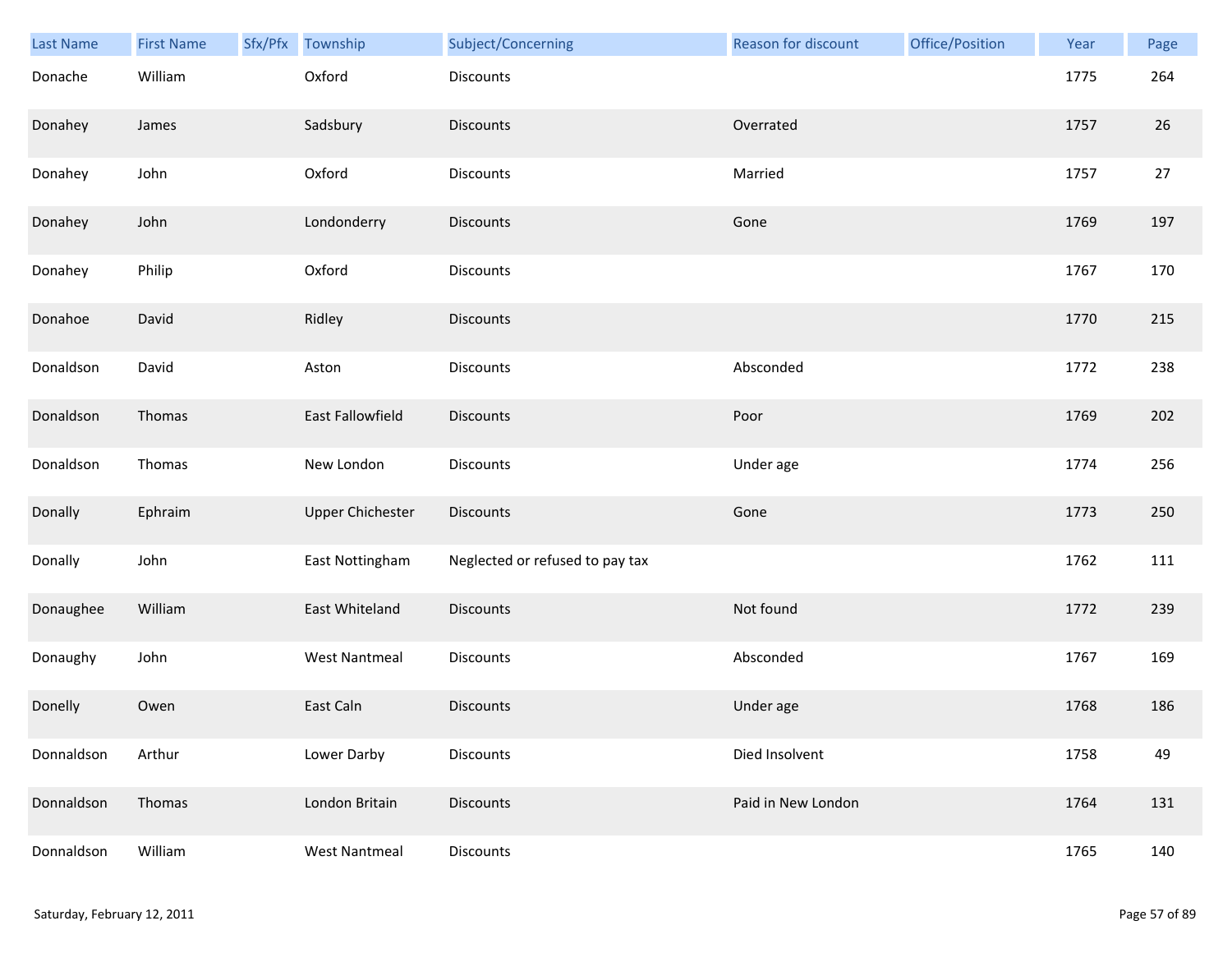| Last Name | First Name | Sfx/Pfx | Township | Subject/Concerning | Reason for discount | Office/Position | Year | Page |
|---|---|---|---|---|---|---|---|---|
| Donache | William | | Oxford | Discounts | | | 1775 | 264 |
| Donahey | James | | Sadsbury | Discounts | Overrated | | 1757 | 26 |
| Donahey | John | | Oxford | Discounts | Married | | 1757 | 27 |
| Donahey | John | | Londonderry | Discounts | Gone | | 1769 | 197 |
| Donahey | Philip | | Oxford | Discounts | | | 1767 | 170 |
| Donahoe | David | | Ridley | Discounts | | | 1770 | 215 |
| Donaldson | David | | Aston | Discounts | Absconded | | 1772 | 238 |
| Donaldson | Thomas | | East Fallowfield | Discounts | Poor | | 1769 | 202 |
| Donaldson | Thomas | | New London | Discounts | Under age | | 1774 | 256 |
| Donally | Ephraim | | Upper Chichester | Discounts | Gone | | 1773 | 250 |
| Donally | John | | East Nottingham | Neglected or refused to pay tax | | | 1762 | 111 |
| Donaughee | William | | East Whiteland | Discounts | Not found | | 1772 | 239 |
| Donaughy | John | | West Nantmeal | Discounts | Absconded | | 1767 | 169 |
| Donelly | Owen | | East Caln | Discounts | Under age | | 1768 | 186 |
| Donnaldson | Arthur | | Lower Darby | Discounts | Died Insolvent | | 1758 | 49 |
| Donnaldson | Thomas | | London Britain | Discounts | Paid in New London | | 1764 | 131 |
| Donnaldson | William | | West Nantmeal | Discounts | | | 1765 | 140 |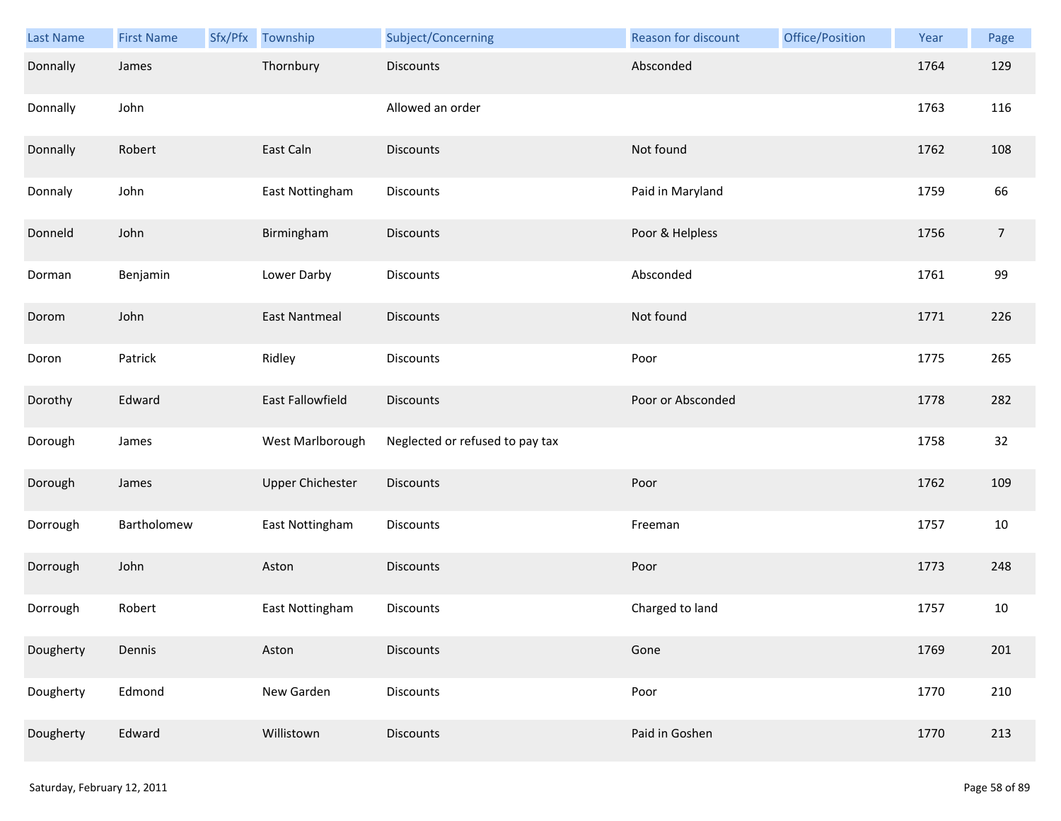| Last Name | First Name | Sfx/Pfx | Township | Subject/Concerning | Reason for discount | Office/Position | Year | Page |
|---|---|---|---|---|---|---|---|---|
| Donnally | James | | Thornbury | Discounts | Absconded | | 1764 | 129 |
| Donnally | John | | | Allowed an order | | | 1763 | 116 |
| Donnally | Robert | | East Caln | Discounts | Not found | | 1762 | 108 |
| Donnaly | John | | East Nottingham | Discounts | Paid in Maryland | | 1759 | 66 |
| Donneld | John | | Birmingham | Discounts | Poor & Helpless | | 1756 | 7 |
| Dorman | Benjamin | | Lower Darby | Discounts | Absconded | | 1761 | 99 |
| Dorom | John | | East Nantmeal | Discounts | Not found | | 1771 | 226 |
| Doron | Patrick | | Ridley | Discounts | Poor | | 1775 | 265 |
| Dorothy | Edward | | East Fallowfield | Discounts | Poor or Absconded | | 1778 | 282 |
| Dorough | James | | West Marlborough | Neglected or refused to pay tax | | | 1758 | 32 |
| Dorough | James | | Upper Chichester | Discounts | Poor | | 1762 | 109 |
| Dorrough | Bartholomew | | East Nottingham | Discounts | Freeman | | 1757 | 10 |
| Dorrough | John | | Aston | Discounts | Poor | | 1773 | 248 |
| Dorrough | Robert | | East Nottingham | Discounts | Charged to land | | 1757 | 10 |
| Dougherty | Dennis | | Aston | Discounts | Gone | | 1769 | 201 |
| Dougherty | Edmond | | New Garden | Discounts | Poor | | 1770 | 210 |
| Dougherty | Edward | | Willistown | Discounts | Paid in Goshen | | 1770 | 213 |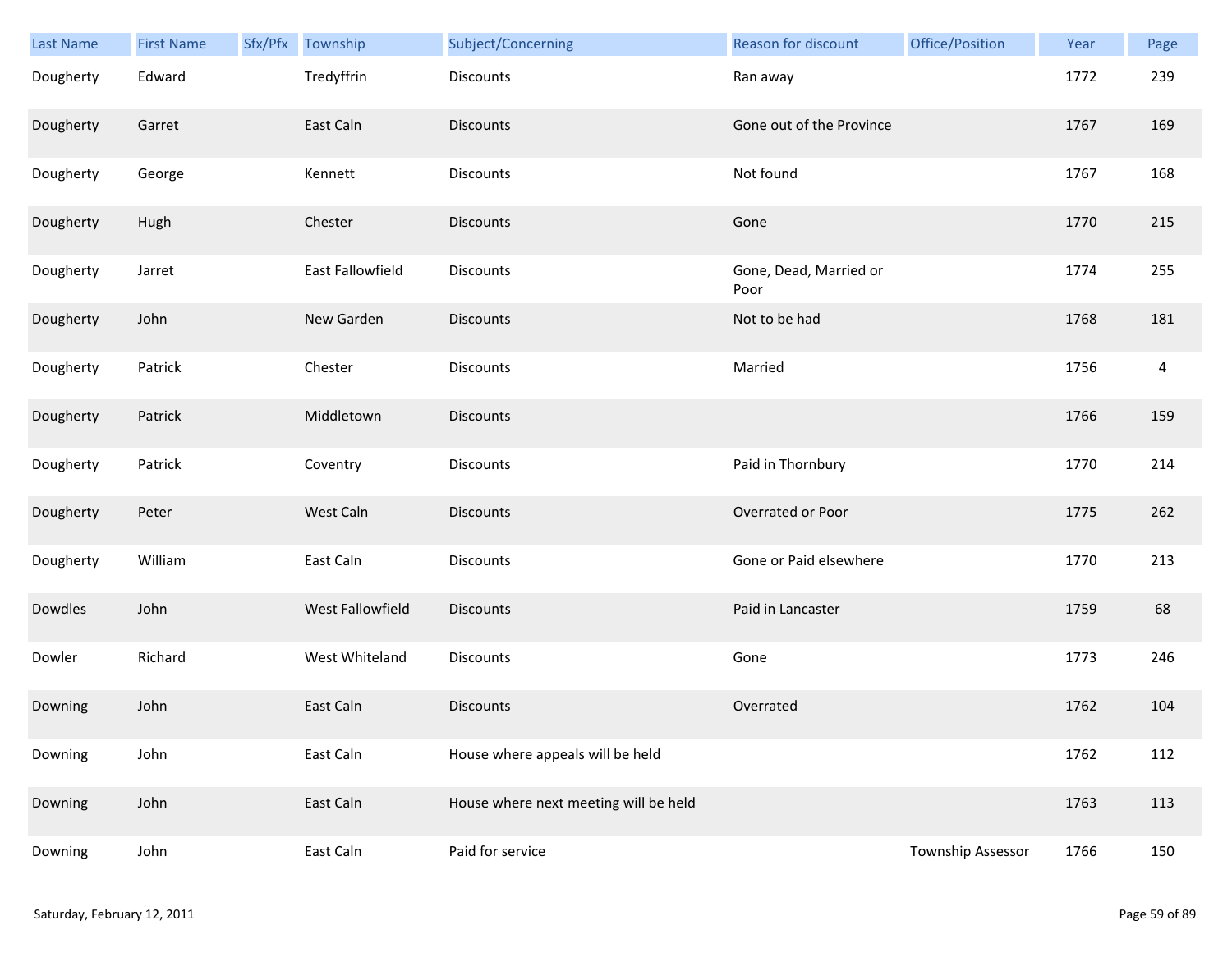| Last Name | First Name | Sfx/Pfx | Township | Subject/Concerning | Reason for discount | Office/Position | Year | Page |
|---|---|---|---|---|---|---|---|---|
| Dougherty | Edward | | Tredyffrin | Discounts | Ran away | | 1772 | 239 |
| Dougherty | Garret | | East Caln | Discounts | Gone out of the Province | | 1767 | 169 |
| Dougherty | George | | Kennett | Discounts | Not found | | 1767 | 168 |
| Dougherty | Hugh | | Chester | Discounts | Gone | | 1770 | 215 |
| Dougherty | Jarret | | East Fallowfield | Discounts | Gone, Dead, Married or Poor | | 1774 | 255 |
| Dougherty | John | | New Garden | Discounts | Not to be had | | 1768 | 181 |
| Dougherty | Patrick | | Chester | Discounts | Married | | 1756 | 4 |
| Dougherty | Patrick | | Middletown | Discounts | | | 1766 | 159 |
| Dougherty | Patrick | | Coventry | Discounts | Paid in Thornbury | | 1770 | 214 |
| Dougherty | Peter | | West Caln | Discounts | Overrated or Poor | | 1775 | 262 |
| Dougherty | William | | East Caln | Discounts | Gone or Paid elsewhere | | 1770 | 213 |
| Dowdles | John | | West Fallowfield | Discounts | Paid in Lancaster | | 1759 | 68 |
| Dowler | Richard | | West Whiteland | Discounts | Gone | | 1773 | 246 |
| Downing | John | | East Caln | Discounts | Overrated | | 1762 | 104 |
| Downing | John | | East Caln | House where appeals will be held | | | 1762 | 112 |
| Downing | John | | East Caln | House where next meeting will be held | | | 1763 | 113 |
| Downing | John | | East Caln | Paid for service | | Township Assessor | 1766 | 150 |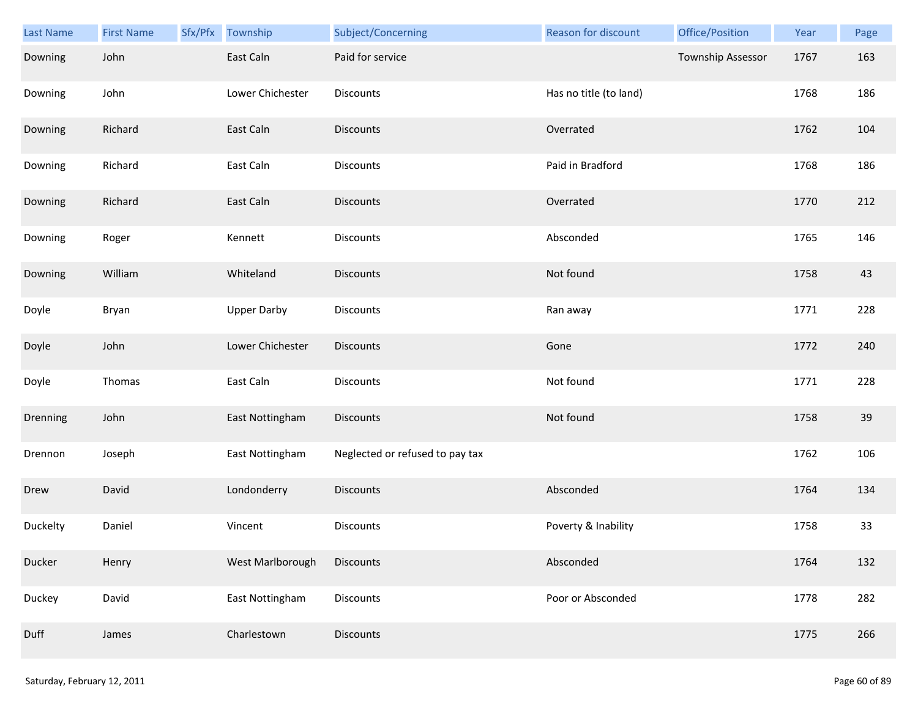| Last Name | First Name | Sfx/Pfx | Township | Subject/Concerning | Reason for discount | Office/Position | Year | Page |
|---|---|---|---|---|---|---|---|---|
| Downing | John | | East Caln | Paid for service | | Township Assessor | 1767 | 163 |
| Downing | John | | Lower Chichester | Discounts | Has no title (to land) | | 1768 | 186 |
| Downing | Richard | | East Caln | Discounts | Overrated | | 1762 | 104 |
| Downing | Richard | | East Caln | Discounts | Paid in Bradford | | 1768 | 186 |
| Downing | Richard | | East Caln | Discounts | Overrated | | 1770 | 212 |
| Downing | Roger | | Kennett | Discounts | Absconded | | 1765 | 146 |
| Downing | William | | Whiteland | Discounts | Not found | | 1758 | 43 |
| Doyle | Bryan | | Upper Darby | Discounts | Ran away | | 1771 | 228 |
| Doyle | John | | Lower Chichester | Discounts | Gone | | 1772 | 240 |
| Doyle | Thomas | | East Caln | Discounts | Not found | | 1771 | 228 |
| Drenning | John | | East Nottingham | Discounts | Not found | | 1758 | 39 |
| Drennon | Joseph | | East Nottingham | Neglected or refused to pay tax | | | 1762 | 106 |
| Drew | David | | Londonderry | Discounts | Absconded | | 1764 | 134 |
| Duckelty | Daniel | | Vincent | Discounts | Poverty & Inability | | 1758 | 33 |
| Ducker | Henry | | West Marlborough | Discounts | Absconded | | 1764 | 132 |
| Duckey | David | | East Nottingham | Discounts | Poor or Absconded | | 1778 | 282 |
| Duff | James | | Charlestown | Discounts | | | 1775 | 266 |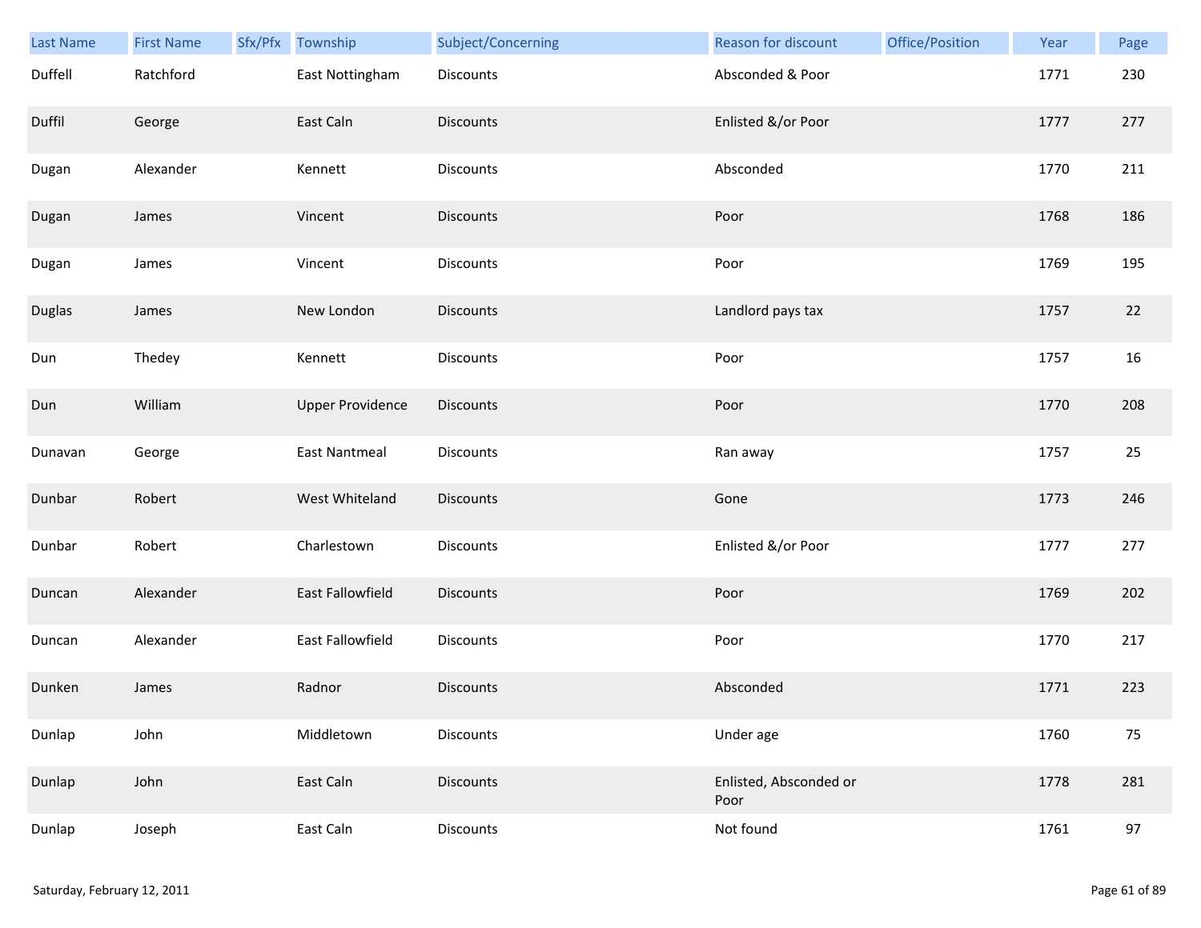| Last Name | First Name | Sfx/Pfx | Township | Subject/Concerning | Reason for discount | Office/Position | Year | Page |
|---|---|---|---|---|---|---|---|---|
| Duffell | Ratchford | | East Nottingham | Discounts | Absconded & Poor | | 1771 | 230 |
| Duffil | George | | East Caln | Discounts | Enlisted &/or Poor | | 1777 | 277 |
| Dugan | Alexander | | Kennett | Discounts | Absconded | | 1770 | 211 |
| Dugan | James | | Vincent | Discounts | Poor | | 1768 | 186 |
| Dugan | James | | Vincent | Discounts | Poor | | 1769 | 195 |
| Duglas | James | | New London | Discounts | Landlord pays tax | | 1757 | 22 |
| Dun | Thedey | | Kennett | Discounts | Poor | | 1757 | 16 |
| Dun | William | | Upper Providence | Discounts | Poor | | 1770 | 208 |
| Dunavan | George | | East Nantmeal | Discounts | Ran away | | 1757 | 25 |
| Dunbar | Robert | | West Whiteland | Discounts | Gone | | 1773 | 246 |
| Dunbar | Robert | | Charlestown | Discounts | Enlisted &/or Poor | | 1777 | 277 |
| Duncan | Alexander | | East Fallowfield | Discounts | Poor | | 1769 | 202 |
| Duncan | Alexander | | East Fallowfield | Discounts | Poor | | 1770 | 217 |
| Dunken | James | | Radnor | Discounts | Absconded | | 1771 | 223 |
| Dunlap | John | | Middletown | Discounts | Under age | | 1760 | 75 |
| Dunlap | John | | East Caln | Discounts | Enlisted, Absconded or Poor | | 1778 | 281 |
| Dunlap | Joseph | | East Caln | Discounts | Not found | | 1761 | 97 |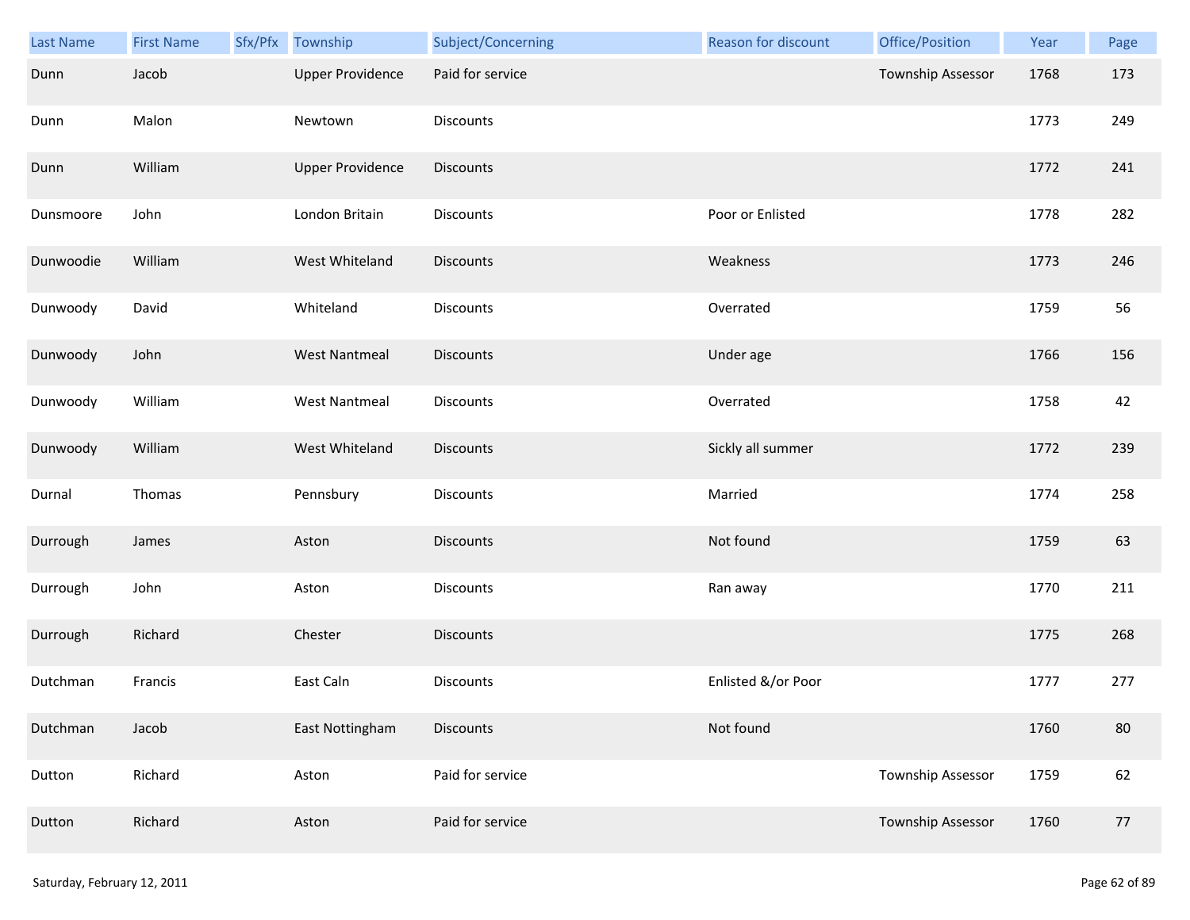| Last Name | First Name | Sfx/Pfx | Township | Subject/Concerning | Reason for discount | Office/Position | Year | Page |
|---|---|---|---|---|---|---|---|---|
| Dunn | Jacob | | Upper Providence | Paid for service | | Township Assessor | 1768 | 173 |
| Dunn | Malon | | Newtown | Discounts | | | 1773 | 249 |
| Dunn | William | | Upper Providence | Discounts | | | 1772 | 241 |
| Dunsmoore | John | | London Britain | Discounts | Poor or Enlisted | | 1778 | 282 |
| Dunwoodie | William | | West Whiteland | Discounts | Weakness | | 1773 | 246 |
| Dunwoody | David | | Whiteland | Discounts | Overrated | | 1759 | 56 |
| Dunwoody | John | | West Nantmeal | Discounts | Under age | | 1766 | 156 |
| Dunwoody | William | | West Nantmeal | Discounts | Overrated | | 1758 | 42 |
| Dunwoody | William | | West Whiteland | Discounts | Sickly all summer | | 1772 | 239 |
| Durnal | Thomas | | Pennsbury | Discounts | Married | | 1774 | 258 |
| Durrough | James | | Aston | Discounts | Not found | | 1759 | 63 |
| Durrough | John | | Aston | Discounts | Ran away | | 1770 | 211 |
| Durrough | Richard | | Chester | Discounts | | | 1775 | 268 |
| Dutchman | Francis | | East Caln | Discounts | Enlisted &/or Poor | | 1777 | 277 |
| Dutchman | Jacob | | East Nottingham | Discounts | Not found | | 1760 | 80 |
| Dutton | Richard | | Aston | Paid for service | | Township Assessor | 1759 | 62 |
| Dutton | Richard | | Aston | Paid for service | | Township Assessor | 1760 | 77 |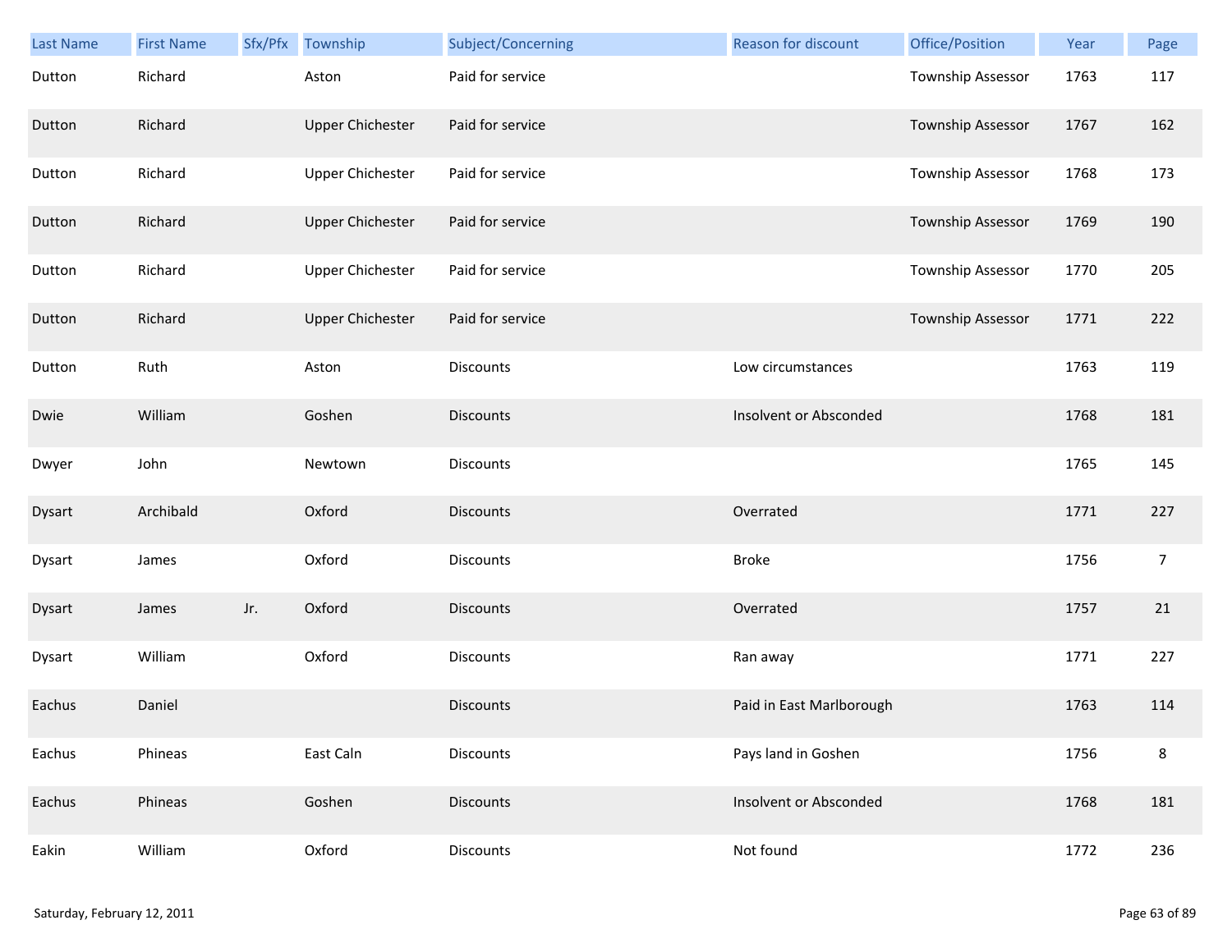| Last Name | First Name | Sfx/Pfx | Township | Subject/Concerning | Reason for discount | Office/Position | Year | Page |
|---|---|---|---|---|---|---|---|---|
| Dutton | Richard | | Aston | Paid for service | | Township Assessor | 1763 | 117 |
| Dutton | Richard | | Upper Chichester | Paid for service | | Township Assessor | 1767 | 162 |
| Dutton | Richard | | Upper Chichester | Paid for service | | Township Assessor | 1768 | 173 |
| Dutton | Richard | | Upper Chichester | Paid for service | | Township Assessor | 1769 | 190 |
| Dutton | Richard | | Upper Chichester | Paid for service | | Township Assessor | 1770 | 205 |
| Dutton | Richard | | Upper Chichester | Paid for service | | Township Assessor | 1771 | 222 |
| Dutton | Ruth | | Aston | Discounts | Low circumstances | | 1763 | 119 |
| Dwie | William | | Goshen | Discounts | Insolvent or Absconded | | 1768 | 181 |
| Dwyer | John | | Newtown | Discounts | | | 1765 | 145 |
| Dysart | Archibald | | Oxford | Discounts | Overrated | | 1771 | 227 |
| Dysart | James | | Oxford | Discounts | Broke | | 1756 | 7 |
| Dysart | James | Jr. | Oxford | Discounts | Overrated | | 1757 | 21 |
| Dysart | William | | Oxford | Discounts | Ran away | | 1771 | 227 |
| Eachus | Daniel | | | Discounts | Paid in East Marlborough | | 1763 | 114 |
| Eachus | Phineas | | East Caln | Discounts | Pays land in Goshen | | 1756 | 8 |
| Eachus | Phineas | | Goshen | Discounts | Insolvent or Absconded | | 1768 | 181 |
| Eakin | William | | Oxford | Discounts | Not found | | 1772 | 236 |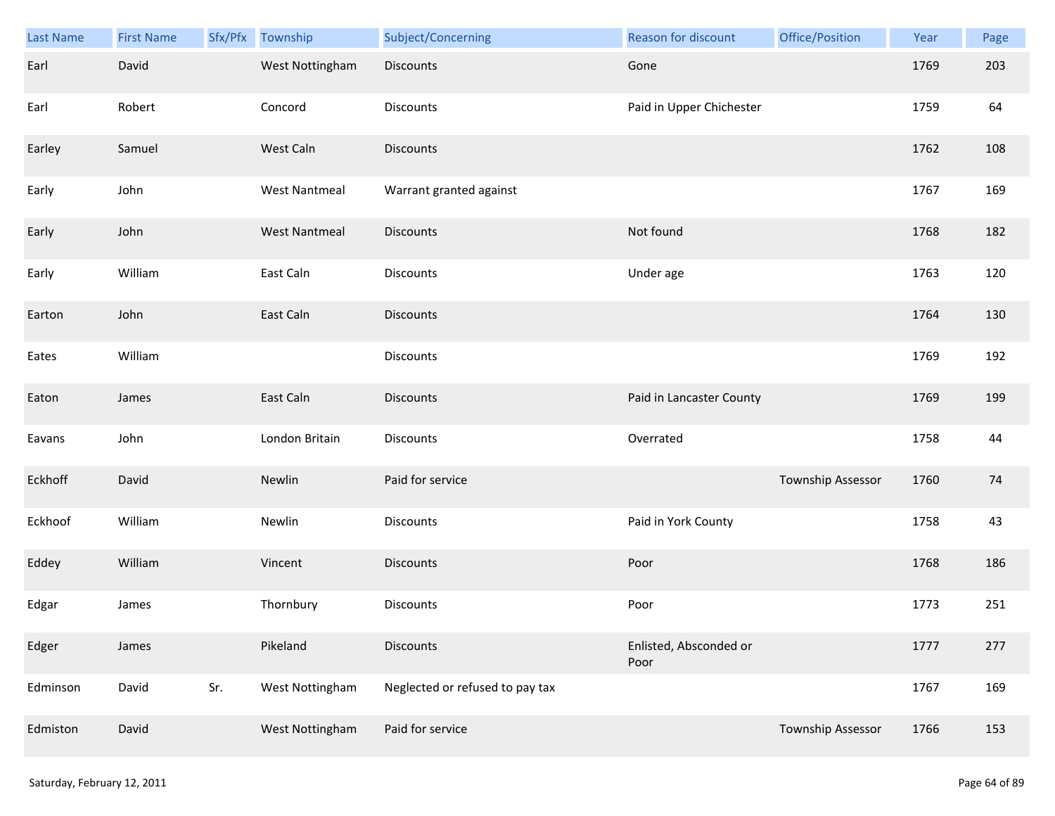| Last Name | First Name | Sfx/Pfx | Township | Subject/Concerning | Reason for discount | Office/Position | Year | Page |
|---|---|---|---|---|---|---|---|---|
| Earl | David | | West Nottingham | Discounts | Gone | | 1769 | 203 |
| Earl | Robert | | Concord | Discounts | Paid in Upper Chichester | | 1759 | 64 |
| Earley | Samuel | | West Caln | Discounts | | | 1762 | 108 |
| Early | John | | West Nantmeal | Warrant granted against | | | 1767 | 169 |
| Early | John | | West Nantmeal | Discounts | Not found | | 1768 | 182 |
| Early | William | | East Caln | Discounts | Under age | | 1763 | 120 |
| Earton | John | | East Caln | Discounts | | | 1764 | 130 |
| Eates | William | | | Discounts | | | 1769 | 192 |
| Eaton | James | | East Caln | Discounts | Paid in Lancaster County | | 1769 | 199 |
| Eavans | John | | London Britain | Discounts | Overrated | | 1758 | 44 |
| Eckhoff | David | | Newlin | Paid for service | | Township Assessor | 1760 | 74 |
| Eckhoof | William | | Newlin | Discounts | Paid in York County | | 1758 | 43 |
| Eddey | William | | Vincent | Discounts | Poor | | 1768 | 186 |
| Edgar | James | | Thornbury | Discounts | Poor | | 1773 | 251 |
| Edger | James | | Pikeland | Discounts | Enlisted, Absconded or Poor | | 1777 | 277 |
| Edminson | David | Sr. | West Nottingham | Neglected or refused to pay tax | | | 1767 | 169 |
| Edmiston | David | | West Nottingham | Paid for service | | Township Assessor | 1766 | 153 |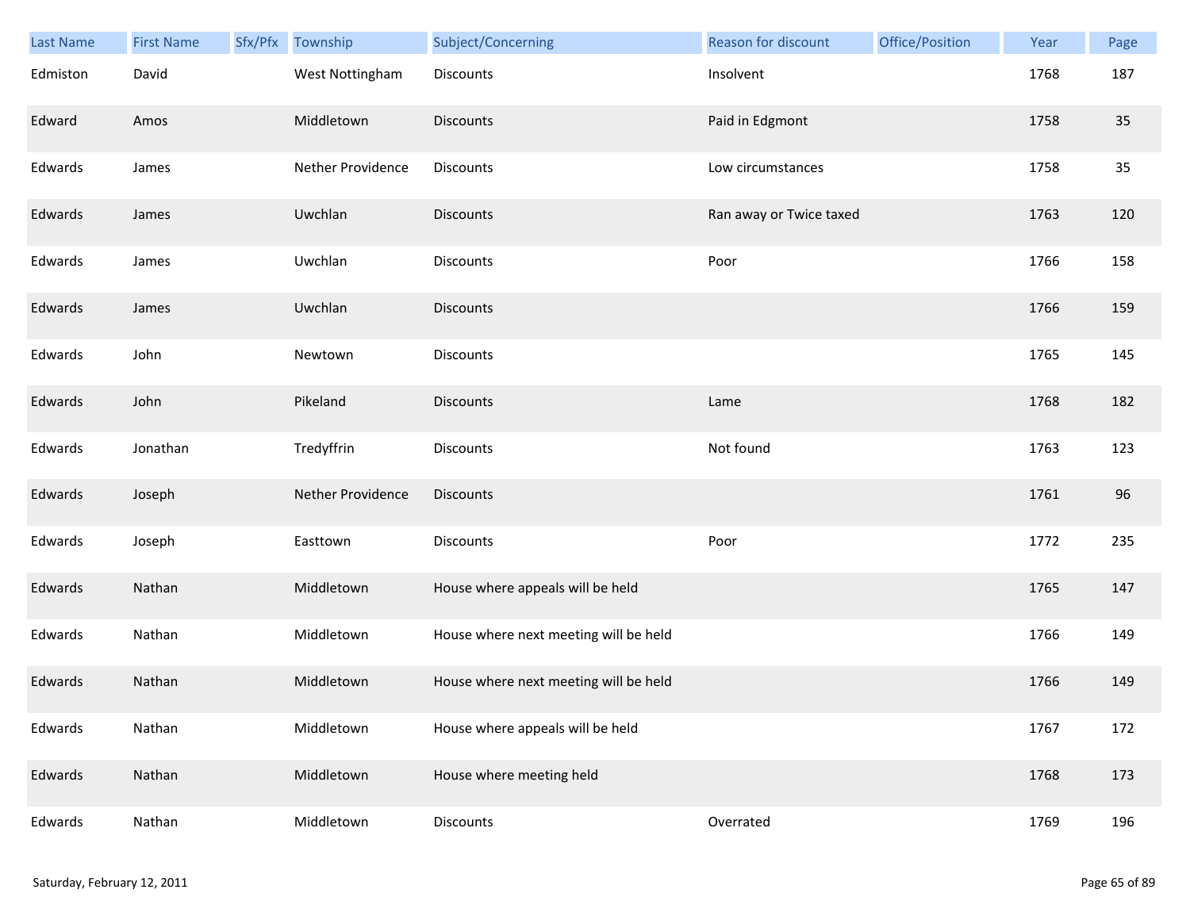| Last Name | First Name | Sfx/Pfx | Township | Subject/Concerning | Reason for discount | Office/Position | Year | Page |
|---|---|---|---|---|---|---|---|---|
| Edmiston | David | | West Nottingham | Discounts | Insolvent | | 1768 | 187 |
| Edward | Amos | | Middletown | Discounts | Paid in Edgmont | | 1758 | 35 |
| Edwards | James | | Nether Providence | Discounts | Low circumstances | | 1758 | 35 |
| Edwards | James | | Uwchlan | Discounts | Ran away or Twice taxed | | 1763 | 120 |
| Edwards | James | | Uwchlan | Discounts | Poor | | 1766 | 158 |
| Edwards | James | | Uwchlan | Discounts | | | 1766 | 159 |
| Edwards | John | | Newtown | Discounts | | | 1765 | 145 |
| Edwards | John | | Pikeland | Discounts | Lame | | 1768 | 182 |
| Edwards | Jonathan | | Tredyffrin | Discounts | Not found | | 1763 | 123 |
| Edwards | Joseph | | Nether Providence | Discounts | | | 1761 | 96 |
| Edwards | Joseph | | Easttown | Discounts | Poor | | 1772 | 235 |
| Edwards | Nathan | | Middletown | House where appeals will be held | | | 1765 | 147 |
| Edwards | Nathan | | Middletown | House where next meeting will be held | | | 1766 | 149 |
| Edwards | Nathan | | Middletown | House where next meeting will be held | | | 1766 | 149 |
| Edwards | Nathan | | Middletown | House where appeals will be held | | | 1767 | 172 |
| Edwards | Nathan | | Middletown | House where meeting held | | | 1768 | 173 |
| Edwards | Nathan | | Middletown | Discounts | Overrated | | 1769 | 196 |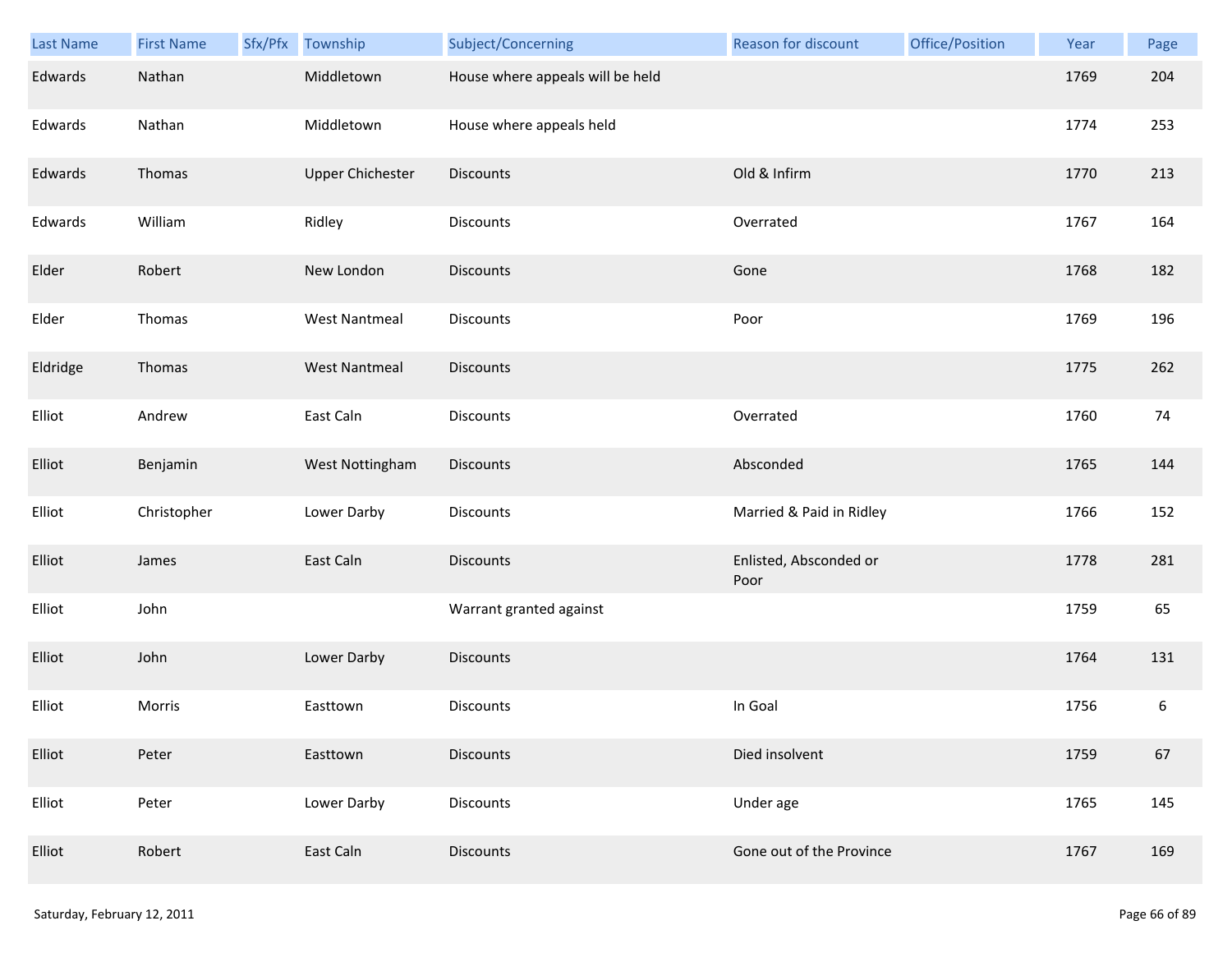| Last Name | First Name | Sfx/Pfx | Township | Subject/Concerning | Reason for discount | Office/Position | Year | Page |
|---|---|---|---|---|---|---|---|---|
| Edwards | Nathan | | Middletown | House where appeals will be held | | | 1769 | 204 |
| Edwards | Nathan | | Middletown | House where appeals held | | | 1774 | 253 |
| Edwards | Thomas | | Upper Chichester | Discounts | Old & Infirm | | 1770 | 213 |
| Edwards | William | | Ridley | Discounts | Overrated | | 1767 | 164 |
| Elder | Robert | | New London | Discounts | Gone | | 1768 | 182 |
| Elder | Thomas | | West Nantmeal | Discounts | Poor | | 1769 | 196 |
| Eldridge | Thomas | | West Nantmeal | Discounts | | | 1775 | 262 |
| Elliot | Andrew | | East Caln | Discounts | Overrated | | 1760 | 74 |
| Elliot | Benjamin | | West Nottingham | Discounts | Absconded | | 1765 | 144 |
| Elliot | Christopher | | Lower Darby | Discounts | Married & Paid in Ridley | | 1766 | 152 |
| Elliot | James | | East Caln | Discounts | Enlisted, Absconded or Poor | | 1778 | 281 |
| Elliot | John | | | Warrant granted against | | | 1759 | 65 |
| Elliot | John | | Lower Darby | Discounts | | | 1764 | 131 |
| Elliot | Morris | | Easttown | Discounts | In Goal | | 1756 | 6 |
| Elliot | Peter | | Easttown | Discounts | Died insolvent | | 1759 | 67 |
| Elliot | Peter | | Lower Darby | Discounts | Under age | | 1765 | 145 |
| Elliot | Robert | | East Caln | Discounts | Gone out of the Province | | 1767 | 169 |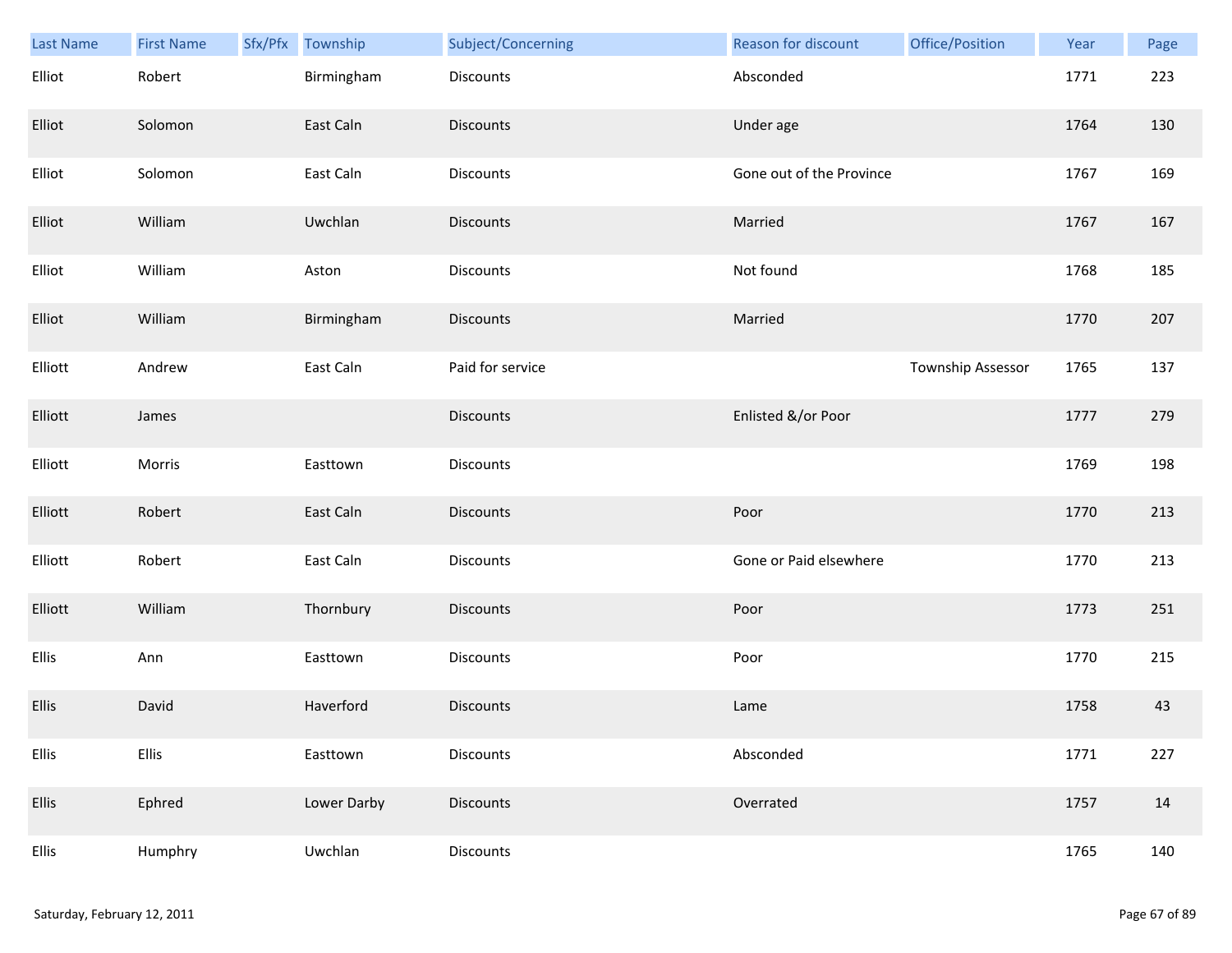| Last Name | First Name | Sfx/Pfx | Township | Subject/Concerning | Reason for discount | Office/Position | Year | Page |
|---|---|---|---|---|---|---|---|---|
| Elliot | Robert | | Birmingham | Discounts | Absconded | | 1771 | 223 |
| Elliot | Solomon | | East Caln | Discounts | Under age | | 1764 | 130 |
| Elliot | Solomon | | East Caln | Discounts | Gone out of the Province | | 1767 | 169 |
| Elliot | William | | Uwchlan | Discounts | Married | | 1767 | 167 |
| Elliot | William | | Aston | Discounts | Not found | | 1768 | 185 |
| Elliot | William | | Birmingham | Discounts | Married | | 1770 | 207 |
| Elliott | Andrew | | East Caln | Paid for service | | Township Assessor | 1765 | 137 |
| Elliott | James | | | Discounts | Enlisted &/or Poor | | 1777 | 279 |
| Elliott | Morris | | Easttown | Discounts | | | 1769 | 198 |
| Elliott | Robert | | East Caln | Discounts | Poor | | 1770 | 213 |
| Elliott | Robert | | East Caln | Discounts | Gone or Paid elsewhere | | 1770 | 213 |
| Elliott | William | | Thornbury | Discounts | Poor | | 1773 | 251 |
| Ellis | Ann | | Easttown | Discounts | Poor | | 1770 | 215 |
| Ellis | David | | Haverford | Discounts | Lame | | 1758 | 43 |
| Ellis | Ellis | | Easttown | Discounts | Absconded | | 1771 | 227 |
| Ellis | Ephred | | Lower Darby | Discounts | Overrated | | 1757 | 14 |
| Ellis | Humphry | | Uwchlan | Discounts | | | 1765 | 140 |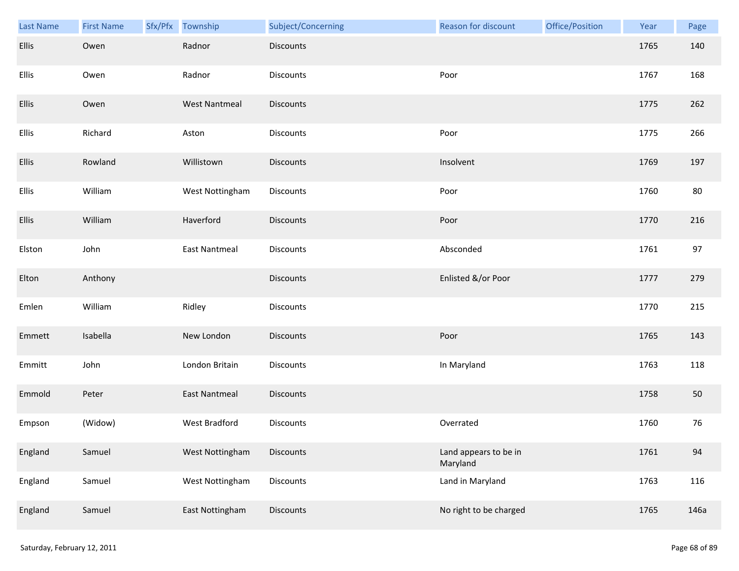| Last Name | First Name | Sfx/Pfx | Township | Subject/Concerning | Reason for discount | Office/Position | Year | Page |
|---|---|---|---|---|---|---|---|---|
| Ellis | Owen | | Radnor | Discounts | | | 1765 | 140 |
| Ellis | Owen | | Radnor | Discounts | Poor | | 1767 | 168 |
| Ellis | Owen | | West Nantmeal | Discounts | | | 1775 | 262 |
| Ellis | Richard | | Aston | Discounts | Poor | | 1775 | 266 |
| Ellis | Rowland | | Willistown | Discounts | Insolvent | | 1769 | 197 |
| Ellis | William | | West Nottingham | Discounts | Poor | | 1760 | 80 |
| Ellis | William | | Haverford | Discounts | Poor | | 1770 | 216 |
| Elston | John | | East Nantmeal | Discounts | Absconded | | 1761 | 97 |
| Elton | Anthony | | | Discounts | Enlisted &/or Poor | | 1777 | 279 |
| Emlen | William | | Ridley | Discounts | | | 1770 | 215 |
| Emmett | Isabella | | New London | Discounts | Poor | | 1765 | 143 |
| Emmitt | John | | London Britain | Discounts | In Maryland | | 1763 | 118 |
| Emmold | Peter | | East Nantmeal | Discounts | | | 1758 | 50 |
| Empson | (Widow) | | West Bradford | Discounts | Overrated | | 1760 | 76 |
| England | Samuel | | West Nottingham | Discounts | Land appears to be in Maryland | | 1761 | 94 |
| England | Samuel | | West Nottingham | Discounts | Land in Maryland | | 1763 | 116 |
| England | Samuel | | East Nottingham | Discounts | No right to be charged | | 1765 | 146a |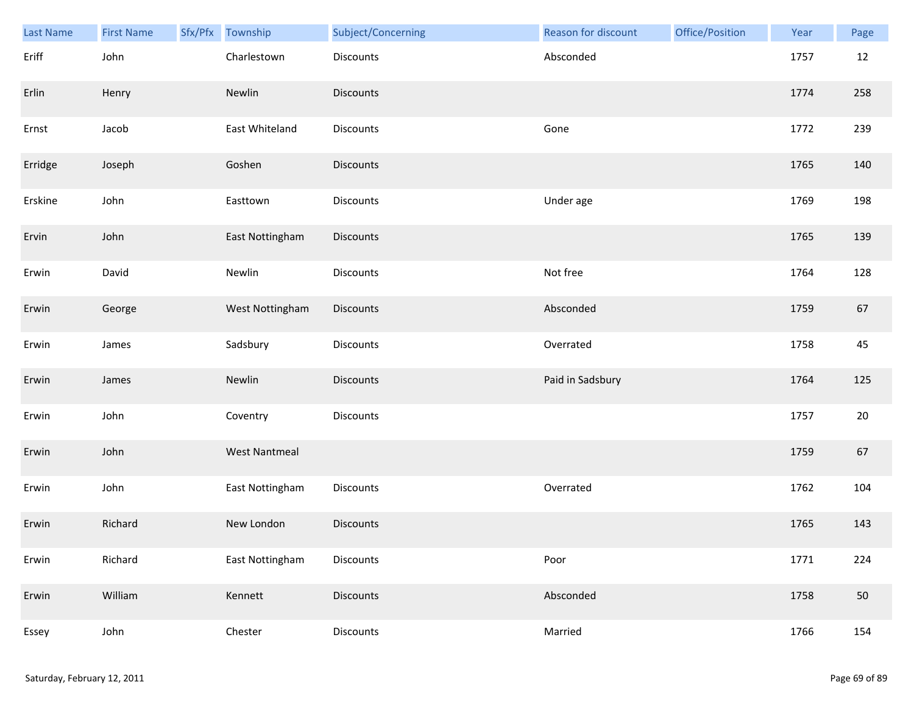| Last Name | First Name | Sfx/Pfx | Township | Subject/Concerning | Reason for discount | Office/Position | Year | Page |
|---|---|---|---|---|---|---|---|---|
| Eriff | John | | Charlestown | Discounts | Absconded | | 1757 | 12 |
| Erlin | Henry | | Newlin | Discounts | | | 1774 | 258 |
| Ernst | Jacob | | East Whiteland | Discounts | Gone | | 1772 | 239 |
| Erridge | Joseph | | Goshen | Discounts | | | 1765 | 140 |
| Erskine | John | | Easttown | Discounts | Under age | | 1769 | 198 |
| Ervin | John | | East Nottingham | Discounts | | | 1765 | 139 |
| Erwin | David | | Newlin | Discounts | Not free | | 1764 | 128 |
| Erwin | George | | West Nottingham | Discounts | Absconded | | 1759 | 67 |
| Erwin | James | | Sadsbury | Discounts | Overrated | | 1758 | 45 |
| Erwin | James | | Newlin | Discounts | Paid in Sadsbury | | 1764 | 125 |
| Erwin | John | | Coventry | Discounts | | | 1757 | 20 |
| Erwin | John | | West Nantmeal | | | | 1759 | 67 |
| Erwin | John | | East Nottingham | Discounts | Overrated | | 1762 | 104 |
| Erwin | Richard | | New London | Discounts | | | 1765 | 143 |
| Erwin | Richard | | East Nottingham | Discounts | Poor | | 1771 | 224 |
| Erwin | William | | Kennett | Discounts | Absconded | | 1758 | 50 |
| Essey | John | | Chester | Discounts | Married | | 1766 | 154 |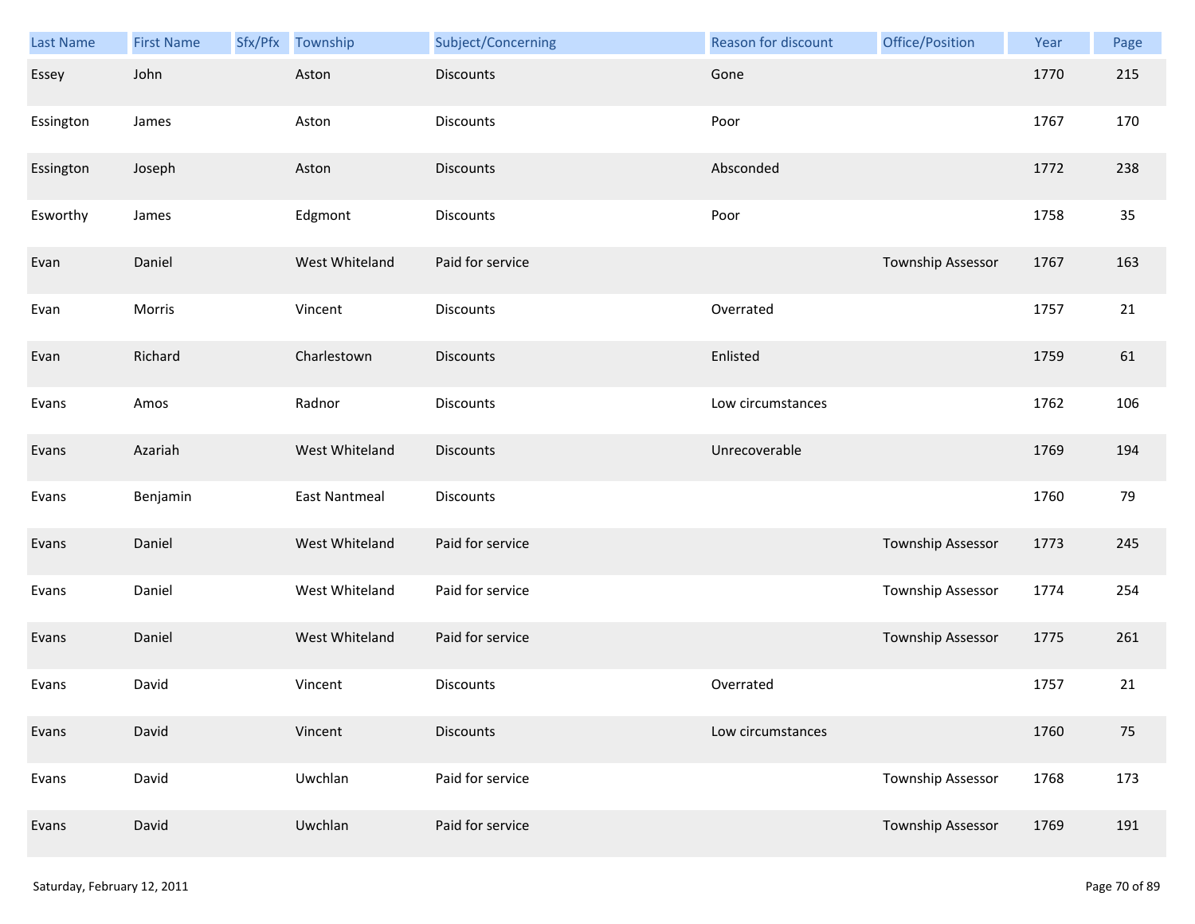| Last Name | First Name | Sfx/Pfx | Township | Subject/Concerning | Reason for discount | Office/Position | Year | Page |
|---|---|---|---|---|---|---|---|---|
| Essey | John | | Aston | Discounts | Gone | | 1770 | 215 |
| Essington | James | | Aston | Discounts | Poor | | 1767 | 170 |
| Essington | Joseph | | Aston | Discounts | Absconded | | 1772 | 238 |
| Esworthy | James | | Edgmont | Discounts | Poor | | 1758 | 35 |
| Evan | Daniel | | West Whiteland | Paid for service | | Township Assessor | 1767 | 163 |
| Evan | Morris | | Vincent | Discounts | Overrated | | 1757 | 21 |
| Evan | Richard | | Charlestown | Discounts | Enlisted | | 1759 | 61 |
| Evans | Amos | | Radnor | Discounts | Low circumstances | | 1762 | 106 |
| Evans | Azariah | | West Whiteland | Discounts | Unrecoverable | | 1769 | 194 |
| Evans | Benjamin | | East Nantmeal | Discounts | | | 1760 | 79 |
| Evans | Daniel | | West Whiteland | Paid for service | | Township Assessor | 1773 | 245 |
| Evans | Daniel | | West Whiteland | Paid for service | | Township Assessor | 1774 | 254 |
| Evans | Daniel | | West Whiteland | Paid for service | | Township Assessor | 1775 | 261 |
| Evans | David | | Vincent | Discounts | Overrated | | 1757 | 21 |
| Evans | David | | Vincent | Discounts | Low circumstances | | 1760 | 75 |
| Evans | David | | Uwchlan | Paid for service | | Township Assessor | 1768 | 173 |
| Evans | David | | Uwchlan | Paid for service | | Township Assessor | 1769 | 191 |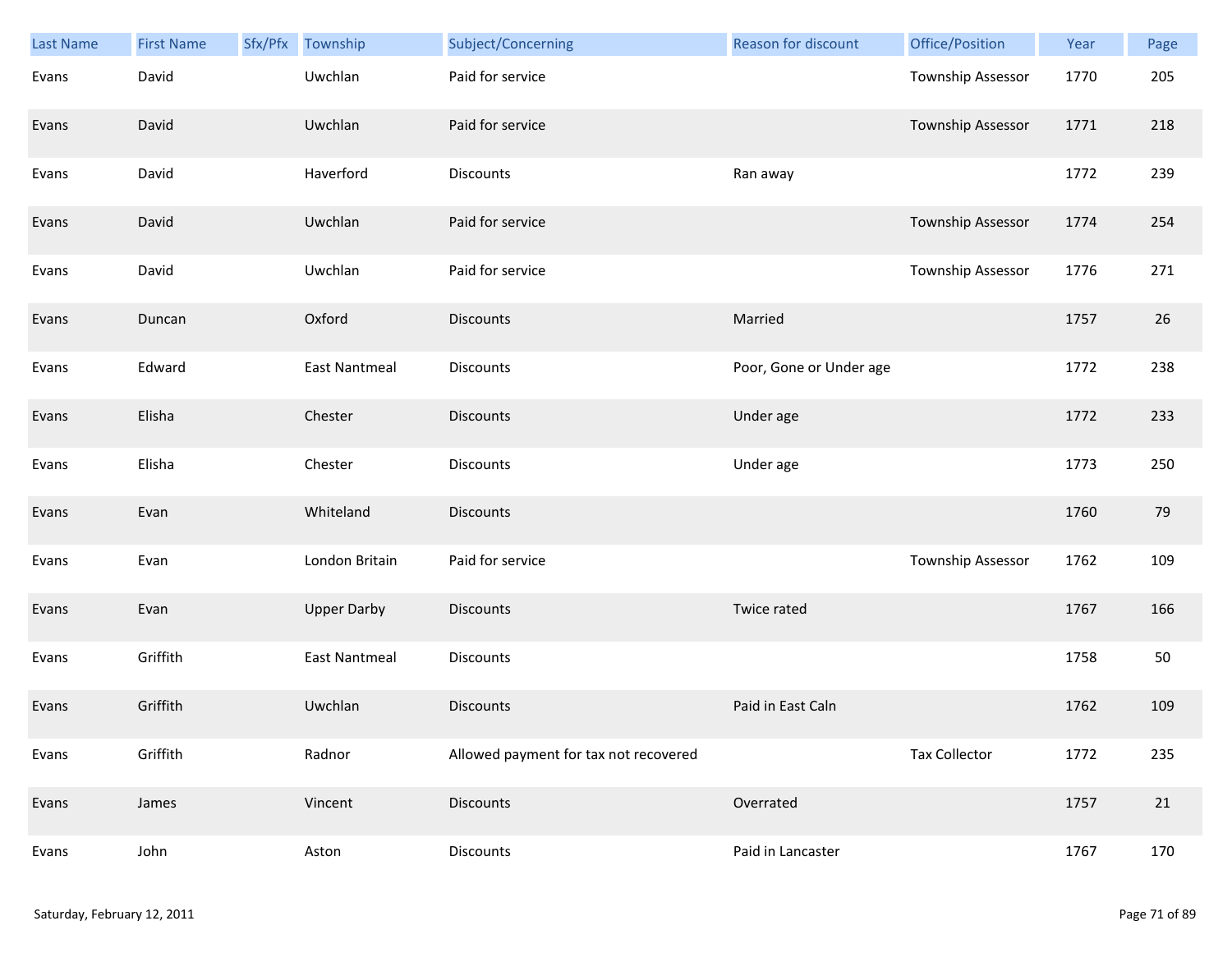| Last Name | First Name | Sfx/Pfx | Township | Subject/Concerning | Reason for discount | Office/Position | Year | Page |
|---|---|---|---|---|---|---|---|---|
| Evans | David | | Uwchlan | Paid for service | | Township Assessor | 1770 | 205 |
| Evans | David | | Uwchlan | Paid for service | | Township Assessor | 1771 | 218 |
| Evans | David | | Haverford | Discounts | Ran away | | 1772 | 239 |
| Evans | David | | Uwchlan | Paid for service | | Township Assessor | 1774 | 254 |
| Evans | David | | Uwchlan | Paid for service | | Township Assessor | 1776 | 271 |
| Evans | Duncan | | Oxford | Discounts | Married | | 1757 | 26 |
| Evans | Edward | | East Nantmeal | Discounts | Poor, Gone or Under age | | 1772 | 238 |
| Evans | Elisha | | Chester | Discounts | Under age | | 1772 | 233 |
| Evans | Elisha | | Chester | Discounts | Under age | | 1773 | 250 |
| Evans | Evan | | Whiteland | Discounts | | | 1760 | 79 |
| Evans | Evan | | London Britain | Paid for service | | Township Assessor | 1762 | 109 |
| Evans | Evan | | Upper Darby | Discounts | Twice rated | | 1767 | 166 |
| Evans | Griffith | | East Nantmeal | Discounts | | | 1758 | 50 |
| Evans | Griffith | | Uwchlan | Discounts | Paid in East Caln | | 1762 | 109 |
| Evans | Griffith | | Radnor | Allowed payment for tax not recovered | | Tax Collector | 1772 | 235 |
| Evans | James | | Vincent | Discounts | Overrated | | 1757 | 21 |
| Evans | John | | Aston | Discounts | Paid in Lancaster | | 1767 | 170 |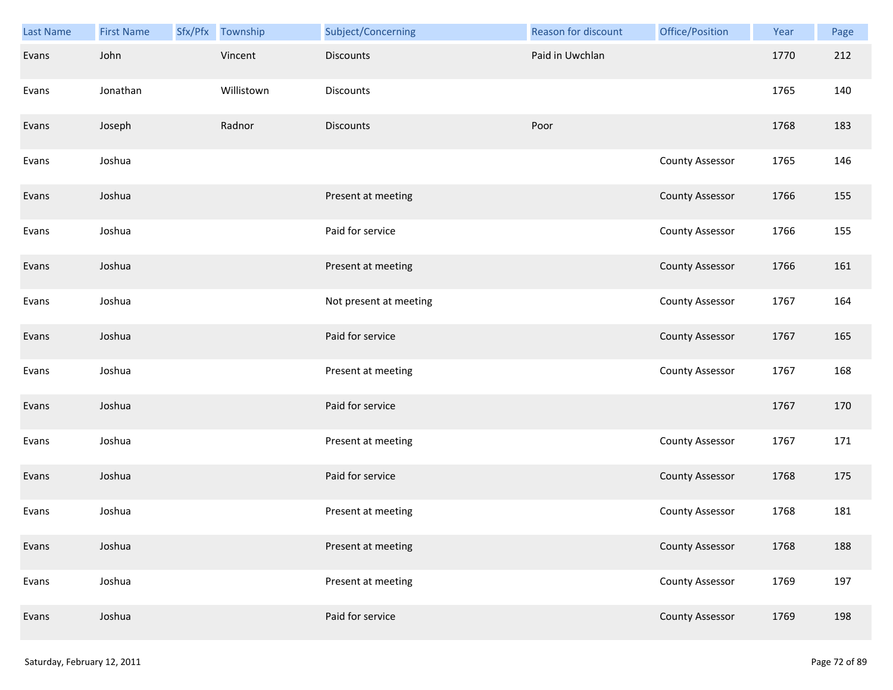| Last Name | First Name | Sfx/Pfx | Township | Subject/Concerning | Reason for discount | Office/Position | Year | Page |
|---|---|---|---|---|---|---|---|---|
| Evans | John | | Vincent | Discounts | Paid in Uwchlan | | 1770 | 212 |
| Evans | Jonathan | | Willistown | Discounts | | | 1765 | 140 |
| Evans | Joseph | | Radnor | Discounts | Poor | | 1768 | 183 |
| Evans | Joshua | | | | | County Assessor | 1765 | 146 |
| Evans | Joshua | | | Present at meeting | | County Assessor | 1766 | 155 |
| Evans | Joshua | | | Paid for service | | County Assessor | 1766 | 155 |
| Evans | Joshua | | | Present at meeting | | County Assessor | 1766 | 161 |
| Evans | Joshua | | | Not present at meeting | | County Assessor | 1767 | 164 |
| Evans | Joshua | | | Paid for service | | County Assessor | 1767 | 165 |
| Evans | Joshua | | | Present at meeting | | County Assessor | 1767 | 168 |
| Evans | Joshua | | | Paid for service | | | 1767 | 170 |
| Evans | Joshua | | | Present at meeting | | County Assessor | 1767 | 171 |
| Evans | Joshua | | | Paid for service | | County Assessor | 1768 | 175 |
| Evans | Joshua | | | Present at meeting | | County Assessor | 1768 | 181 |
| Evans | Joshua | | | Present at meeting | | County Assessor | 1768 | 188 |
| Evans | Joshua | | | Present at meeting | | County Assessor | 1769 | 197 |
| Evans | Joshua | | | Paid for service | | County Assessor | 1769 | 198 |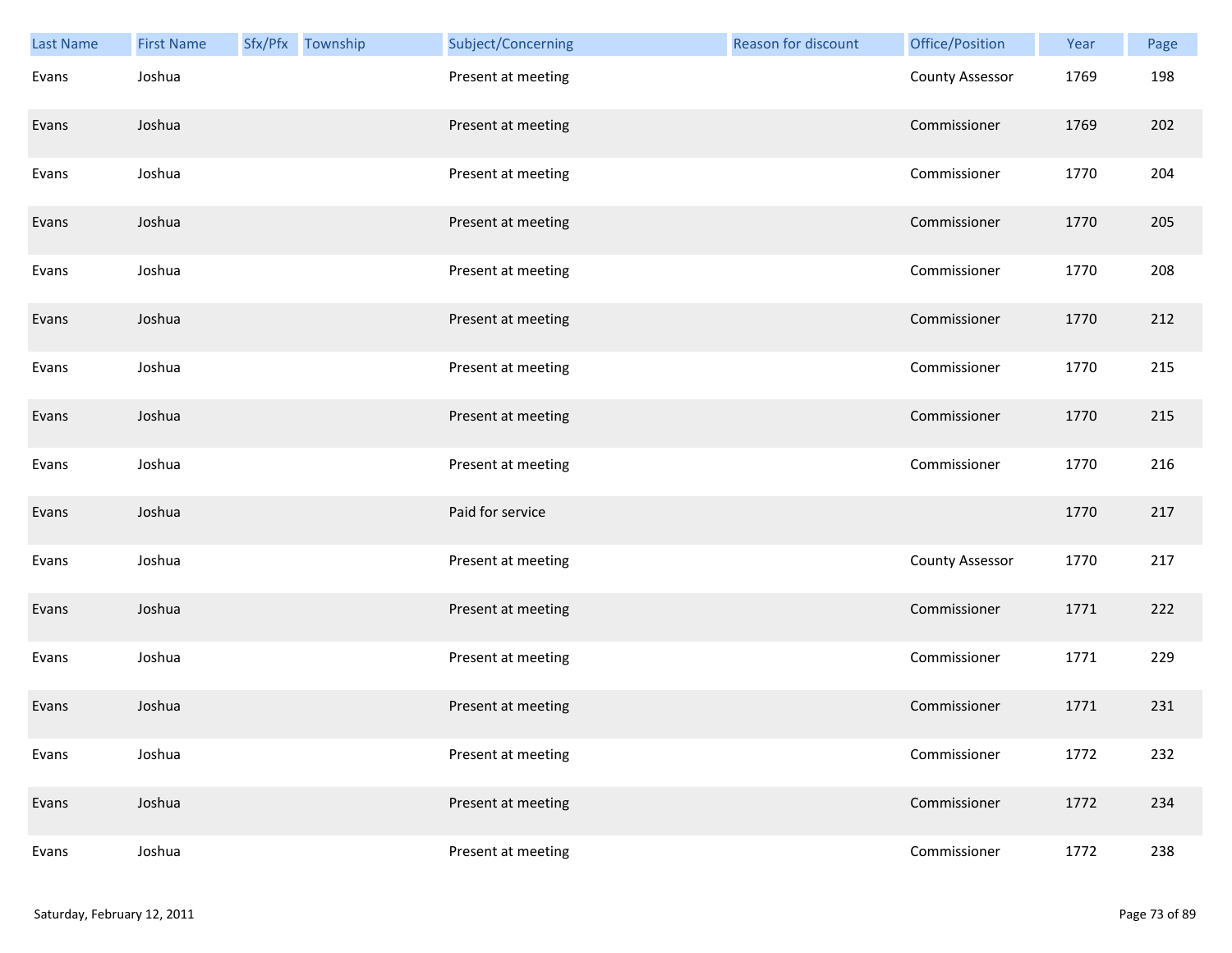| Last Name | First Name | Sfx/Pfx | Township | Subject/Concerning | Reason for discount | Office/Position | Year | Page |
|---|---|---|---|---|---|---|---|---|
| Evans | Joshua | | | Present at meeting | | County Assessor | 1769 | 198 |
| Evans | Joshua | | | Present at meeting | | Commissioner | 1769 | 202 |
| Evans | Joshua | | | Present at meeting | | Commissioner | 1770 | 204 |
| Evans | Joshua | | | Present at meeting | | Commissioner | 1770 | 205 |
| Evans | Joshua | | | Present at meeting | | Commissioner | 1770 | 208 |
| Evans | Joshua | | | Present at meeting | | Commissioner | 1770 | 212 |
| Evans | Joshua | | | Present at meeting | | Commissioner | 1770 | 215 |
| Evans | Joshua | | | Present at meeting | | Commissioner | 1770 | 215 |
| Evans | Joshua | | | Present at meeting | | Commissioner | 1770 | 216 |
| Evans | Joshua | | | Paid for service | | | 1770 | 217 |
| Evans | Joshua | | | Present at meeting | | County Assessor | 1770 | 217 |
| Evans | Joshua | | | Present at meeting | | Commissioner | 1771 | 222 |
| Evans | Joshua | | | Present at meeting | | Commissioner | 1771 | 229 |
| Evans | Joshua | | | Present at meeting | | Commissioner | 1771 | 231 |
| Evans | Joshua | | | Present at meeting | | Commissioner | 1772 | 232 |
| Evans | Joshua | | | Present at meeting | | Commissioner | 1772 | 234 |
| Evans | Joshua | | | Present at meeting | | Commissioner | 1772 | 238 |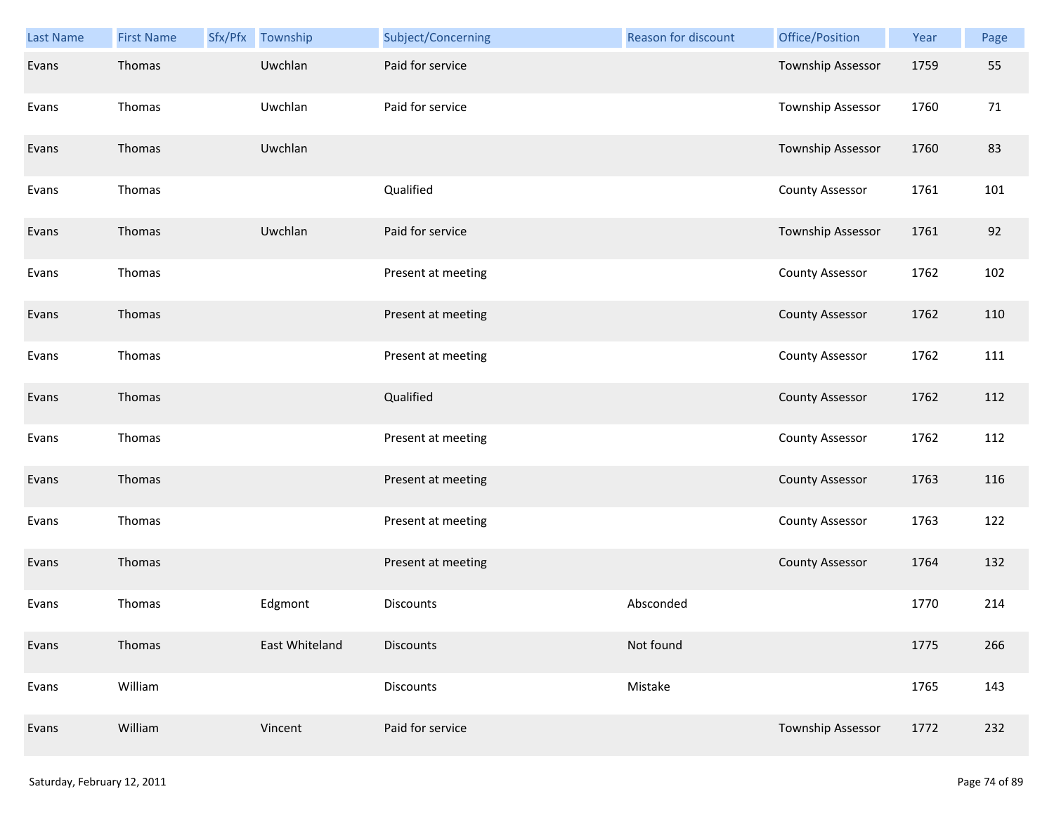| Last Name | First Name | Sfx/Pfx | Township | Subject/Concerning | Reason for discount | Office/Position | Year | Page |
|---|---|---|---|---|---|---|---|---|
| Evans | Thomas | | Uwchlan | Paid for service | | Township Assessor | 1759 | 55 |
| Evans | Thomas | | Uwchlan | Paid for service | | Township Assessor | 1760 | 71 |
| Evans | Thomas | | Uwchlan | | | Township Assessor | 1760 | 83 |
| Evans | Thomas | | | Qualified | | County Assessor | 1761 | 101 |
| Evans | Thomas | | Uwchlan | Paid for service | | Township Assessor | 1761 | 92 |
| Evans | Thomas | | | Present at meeting | | County Assessor | 1762 | 102 |
| Evans | Thomas | | | Present at meeting | | County Assessor | 1762 | 110 |
| Evans | Thomas | | | Present at meeting | | County Assessor | 1762 | 111 |
| Evans | Thomas | | | Qualified | | County Assessor | 1762 | 112 |
| Evans | Thomas | | | Present at meeting | | County Assessor | 1762 | 112 |
| Evans | Thomas | | | Present at meeting | | County Assessor | 1763 | 116 |
| Evans | Thomas | | | Present at meeting | | County Assessor | 1763 | 122 |
| Evans | Thomas | | | Present at meeting | | County Assessor | 1764 | 132 |
| Evans | Thomas | | Edgmont | Discounts | Absconded | | 1770 | 214 |
| Evans | Thomas | | East Whiteland | Discounts | Not found | | 1775 | 266 |
| Evans | William | | | Discounts | Mistake | | 1765 | 143 |
| Evans | William | | Vincent | Paid for service | | Township Assessor | 1772 | 232 |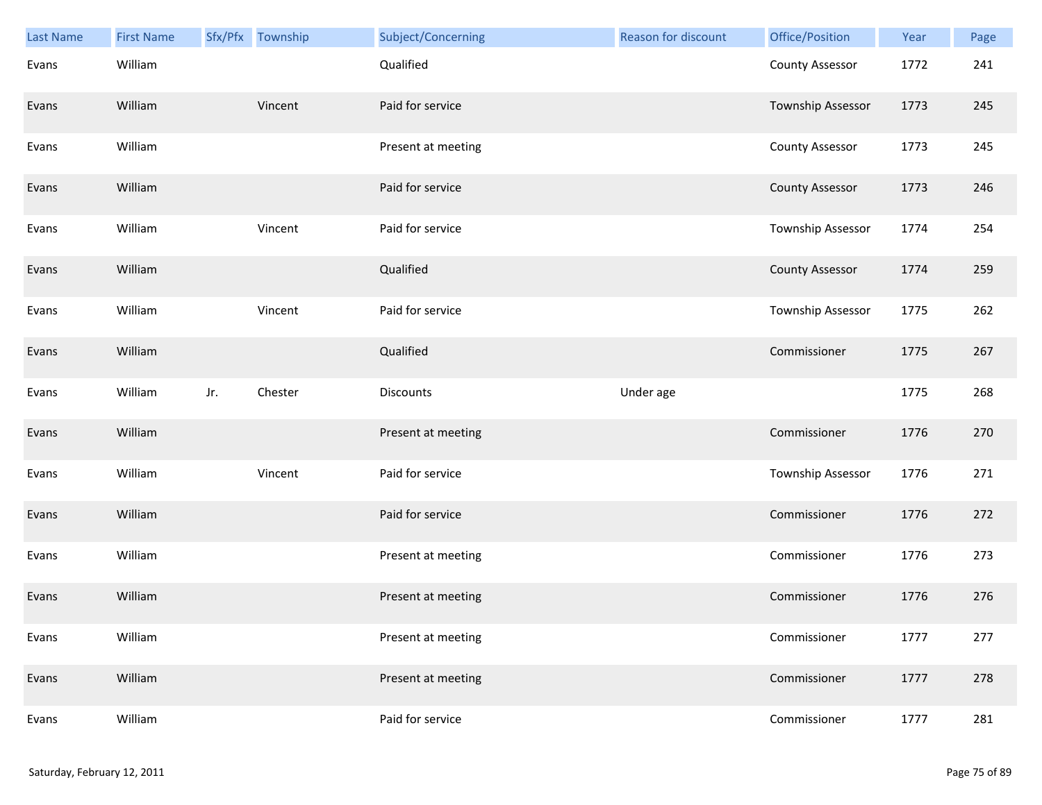| Last Name | First Name | Sfx/Pfx | Township | Subject/Concerning | Reason for discount | Office/Position | Year | Page |
|---|---|---|---|---|---|---|---|---|
| Evans | William | | | Qualified | | County Assessor | 1772 | 241 |
| Evans | William | | Vincent | Paid for service | | Township Assessor | 1773 | 245 |
| Evans | William | | | Present at meeting | | County Assessor | 1773 | 245 |
| Evans | William | | | Paid for service | | County Assessor | 1773 | 246 |
| Evans | William | | Vincent | Paid for service | | Township Assessor | 1774 | 254 |
| Evans | William | | | Qualified | | County Assessor | 1774 | 259 |
| Evans | William | | Vincent | Paid for service | | Township Assessor | 1775 | 262 |
| Evans | William | | | Qualified | | Commissioner | 1775 | 267 |
| Evans | William | Jr. | Chester | Discounts | Under age | | 1775 | 268 |
| Evans | William | | | Present at meeting | | Commissioner | 1776 | 270 |
| Evans | William | | Vincent | Paid for service | | Township Assessor | 1776 | 271 |
| Evans | William | | | Paid for service | | Commissioner | 1776 | 272 |
| Evans | William | | | Present at meeting | | Commissioner | 1776 | 273 |
| Evans | William | | | Present at meeting | | Commissioner | 1776 | 276 |
| Evans | William | | | Present at meeting | | Commissioner | 1777 | 277 |
| Evans | William | | | Present at meeting | | Commissioner | 1777 | 278 |
| Evans | William | | | Paid for service | | Commissioner | 1777 | 281 |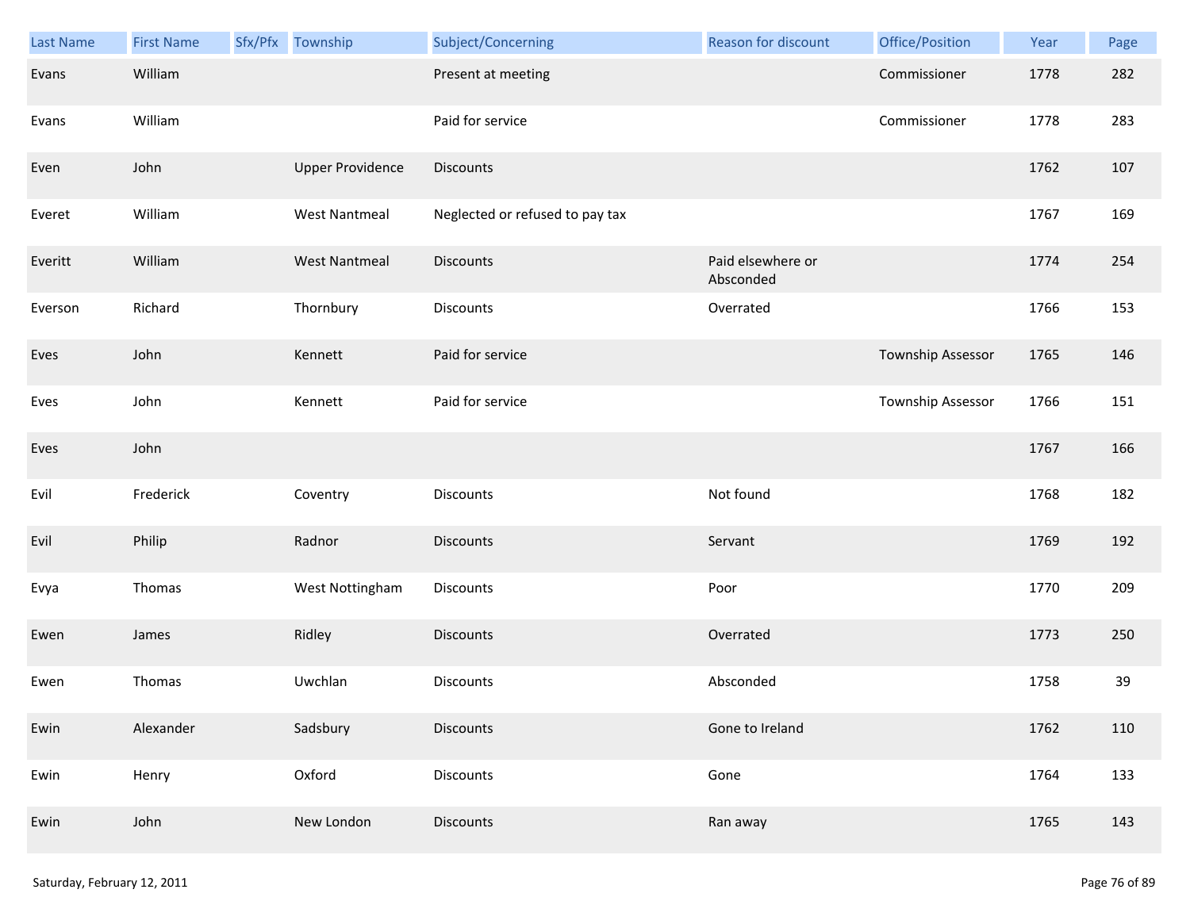| Last Name | First Name | Sfx/Pfx | Township | Subject/Concerning | Reason for discount | Office/Position | Year | Page |
|---|---|---|---|---|---|---|---|---|
| Evans | William | | | Present at meeting | | Commissioner | 1778 | 282 |
| Evans | William | | | Paid for service | | Commissioner | 1778 | 283 |
| Even | John | | Upper Providence | Discounts | | | 1762 | 107 |
| Everet | William | | West Nantmeal | Neglected or refused to pay tax | | | 1767 | 169 |
| Everitt | William | | West Nantmeal | Discounts | Paid elsewhere or Absconded | | 1774 | 254 |
| Everson | Richard | | Thornbury | Discounts | Overrated | | 1766 | 153 |
| Eves | John | | Kennett | Paid for service | | Township Assessor | 1765 | 146 |
| Eves | John | | Kennett | Paid for service | | Township Assessor | 1766 | 151 |
| Eves | John | | | | | | 1767 | 166 |
| Evil | Frederick | | Coventry | Discounts | Not found | | 1768 | 182 |
| Evil | Philip | | Radnor | Discounts | Servant | | 1769 | 192 |
| Evya | Thomas | | West Nottingham | Discounts | Poor | | 1770 | 209 |
| Ewen | James | | Ridley | Discounts | Overrated | | 1773 | 250 |
| Ewen | Thomas | | Uwchlan | Discounts | Absconded | | 1758 | 39 |
| Ewin | Alexander | | Sadsbury | Discounts | Gone to Ireland | | 1762 | 110 |
| Ewin | Henry | | Oxford | Discounts | Gone | | 1764 | 133 |
| Ewin | John | | New London | Discounts | Ran away | | 1765 | 143 |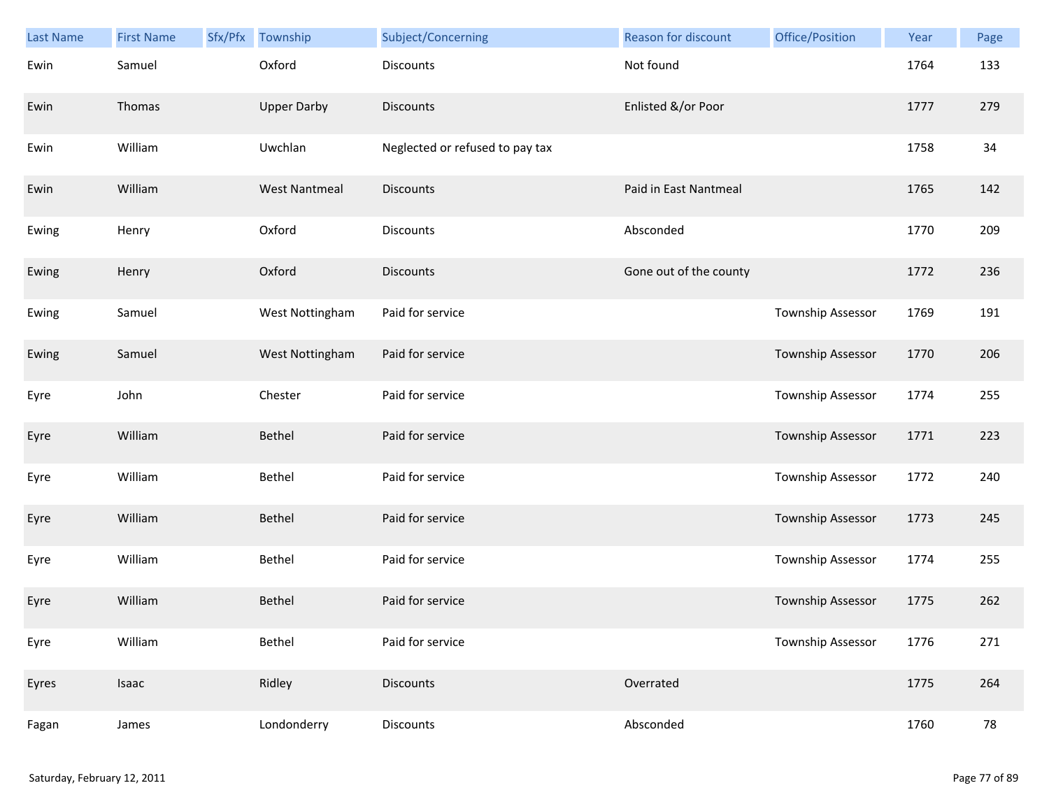| Last Name | First Name | Sfx/Pfx | Township | Subject/Concerning | Reason for discount | Office/Position | Year | Page |
|---|---|---|---|---|---|---|---|---|
| Ewin | Samuel | | Oxford | Discounts | Not found | | 1764 | 133 |
| Ewin | Thomas | | Upper Darby | Discounts | Enlisted &/or Poor | | 1777 | 279 |
| Ewin | William | | Uwchlan | Neglected or refused to pay tax | | | 1758 | 34 |
| Ewin | William | | West Nantmeal | Discounts | Paid in East Nantmeal | | 1765 | 142 |
| Ewing | Henry | | Oxford | Discounts | Absconded | | 1770 | 209 |
| Ewing | Henry | | Oxford | Discounts | Gone out of the county | | 1772 | 236 |
| Ewing | Samuel | | West Nottingham | Paid for service | | Township Assessor | 1769 | 191 |
| Ewing | Samuel | | West Nottingham | Paid for service | | Township Assessor | 1770 | 206 |
| Eyre | John | | Chester | Paid for service | | Township Assessor | 1774 | 255 |
| Eyre | William | | Bethel | Paid for service | | Township Assessor | 1771 | 223 |
| Eyre | William | | Bethel | Paid for service | | Township Assessor | 1772 | 240 |
| Eyre | William | | Bethel | Paid for service | | Township Assessor | 1773 | 245 |
| Eyre | William | | Bethel | Paid for service | | Township Assessor | 1774 | 255 |
| Eyre | William | | Bethel | Paid for service | | Township Assessor | 1775 | 262 |
| Eyre | William | | Bethel | Paid for service | | Township Assessor | 1776 | 271 |
| Eyres | Isaac | | Ridley | Discounts | Overrated | | 1775 | 264 |
| Fagan | James | | Londonderry | Discounts | Absconded | | 1760 | 78 |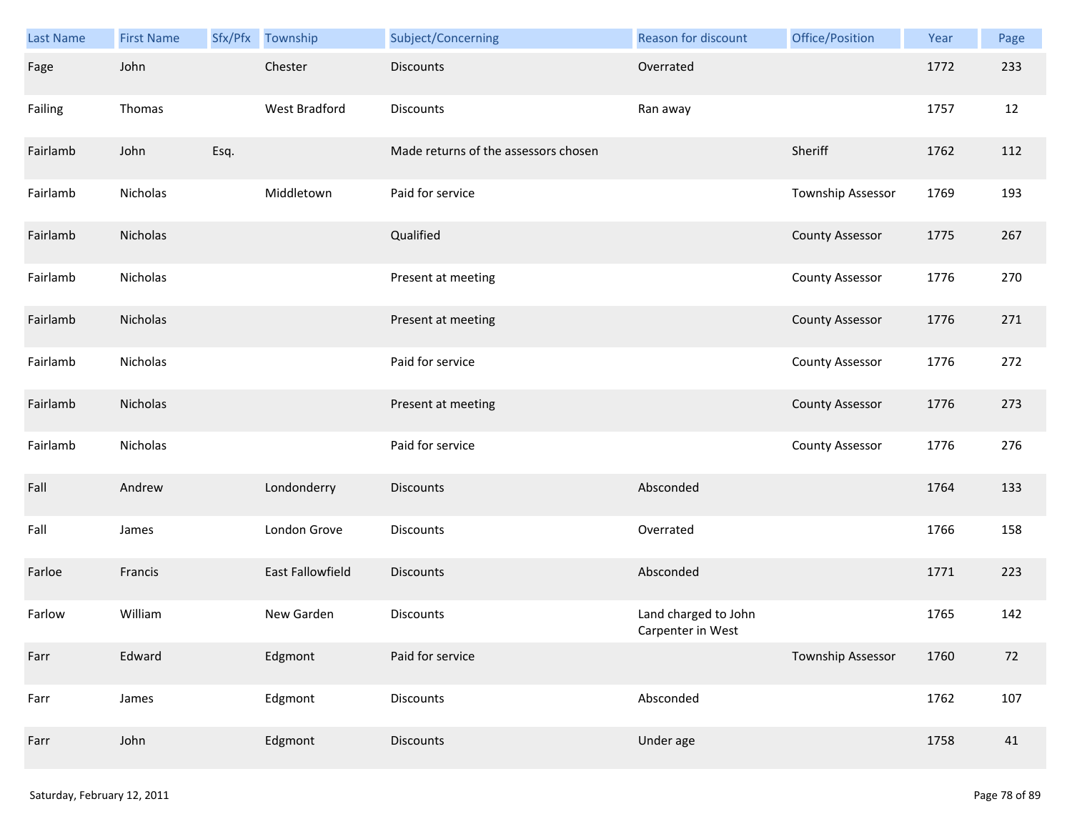| Last Name | First Name | Sfx/Pfx | Township | Subject/Concerning | Reason for discount | Office/Position | Year | Page |
|---|---|---|---|---|---|---|---|---|
| Fage | John | | Chester | Discounts | Overrated | | 1772 | 233 |
| Failing | Thomas | | West Bradford | Discounts | Ran away | | 1757 | 12 |
| Fairlamb | John | Esq. | | Made returns of the assessors chosen | | Sheriff | 1762 | 112 |
| Fairlamb | Nicholas | | Middletown | Paid for service | | Township Assessor | 1769 | 193 |
| Fairlamb | Nicholas | | | Qualified | | County Assessor | 1775 | 267 |
| Fairlamb | Nicholas | | | Present at meeting | | County Assessor | 1776 | 270 |
| Fairlamb | Nicholas | | | Present at meeting | | County Assessor | 1776 | 271 |
| Fairlamb | Nicholas | | | Paid for service | | County Assessor | 1776 | 272 |
| Fairlamb | Nicholas | | | Present at meeting | | County Assessor | 1776 | 273 |
| Fairlamb | Nicholas | | | Paid for service | | County Assessor | 1776 | 276 |
| Fall | Andrew | | Londonderry | Discounts | Absconded | | 1764 | 133 |
| Fall | James | | London Grove | Discounts | Overrated | | 1766 | 158 |
| Farloe | Francis | | East Fallowfield | Discounts | Absconded | | 1771 | 223 |
| Farlow | William | | New Garden | Discounts | Land charged to John Carpenter in West | | 1765 | 142 |
| Farr | Edward | | Edgmont | Paid for service | | Township Assessor | 1760 | 72 |
| Farr | James | | Edgmont | Discounts | Absconded | | 1762 | 107 |
| Farr | John | | Edgmont | Discounts | Under age | | 1758 | 41 |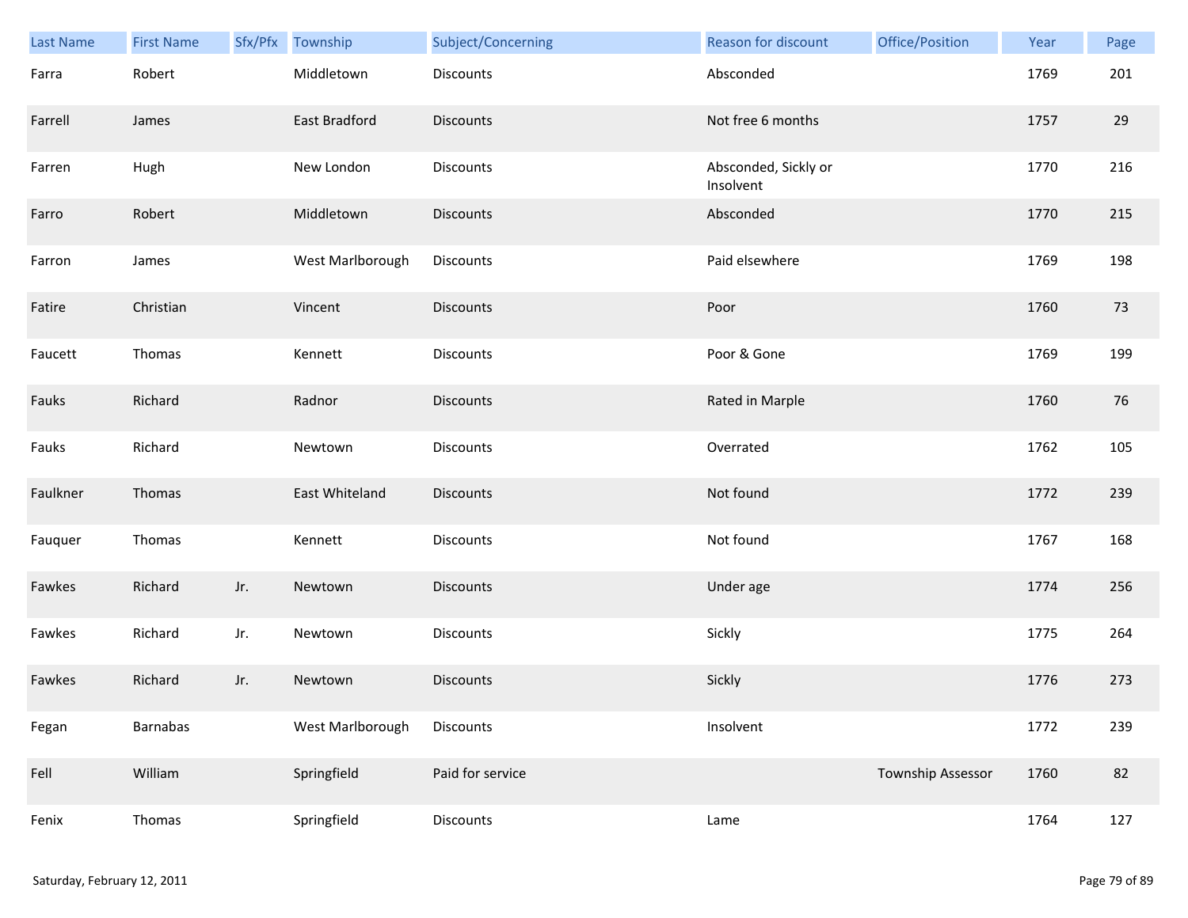| Last Name | First Name | Sfx/Pfx | Township | Subject/Concerning | Reason for discount | Office/Position | Year | Page |
|---|---|---|---|---|---|---|---|---|
| Farra | Robert | | Middletown | Discounts | Absconded | | 1769 | 201 |
| Farrell | James | | East Bradford | Discounts | Not free 6 months | | 1757 | 29 |
| Farren | Hugh | | New London | Discounts | Absconded, Sickly or Insolvent | | 1770 | 216 |
| Farro | Robert | | Middletown | Discounts | Absconded | | 1770 | 215 |
| Farron | James | | West Marlborough | Discounts | Paid elsewhere | | 1769 | 198 |
| Fatire | Christian | | Vincent | Discounts | Poor | | 1760 | 73 |
| Faucett | Thomas | | Kennett | Discounts | Poor & Gone | | 1769 | 199 |
| Fauks | Richard | | Radnor | Discounts | Rated in Marple | | 1760 | 76 |
| Fauks | Richard | | Newtown | Discounts | Overrated | | 1762 | 105 |
| Faulkner | Thomas | | East Whiteland | Discounts | Not found | | 1772 | 239 |
| Fauquer | Thomas | | Kennett | Discounts | Not found | | 1767 | 168 |
| Fawkes | Richard | Jr. | Newtown | Discounts | Under age | | 1774 | 256 |
| Fawkes | Richard | Jr. | Newtown | Discounts | Sickly | | 1775 | 264 |
| Fawkes | Richard | Jr. | Newtown | Discounts | Sickly | | 1776 | 273 |
| Fegan | Barnabas | | West Marlborough | Discounts | Insolvent | | 1772 | 239 |
| Fell | William | | Springfield | Paid for service | | Township Assessor | 1760 | 82 |
| Fenix | Thomas | | Springfield | Discounts | Lame | | 1764 | 127 |

Saturday, February 12, 2011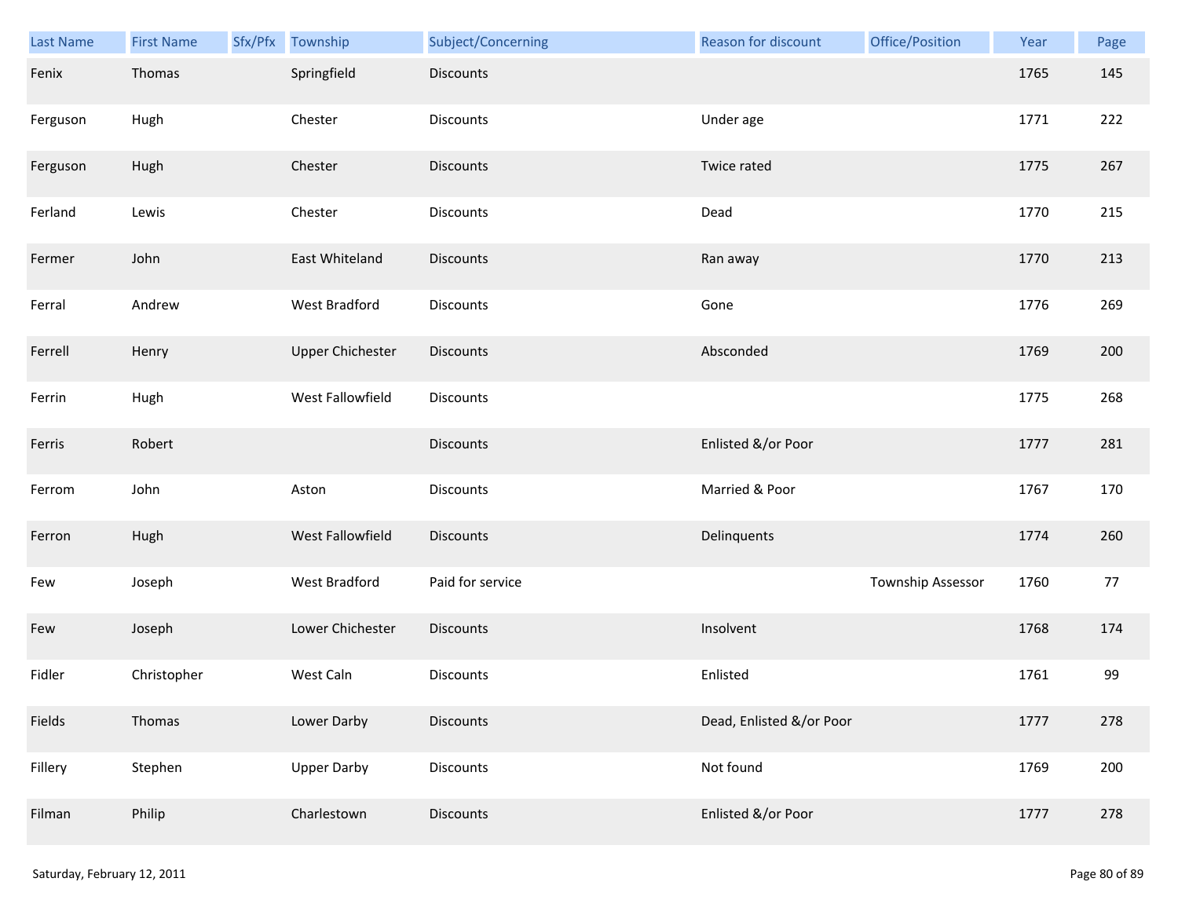| Last Name | First Name | Sfx/Pfx | Township | Subject/Concerning | Reason for discount | Office/Position | Year | Page |
|---|---|---|---|---|---|---|---|---|
| Fenix | Thomas | | Springfield | Discounts | | | 1765 | 145 |
| Ferguson | Hugh | | Chester | Discounts | Under age | | 1771 | 222 |
| Ferguson | Hugh | | Chester | Discounts | Twice rated | | 1775 | 267 |
| Ferland | Lewis | | Chester | Discounts | Dead | | 1770 | 215 |
| Fermer | John | | East Whiteland | Discounts | Ran away | | 1770 | 213 |
| Ferral | Andrew | | West Bradford | Discounts | Gone | | 1776 | 269 |
| Ferrell | Henry | | Upper Chichester | Discounts | Absconded | | 1769 | 200 |
| Ferrin | Hugh | | West Fallowfield | Discounts | | | 1775 | 268 |
| Ferris | Robert | | | Discounts | Enlisted &/or Poor | | 1777 | 281 |
| Ferrom | John | | Aston | Discounts | Married & Poor | | 1767 | 170 |
| Ferron | Hugh | | West Fallowfield | Discounts | Delinquents | | 1774 | 260 |
| Few | Joseph | | West Bradford | Paid for service | | Township Assessor | 1760 | 77 |
| Few | Joseph | | Lower Chichester | Discounts | Insolvent | | 1768 | 174 |
| Fidler | Christopher | | West Caln | Discounts | Enlisted | | 1761 | 99 |
| Fields | Thomas | | Lower Darby | Discounts | Dead, Enlisted &/or Poor | | 1777 | 278 |
| Fillery | Stephen | | Upper Darby | Discounts | Not found | | 1769 | 200 |
| Filman | Philip | | Charlestown | Discounts | Enlisted &/or Poor | | 1777 | 278 |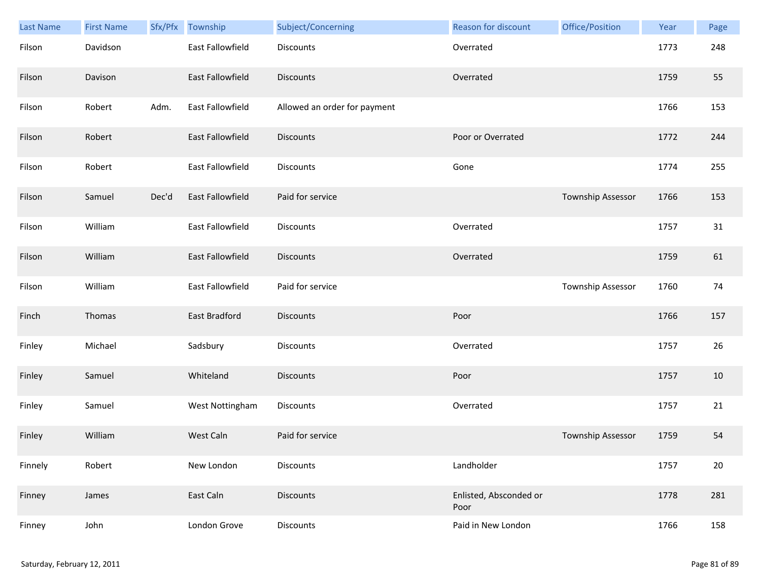| Last Name | First Name | Sfx/Pfx | Township | Subject/Concerning | Reason for discount | Office/Position | Year | Page |
|---|---|---|---|---|---|---|---|---|
| Filson | Davidson | | East Fallowfield | Discounts | Overrated | | 1773 | 248 |
| Filson | Davison | | East Fallowfield | Discounts | Overrated | | 1759 | 55 |
| Filson | Robert | Adm. | East Fallowfield | Allowed an order for payment | | | 1766 | 153 |
| Filson | Robert | | East Fallowfield | Discounts | Poor or Overrated | | 1772 | 244 |
| Filson | Robert | | East Fallowfield | Discounts | Gone | | 1774 | 255 |
| Filson | Samuel | Dec'd | East Fallowfield | Paid for service | | Township Assessor | 1766 | 153 |
| Filson | William | | East Fallowfield | Discounts | Overrated | | 1757 | 31 |
| Filson | William | | East Fallowfield | Discounts | Overrated | | 1759 | 61 |
| Filson | William | | East Fallowfield | Paid for service | | Township Assessor | 1760 | 74 |
| Finch | Thomas | | East Bradford | Discounts | Poor | | 1766 | 157 |
| Finley | Michael | | Sadsbury | Discounts | Overrated | | 1757 | 26 |
| Finley | Samuel | | Whiteland | Discounts | Poor | | 1757 | 10 |
| Finley | Samuel | | West Nottingham | Discounts | Overrated | | 1757 | 21 |
| Finley | William | | West Caln | Paid for service | | Township Assessor | 1759 | 54 |
| Finnely | Robert | | New London | Discounts | Landholder | | 1757 | 20 |
| Finney | James | | East Caln | Discounts | Enlisted, Absconded or Poor | | 1778 | 281 |
| Finney | John | | London Grove | Discounts | Paid in New London | | 1766 | 158 |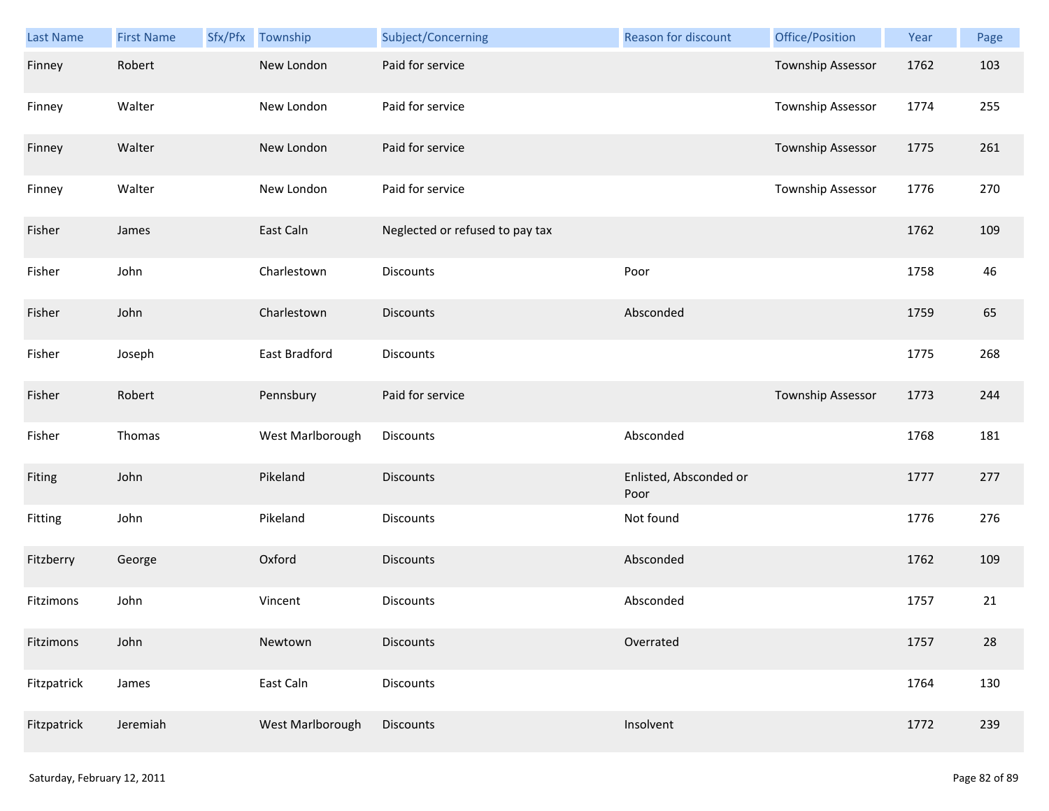| Last Name | First Name | Sfx/Pfx | Township | Subject/Concerning | Reason for discount | Office/Position | Year | Page |
|---|---|---|---|---|---|---|---|---|
| Finney | Robert | | New London | Paid for service | | Township Assessor | 1762 | 103 |
| Finney | Walter | | New London | Paid for service | | Township Assessor | 1774 | 255 |
| Finney | Walter | | New London | Paid for service | | Township Assessor | 1775 | 261 |
| Finney | Walter | | New London | Paid for service | | Township Assessor | 1776 | 270 |
| Fisher | James | | East Caln | Neglected or refused to pay tax | | | 1762 | 109 |
| Fisher | John | | Charlestown | Discounts | Poor | | 1758 | 46 |
| Fisher | John | | Charlestown | Discounts | Absconded | | 1759 | 65 |
| Fisher | Joseph | | East Bradford | Discounts | | | 1775 | 268 |
| Fisher | Robert | | Pennsbury | Paid for service | | Township Assessor | 1773 | 244 |
| Fisher | Thomas | | West Marlborough | Discounts | Absconded | | 1768 | 181 |
| Fiting | John | | Pikeland | Discounts | Enlisted, Absconded or Poor | | 1777 | 277 |
| Fitting | John | | Pikeland | Discounts | Not found | | 1776 | 276 |
| Fitzberry | George | | Oxford | Discounts | Absconded | | 1762 | 109 |
| Fitzimons | John | | Vincent | Discounts | Absconded | | 1757 | 21 |
| Fitzimons | John | | Newtown | Discounts | Overrated | | 1757 | 28 |
| Fitzpatrick | James | | East Caln | Discounts | | | 1764 | 130 |
| Fitzpatrick | Jeremiah | | West Marlborough | Discounts | Insolvent | | 1772 | 239 |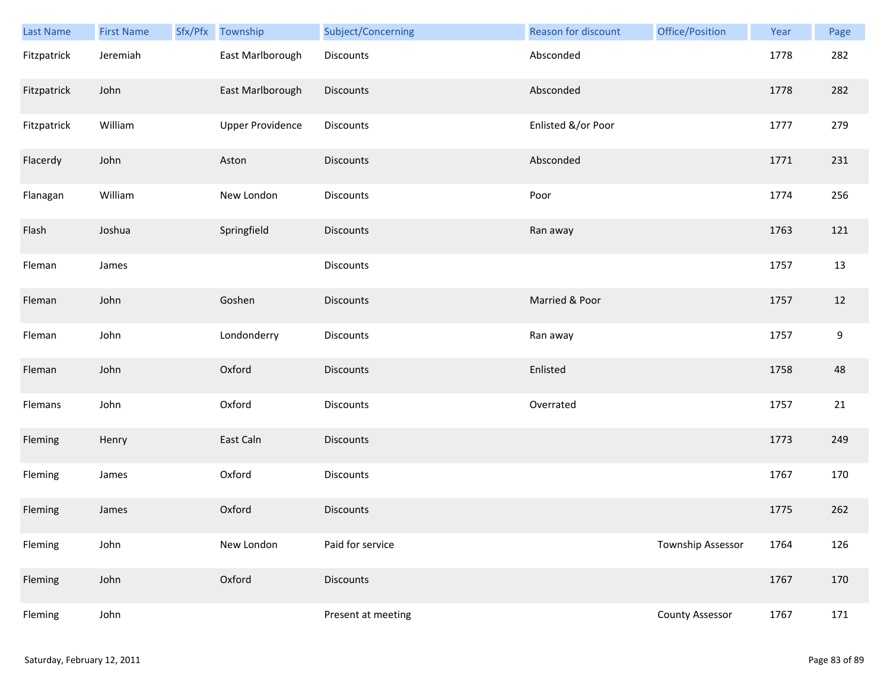| Last Name | First Name | Sfx/Pfx | Township | Subject/Concerning | Reason for discount | Office/Position | Year | Page |
|---|---|---|---|---|---|---|---|---|
| Fitzpatrick | Jeremiah | | East Marlborough | Discounts | Absconded | | 1778 | 282 |
| Fitzpatrick | John | | East Marlborough | Discounts | Absconded | | 1778 | 282 |
| Fitzpatrick | William | | Upper Providence | Discounts | Enlisted &/or Poor | | 1777 | 279 |
| Flacerdy | John | | Aston | Discounts | Absconded | | 1771 | 231 |
| Flanagan | William | | New London | Discounts | Poor | | 1774 | 256 |
| Flash | Joshua | | Springfield | Discounts | Ran away | | 1763 | 121 |
| Fleman | James | | | Discounts | | | 1757 | 13 |
| Fleman | John | | Goshen | Discounts | Married & Poor | | 1757 | 12 |
| Fleman | John | | Londonderry | Discounts | Ran away | | 1757 | 9 |
| Fleman | John | | Oxford | Discounts | Enlisted | | 1758 | 48 |
| Flemans | John | | Oxford | Discounts | Overrated | | 1757 | 21 |
| Fleming | Henry | | East Caln | Discounts | | | 1773 | 249 |
| Fleming | James | | Oxford | Discounts | | | 1767 | 170 |
| Fleming | James | | Oxford | Discounts | | | 1775 | 262 |
| Fleming | John | | New London | Paid for service | | Township Assessor | 1764 | 126 |
| Fleming | John | | Oxford | Discounts | | | 1767 | 170 |
| Fleming | John | | | Present at meeting | | County Assessor | 1767 | 171 |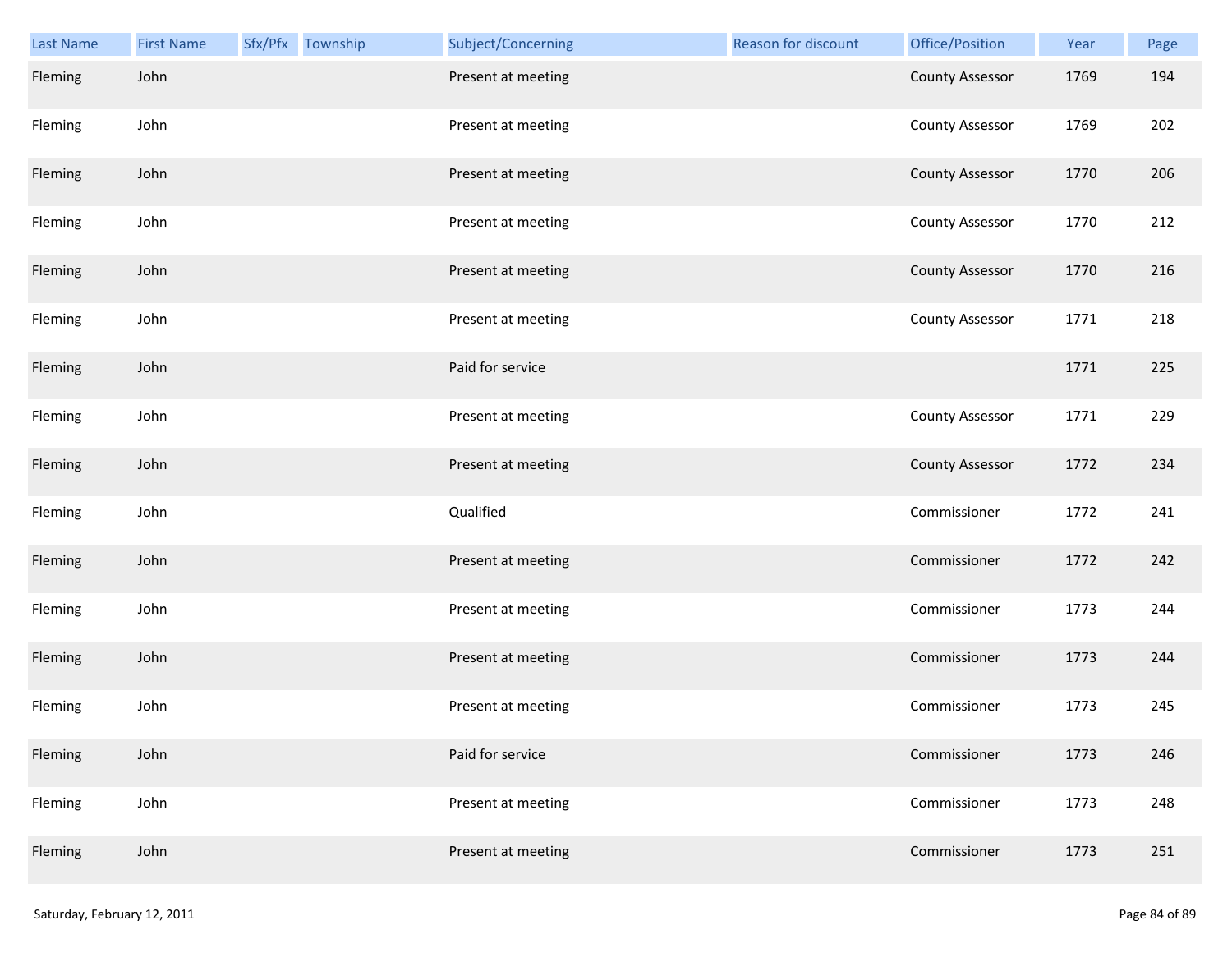| Last Name | First Name | Sfx/Pfx | Township | Subject/Concerning | Reason for discount | Office/Position | Year | Page |
|---|---|---|---|---|---|---|---|---|
| Fleming | John | | | Present at meeting | | County Assessor | 1769 | 194 |
| Fleming | John | | | Present at meeting | | County Assessor | 1769 | 202 |
| Fleming | John | | | Present at meeting | | County Assessor | 1770 | 206 |
| Fleming | John | | | Present at meeting | | County Assessor | 1770 | 212 |
| Fleming | John | | | Present at meeting | | County Assessor | 1770 | 216 |
| Fleming | John | | | Present at meeting | | County Assessor | 1771 | 218 |
| Fleming | John | | | Paid for service | | | 1771 | 225 |
| Fleming | John | | | Present at meeting | | County Assessor | 1771 | 229 |
| Fleming | John | | | Present at meeting | | County Assessor | 1772 | 234 |
| Fleming | John | | | Qualified | | Commissioner | 1772 | 241 |
| Fleming | John | | | Present at meeting | | Commissioner | 1772 | 242 |
| Fleming | John | | | Present at meeting | | Commissioner | 1773 | 244 |
| Fleming | John | | | Present at meeting | | Commissioner | 1773 | 244 |
| Fleming | John | | | Present at meeting | | Commissioner | 1773 | 245 |
| Fleming | John | | | Paid for service | | Commissioner | 1773 | 246 |
| Fleming | John | | | Present at meeting | | Commissioner | 1773 | 248 |
| Fleming | John | | | Present at meeting | | Commissioner | 1773 | 251 |

Saturday, February 12, 2011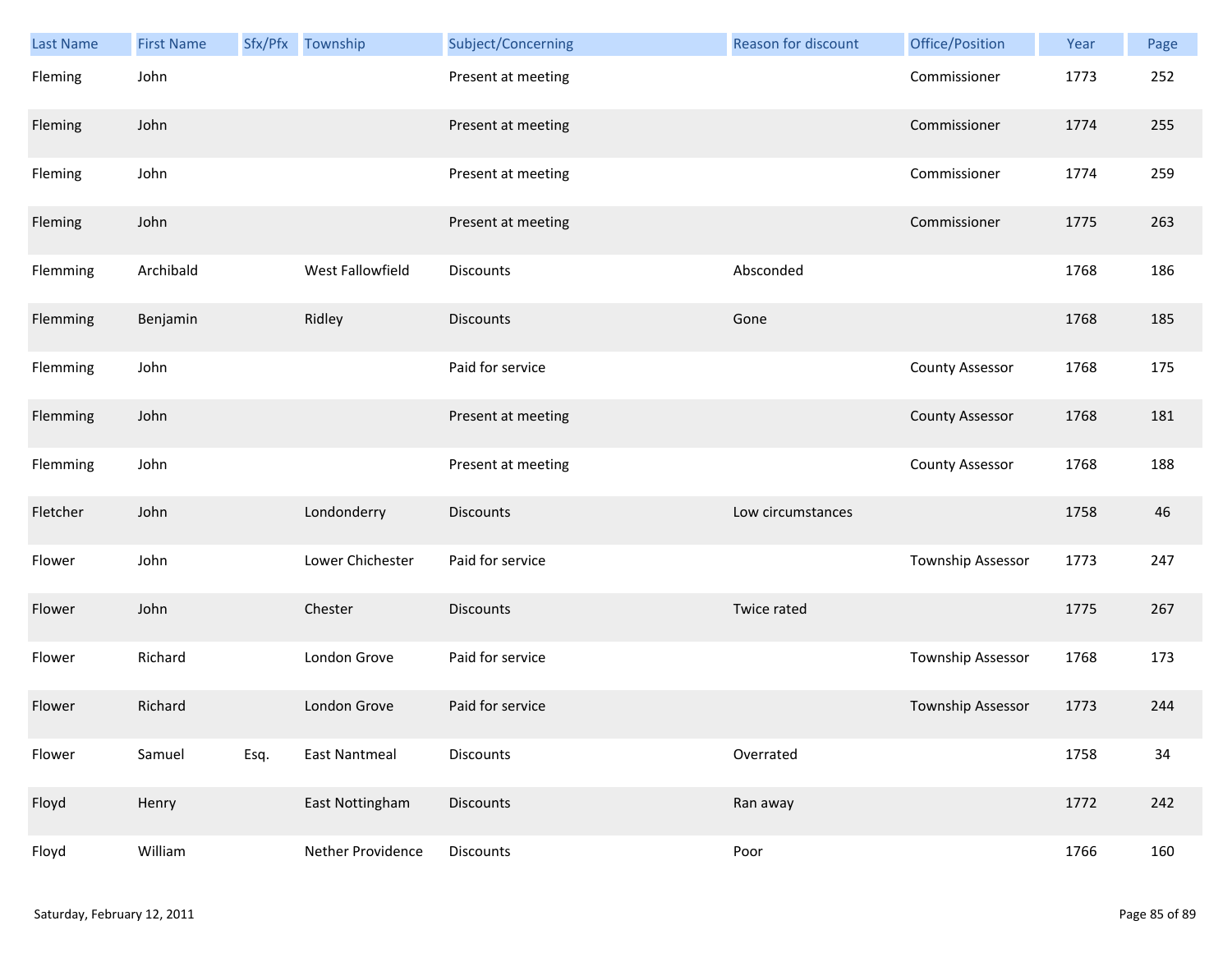| Last Name | First Name | Sfx/Pfx | Township | Subject/Concerning | Reason for discount | Office/Position | Year | Page |
|---|---|---|---|---|---|---|---|---|
| Fleming | John | | | Present at meeting | | Commissioner | 1773 | 252 |
| Fleming | John | | | Present at meeting | | Commissioner | 1774 | 255 |
| Fleming | John | | | Present at meeting | | Commissioner | 1774 | 259 |
| Fleming | John | | | Present at meeting | | Commissioner | 1775 | 263 |
| Flemming | Archibald | | West Fallowfield | Discounts | Absconded | | 1768 | 186 |
| Flemming | Benjamin | | Ridley | Discounts | Gone | | 1768 | 185 |
| Flemming | John | | | Paid for service | | County Assessor | 1768 | 175 |
| Flemming | John | | | Present at meeting | | County Assessor | 1768 | 181 |
| Flemming | John | | | Present at meeting | | County Assessor | 1768 | 188 |
| Fletcher | John | | Londonderry | Discounts | Low circumstances | | 1758 | 46 |
| Flower | John | | Lower Chichester | Paid for service | | Township Assessor | 1773 | 247 |
| Flower | John | | Chester | Discounts | Twice rated | | 1775 | 267 |
| Flower | Richard | | London Grove | Paid for service | | Township Assessor | 1768 | 173 |
| Flower | Richard | | London Grove | Paid for service | | Township Assessor | 1773 | 244 |
| Flower | Samuel | Esq. | East Nantmeal | Discounts | Overrated | | 1758 | 34 |
| Floyd | Henry | | East Nottingham | Discounts | Ran away | | 1772 | 242 |
| Floyd | William | | Nether Providence | Discounts | Poor | | 1766 | 160 |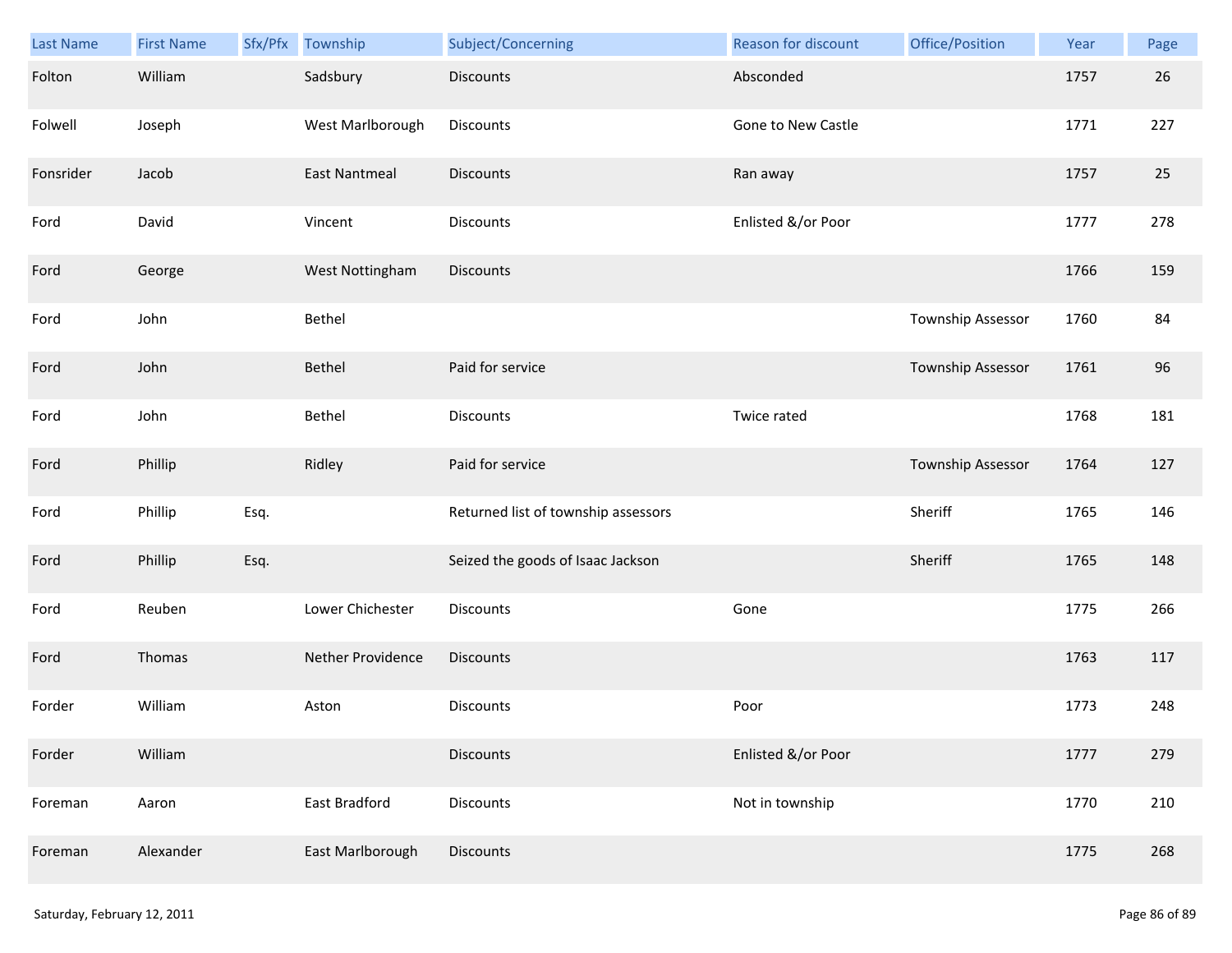| Last Name | First Name | Sfx/Pfx | Township | Subject/Concerning | Reason for discount | Office/Position | Year | Page |
|---|---|---|---|---|---|---|---|---|
| Folton | William | | Sadsbury | Discounts | Absconded | | 1757 | 26 |
| Folwell | Joseph | | West Marlborough | Discounts | Gone to New Castle | | 1771 | 227 |
| Fonsrider | Jacob | | East Nantmeal | Discounts | Ran away | | 1757 | 25 |
| Ford | David | | Vincent | Discounts | Enlisted &/or Poor | | 1777 | 278 |
| Ford | George | | West Nottingham | Discounts | | | 1766 | 159 |
| Ford | John | | Bethel | | | Township Assessor | 1760 | 84 |
| Ford | John | | Bethel | Paid for service | | Township Assessor | 1761 | 96 |
| Ford | John | | Bethel | Discounts | Twice rated | | 1768 | 181 |
| Ford | Phillip | | Ridley | Paid for service | | Township Assessor | 1764 | 127 |
| Ford | Phillip | Esq. | | Returned list of township assessors | | Sheriff | 1765 | 146 |
| Ford | Phillip | Esq. | | Seized the goods of Isaac Jackson | | Sheriff | 1765 | 148 |
| Ford | Reuben | | Lower Chichester | Discounts | Gone | | 1775 | 266 |
| Ford | Thomas | | Nether Providence | Discounts | | | 1763 | 117 |
| Forder | William | | Aston | Discounts | Poor | | 1773 | 248 |
| Forder | William | | | Discounts | Enlisted &/or Poor | | 1777 | 279 |
| Foreman | Aaron | | East Bradford | Discounts | Not in township | | 1770 | 210 |
| Foreman | Alexander | | East Marlborough | Discounts | | | 1775 | 268 |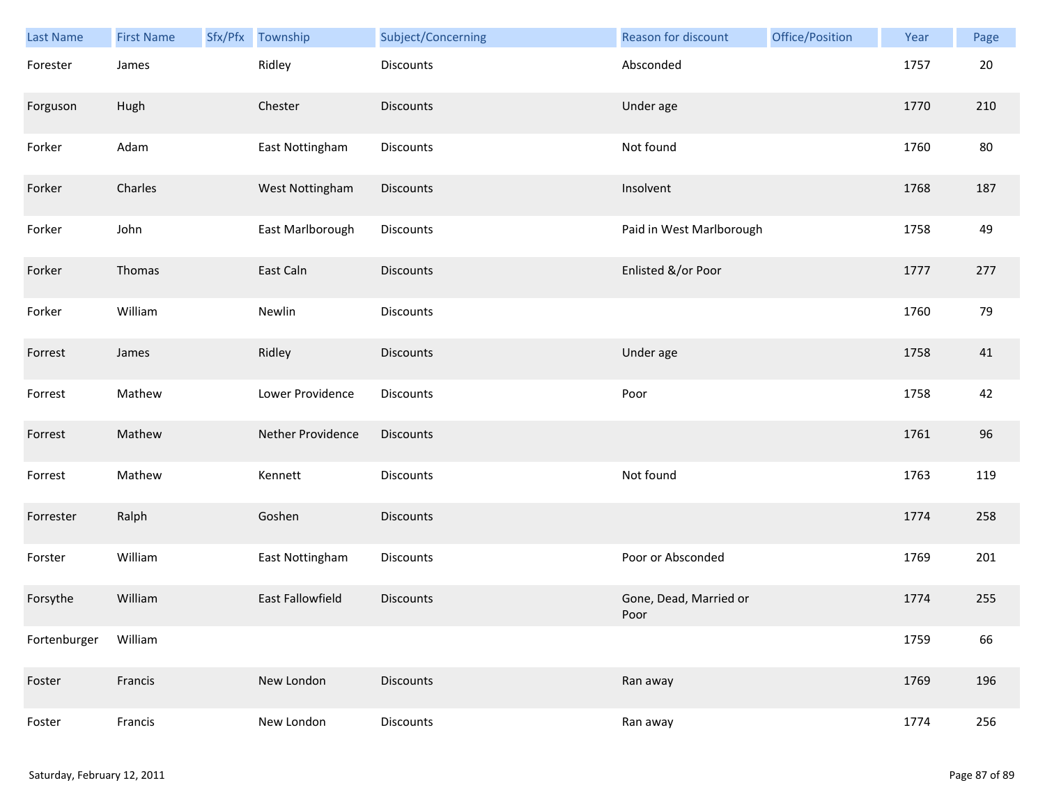| Last Name | First Name | Sfx/Pfx | Township | Subject/Concerning | Reason for discount | Office/Position | Year | Page |
|---|---|---|---|---|---|---|---|---|
| Forester | James | | Ridley | Discounts | Absconded | | 1757 | 20 |
| Forguson | Hugh | | Chester | Discounts | Under age | | 1770 | 210 |
| Forker | Adam | | East Nottingham | Discounts | Not found | | 1760 | 80 |
| Forker | Charles | | West Nottingham | Discounts | Insolvent | | 1768 | 187 |
| Forker | John | | East Marlborough | Discounts | Paid in West Marlborough | | 1758 | 49 |
| Forker | Thomas | | East Caln | Discounts | Enlisted &/or Poor | | 1777 | 277 |
| Forker | William | | Newlin | Discounts | | | 1760 | 79 |
| Forrest | James | | Ridley | Discounts | Under age | | 1758 | 41 |
| Forrest | Mathew | | Lower Providence | Discounts | Poor | | 1758 | 42 |
| Forrest | Mathew | | Nether Providence | Discounts | | | 1761 | 96 |
| Forrest | Mathew | | Kennett | Discounts | Not found | | 1763 | 119 |
| Forrester | Ralph | | Goshen | Discounts | | | 1774 | 258 |
| Forster | William | | East Nottingham | Discounts | Poor or Absconded | | 1769 | 201 |
| Forsythe | William | | East Fallowfield | Discounts | Gone, Dead, Married or Poor | | 1774 | 255 |
| Fortenburger | William | | | | | | 1759 | 66 |
| Foster | Francis | | New London | Discounts | Ran away | | 1769 | 196 |
| Foster | Francis | | New London | Discounts | Ran away | | 1774 | 256 |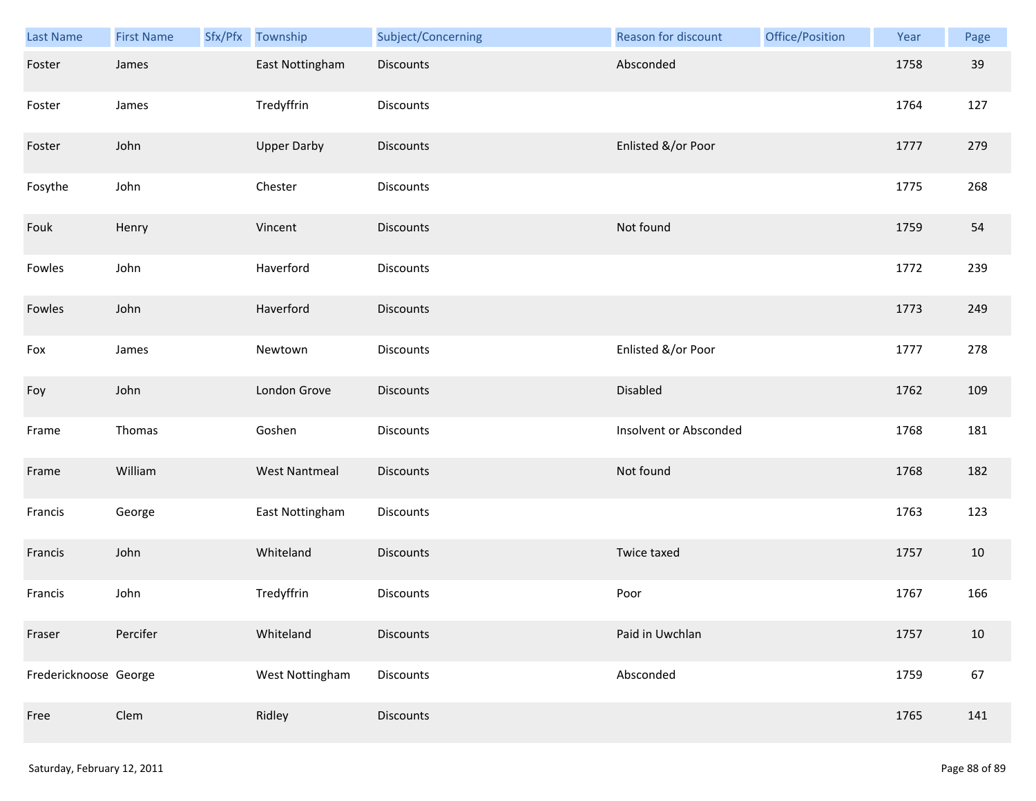| Last Name | First Name | Sfx/Pfx | Township | Subject/Concerning | Reason for discount | Office/Position | Year | Page |
|---|---|---|---|---|---|---|---|---|
| Foster | James | | East Nottingham | Discounts | Absconded | | 1758 | 39 |
| Foster | James | | Tredyffrin | Discounts | | | 1764 | 127 |
| Foster | John | | Upper Darby | Discounts | Enlisted &/or Poor | | 1777 | 279 |
| Fosythe | John | | Chester | Discounts | | | 1775 | 268 |
| Fouk | Henry | | Vincent | Discounts | Not found | | 1759 | 54 |
| Fowles | John | | Haverford | Discounts | | | 1772 | 239 |
| Fowles | John | | Haverford | Discounts | | | 1773 | 249 |
| Fox | James | | Newtown | Discounts | Enlisted &/or Poor | | 1777 | 278 |
| Foy | John | | London Grove | Discounts | Disabled | | 1762 | 109 |
| Frame | Thomas | | Goshen | Discounts | Insolvent or Absconded | | 1768 | 181 |
| Frame | William | | West Nantmeal | Discounts | Not found | | 1768 | 182 |
| Francis | George | | East Nottingham | Discounts | | | 1763 | 123 |
| Francis | John | | Whiteland | Discounts | Twice taxed | | 1757 | 10 |
| Francis | John | | Tredyffrin | Discounts | Poor | | 1767 | 166 |
| Fraser | Percifer | | Whiteland | Discounts | Paid in Uwchlan | | 1757 | 10 |
| Fredericknoose | George | | West Nottingham | Discounts | Absconded | | 1759 | 67 |
| Free | Clem | | Ridley | Discounts | | | 1765 | 141 |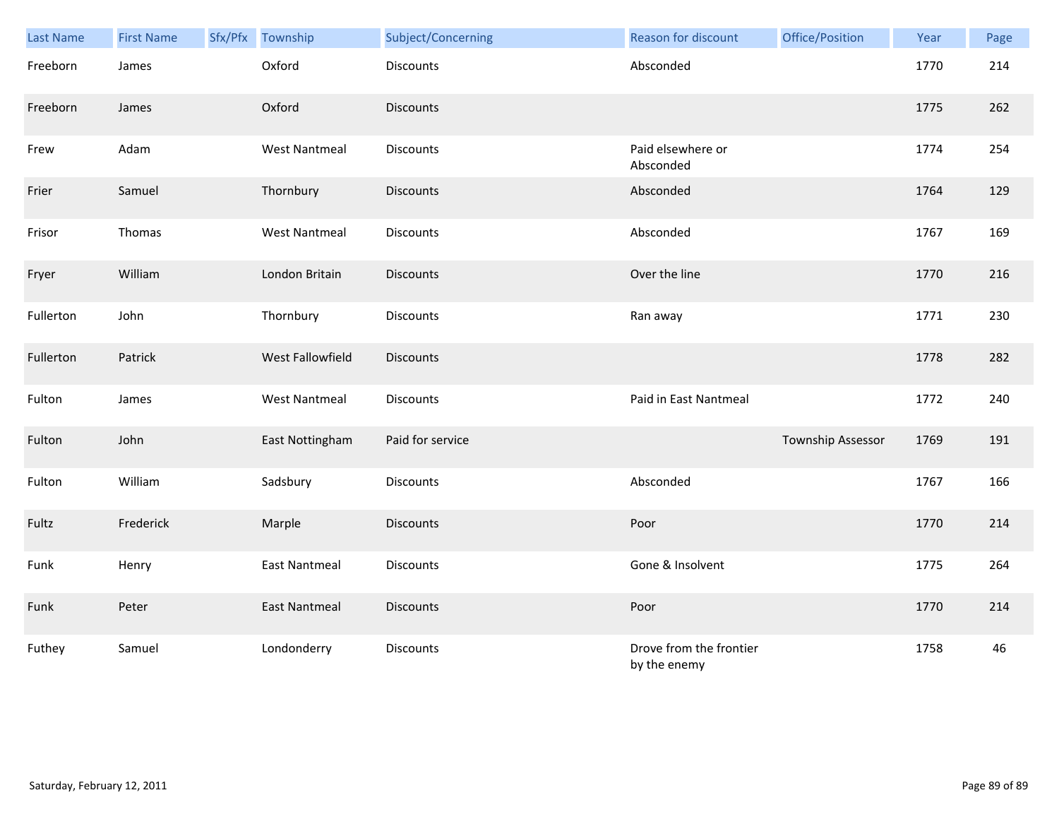| Last Name | First Name | Sfx/Pfx | Township | Subject/Concerning | Reason for discount | Office/Position | Year | Page |
|---|---|---|---|---|---|---|---|---|
| Freeborn | James | | Oxford | Discounts | Absconded | | 1770 | 214 |
| Freeborn | James | | Oxford | Discounts | | | 1775 | 262 |
| Frew | Adam | | West Nantmeal | Discounts | Paid elsewhere or Absconded | | 1774 | 254 |
| Frier | Samuel | | Thornbury | Discounts | Absconded | | 1764 | 129 |
| Frisor | Thomas | | West Nantmeal | Discounts | Absconded | | 1767 | 169 |
| Fryer | William | | London Britain | Discounts | Over the line | | 1770 | 216 |
| Fullerton | John | | Thornbury | Discounts | Ran away | | 1771 | 230 |
| Fullerton | Patrick | | West Fallowfield | Discounts | | | 1778 | 282 |
| Fulton | James | | West Nantmeal | Discounts | Paid in East Nantmeal | | 1772 | 240 |
| Fulton | John | | East Nottingham | Paid for service | | Township Assessor | 1769 | 191 |
| Fulton | William | | Sadsbury | Discounts | Absconded | | 1767 | 166 |
| Fultz | Frederick | | Marple | Discounts | Poor | | 1770 | 214 |
| Funk | Henry | | East Nantmeal | Discounts | Gone & Insolvent | | 1775 | 264 |
| Funk | Peter | | East Nantmeal | Discounts | Poor | | 1770 | 214 |
| Futhey | Samuel | | Londonderry | Discounts | Drove from the frontier by the enemy | | 1758 | 46 |

Saturday, February 12, 2011